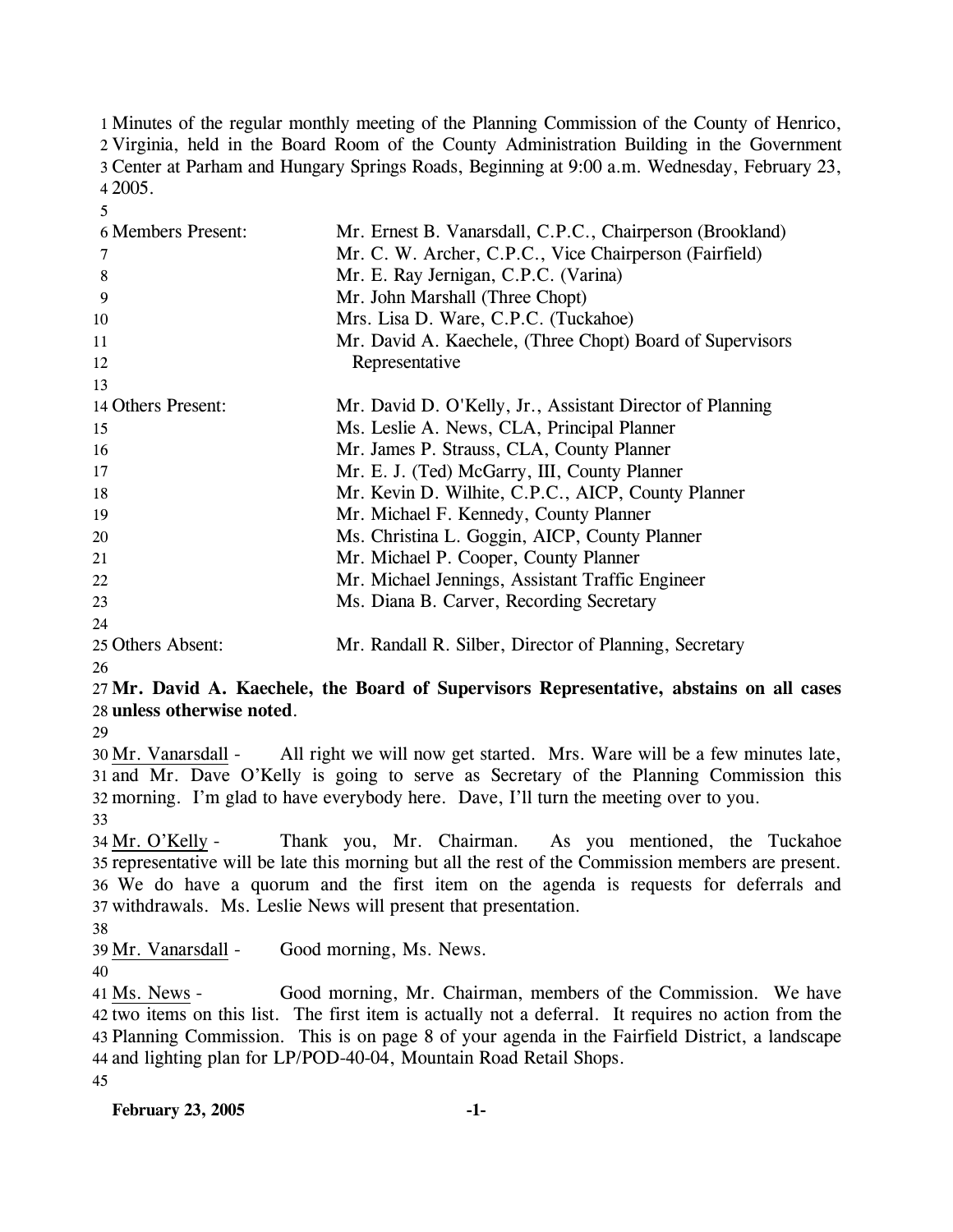Minutes of the regular monthly meeting of the Planning Commission of the County of Henrico, Virginia, held in the Board Room of the County Administration Building in the Government Center at Parham and Hungary Springs Roads, Beginning at 9:00 a.m. Wednesday, February 23, 2005.

| | |
|---|---|
| Members Present: | Mr. Ernest B. Vanarsdall, C.P.C., Chairperson (Brookland) |
| | Mr. C. W. Archer, C.P.C., Vice Chairperson (Fairfield) |
| | Mr. E. Ray Jernigan, C.P.C. (Varina) |
| | Mr. John Marshall (Three Chopt) |
| | Mrs. Lisa D. Ware, C.P.C. (Tuckahoe) |
| | Mr. David A. Kaechele, (Three Chopt) Board of Supervisors Representative |
| Others Present: | Mr. David D. O'Kelly, Jr., Assistant Director of Planning |
| | Ms. Leslie A. News, CLA, Principal Planner |
| | Mr. James P. Strauss, CLA, County Planner |
| | Mr. E. J. (Ted) McGarry, III, County Planner |
| | Mr. Kevin D. Wilhite, C.P.C., AICP, County Planner |
| | Mr. Michael F. Kennedy, County Planner |
| | Ms. Christina L. Goggin, AICP, County Planner |
| | Mr. Michael P. Cooper, County Planner |
| | Mr. Michael Jennings, Assistant Traffic Engineer |
| | Ms. Diana B. Carver, Recording Secretary |
| Others Absent: | Mr. Randall R. Silber, Director of Planning, Secretary |

**Mr. David A. Kaechele, the Board of Supervisors Representative, abstains on all cases unless otherwise noted**.

Mr. Vanarsdall - All right we will now get started. Mrs. Ware will be a few minutes late, and Mr. Dave O'Kelly is going to serve as Secretary of the Planning Commission this morning. I'm glad to have everybody here. Dave, I'll turn the meeting over to you.

Mr. O'Kelly - Thank you, Mr. Chairman. As you mentioned, the Tuckahoe representative will be late this morning but all the rest of the Commission members are present. We do have a quorum and the first item on the agenda is requests for deferrals and withdrawals. Ms. Leslie News will present that presentation.

Mr. Vanarsdall - Good morning, Ms. News.

Ms. News - Good morning, Mr. Chairman, members of the Commission. We have two items on this list. The first item is actually not a deferral. It requires no action from the Planning Commission. This is on page 8 of your agenda in the Fairfield District, a landscape and lighting plan for LP/POD-40-04, Mountain Road Retail Shops.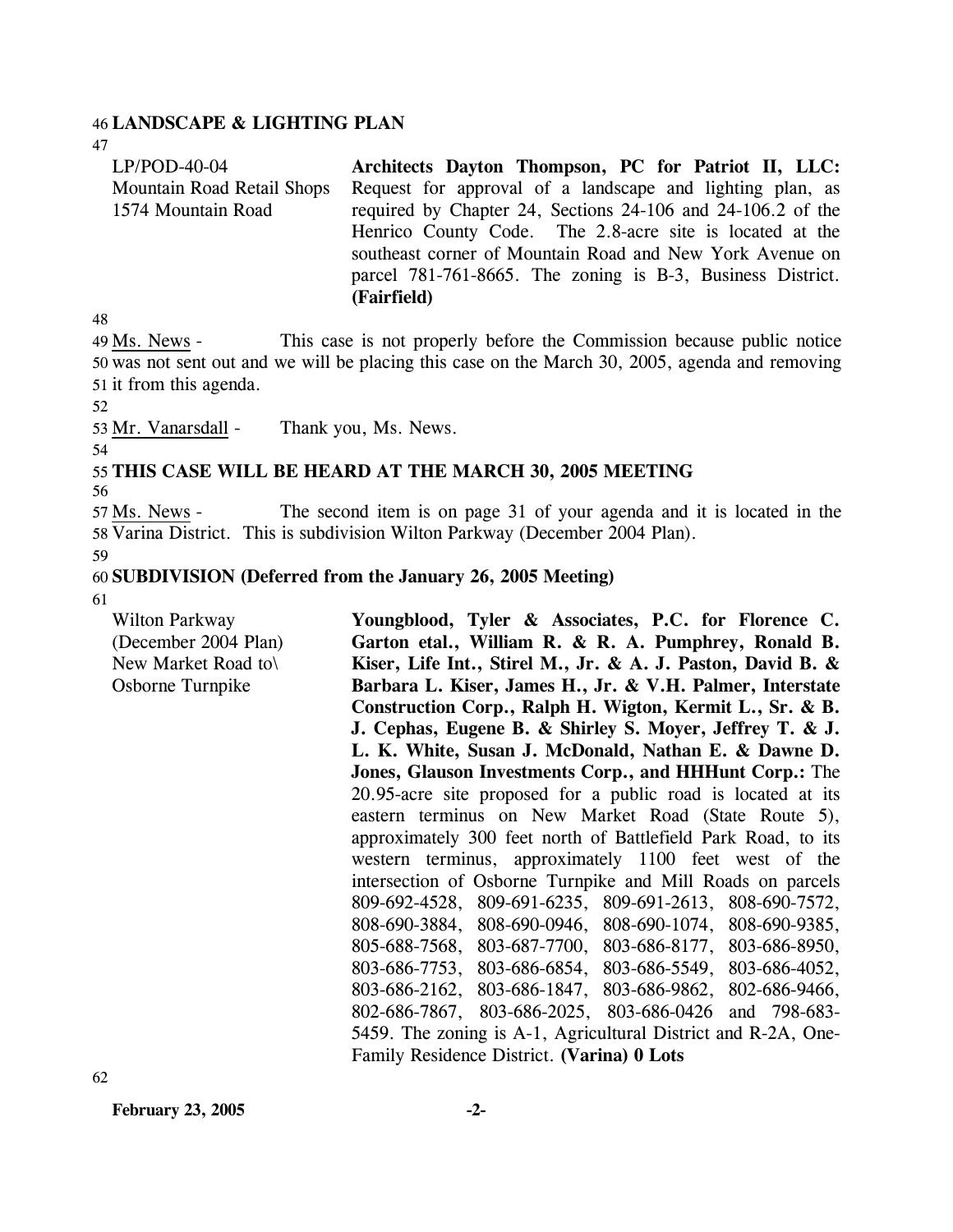**LANDSCAPE & LIGHTING PLAN**

| | |
|---|---|
| LP/POD-40-04<br>Mountain Road Retail Shops<br>1574 Mountain Road | **Architects Dayton Thompson, PC for Patriot II, LLC:** Request for approval of a landscape and lighting plan, as required by Chapter 24, Sections 24-106 and 24-106.2 of the Henrico County Code. The 2.8-acre site is located at the southeast corner of Mountain Road and New York Avenue on parcel 781-761-8665. The zoning is B-3, Business District. **(Fairfield)** |

Ms. News - This case is not properly before the Commission because public notice was not sent out and we will be placing this case on the March 30, 2005, agenda and removing it from this agenda.

Mr. Vanarsdall - Thank you, Ms. News.

**THIS CASE WILL BE HEARD AT THE MARCH 30, 2005 MEETING**

Ms. News - The second item is on page 31 of your agenda and it is located in the Varina District. This is subdivision Wilton Parkway (December 2004 Plan).

**SUBDIVISION (Deferred from the January 26, 2005 Meeting)**

| | |
|---|---|
| Wilton Parkway<br>(December 2004 Plan)<br>New Market Road to\<br>Osborne Turnpike | **Youngblood, Tyler & Associates, P.C. for Florence C. Garton etal., William R. & R. A. Pumphrey, Ronald B. Kiser, Life Int., Stirel M., Jr. & A. J. Paston, David B. & Barbara L. Kiser, James H., Jr. & V.H. Palmer, Interstate Construction Corp., Ralph H. Wigton, Kermit L., Sr. & B. J. Cephas, Eugene B. & Shirley S. Moyer, Jeffrey T. & J. L. K. White, Susan J. McDonald, Nathan E. & Dawne D. Jones, Glauson Investments Corp., and HHHunt Corp.:** The 20.95-acre site proposed for a public road is located at its eastern terminus on New Market Road (State Route 5), approximately 300 feet north of Battlefield Park Road, to its western terminus, approximately 1100 feet west of the intersection of Osborne Turnpike and Mill Roads on parcels 809-692-4528, 809-691-6235, 809-691-2613, 808-690-7572, 808-690-3884, 808-690-0946, 808-690-1074, 808-690-9385, 805-688-7568, 803-687-7700, 803-686-8177, 803-686-8950, 803-686-7753, 803-686-6854, 803-686-5549, 803-686-4052, 803-686-2162, 803-686-1847, 803-686-9862, 802-686-9466, 802-686-7867, 803-686-2025, 803-686-0426 and 798-683-5459. The zoning is A-1, Agricultural District and R-2A, One-Family Residence District. **(Varina) 0 Lots** |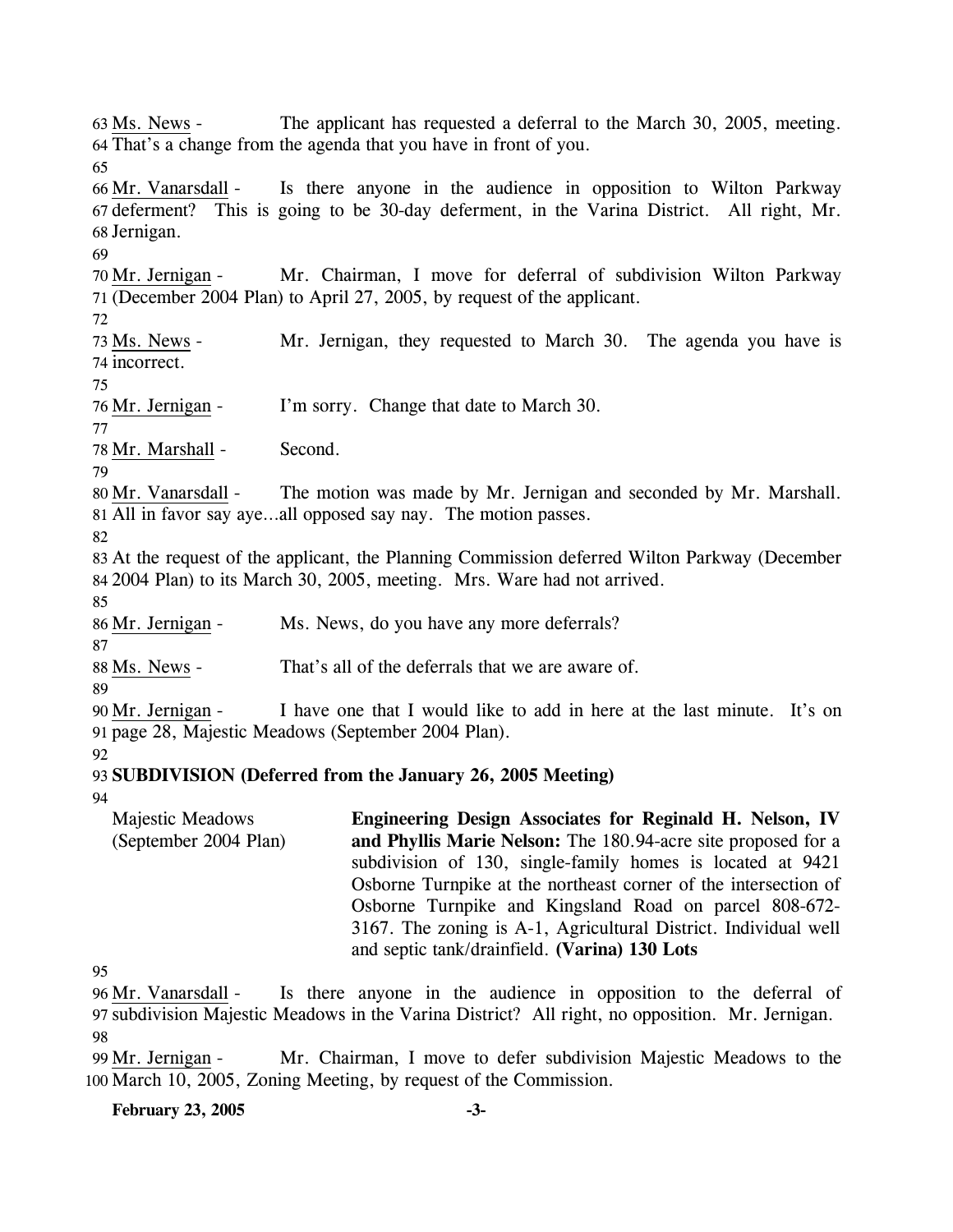Ms. News - The applicant has requested a deferral to the March 30, 2005, meeting. That's a change from the agenda that you have in front of you.

Mr. Vanarsdall - Is there anyone in the audience in opposition to Wilton Parkway deferment? This is going to be 30-day deferment, in the Varina District. All right, Mr. Jernigan.

Mr. Jernigan - Mr. Chairman, I move for deferral of subdivision Wilton Parkway (December 2004 Plan) to April 27, 2005, by request of the applicant.

Ms. News - Mr. Jernigan, they requested to March 30. The agenda you have is incorrect.

Mr. Jernigan - I'm sorry. Change that date to March 30.

Mr. Marshall - Second.

Mr. Vanarsdall - The motion was made by Mr. Jernigan and seconded by Mr. Marshall. All in favor say aye…all opposed say nay. The motion passes.

At the request of the applicant, the Planning Commission deferred Wilton Parkway (December 2004 Plan) to its March 30, 2005, meeting. Mrs. Ware had not arrived.

Mr. Jernigan - Ms. News, do you have any more deferrals?

Ms. News - That's all of the deferrals that we are aware of.

Mr. Jernigan - I have one that I would like to add in here at the last minute. It's on page 28, Majestic Meadows (September 2004 Plan).

**SUBDIVISION (Deferred from the January 26, 2005 Meeting)**

Majestic Meadows (September 2004 Plan)

**Engineering Design Associates for Reginald H. Nelson, IV and Phyllis Marie Nelson:** The 180.94-acre site proposed for a subdivision of 130, single-family homes is located at 9421 Osborne Turnpike at the northeast corner of the intersection of Osborne Turnpike and Kingsland Road on parcel 808-672-3167. The zoning is A-1, Agricultural District. Individual well and septic tank/drainfield. **(Varina) 130 Lots**

Mr. Vanarsdall - Is there anyone in the audience in opposition to the deferral of subdivision Majestic Meadows in the Varina District? All right, no opposition. Mr. Jernigan.

Mr. Jernigan - Mr. Chairman, I move to defer subdivision Majestic Meadows to the March 10, 2005, Zoning Meeting, by request of the Commission.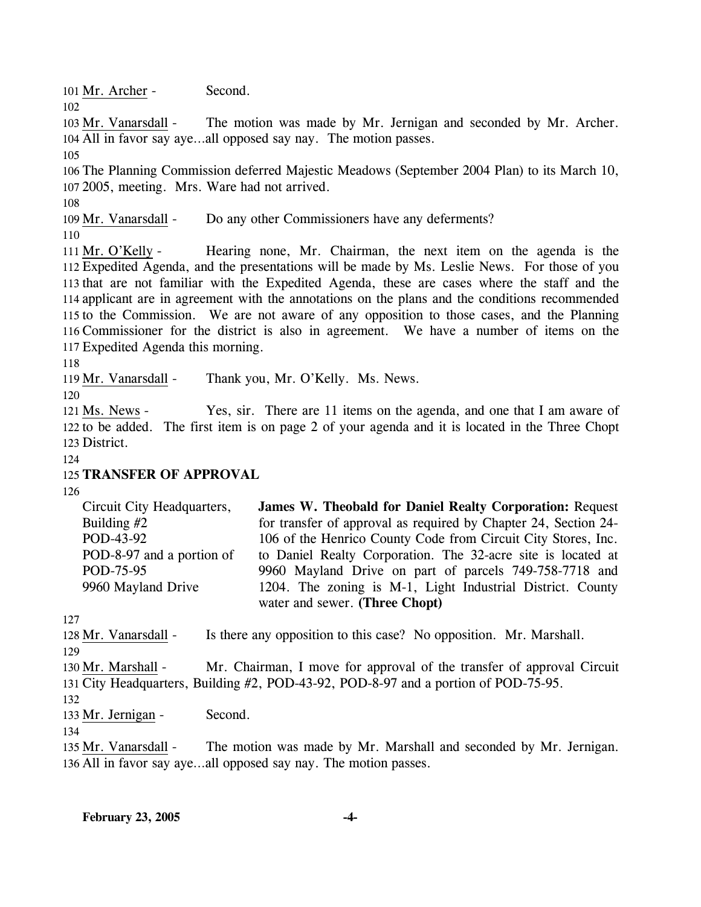Mr. Archer - Second.

Mr. Vanarsdall - The motion was made by Mr. Jernigan and seconded by Mr. Archer. All in favor say aye…all opposed say nay. The motion passes.

The Planning Commission deferred Majestic Meadows (September 2004 Plan) to its March 10, 2005, meeting. Mrs. Ware had not arrived.

Mr. Vanarsdall - Do any other Commissioners have any deferments?

Mr. O'Kelly - Hearing none, Mr. Chairman, the next item on the agenda is the Expedited Agenda, and the presentations will be made by Ms. Leslie News. For those of you that are not familiar with the Expedited Agenda, these are cases where the staff and the applicant are in agreement with the annotations on the plans and the conditions recommended to the Commission. We are not aware of any opposition to those cases, and the Planning Commissioner for the district is also in agreement. We have a number of items on the Expedited Agenda this morning.

Mr. Vanarsdall - Thank you, Mr. O'Kelly. Ms. News.

Ms. News - Yes, sir. There are 11 items on the agenda, and one that I am aware of to be added. The first item is on page 2 of your agenda and it is located in the Three Chopt District.

**TRANSFER OF APPROVAL**

| | |
|---|---|
| Circuit City Headquarters, Building #2<br>POD-43-92<br>POD-8-97 and a portion of POD-75-95<br>9960 Mayland Drive | **James W. Theobald for Daniel Realty Corporation:** Request for transfer of approval as required by Chapter 24, Section 24-106 of the Henrico County Code from Circuit City Stores, Inc. to Daniel Realty Corporation. The 32-acre site is located at 9960 Mayland Drive on part of parcels 749-758-7718 and 1204. The zoning is M-1, Light Industrial District. County water and sewer. **(Three Chopt)** |

Mr. Vanarsdall - Is there any opposition to this case? No opposition. Mr. Marshall.

Mr. Marshall - Mr. Chairman, I move for approval of the transfer of approval Circuit City Headquarters, Building #2, POD-43-92, POD-8-97 and a portion of POD-75-95.

Mr. Jernigan - Second.

Mr. Vanarsdall - The motion was made by Mr. Marshall and seconded by Mr. Jernigan. All in favor say aye…all opposed say nay. The motion passes.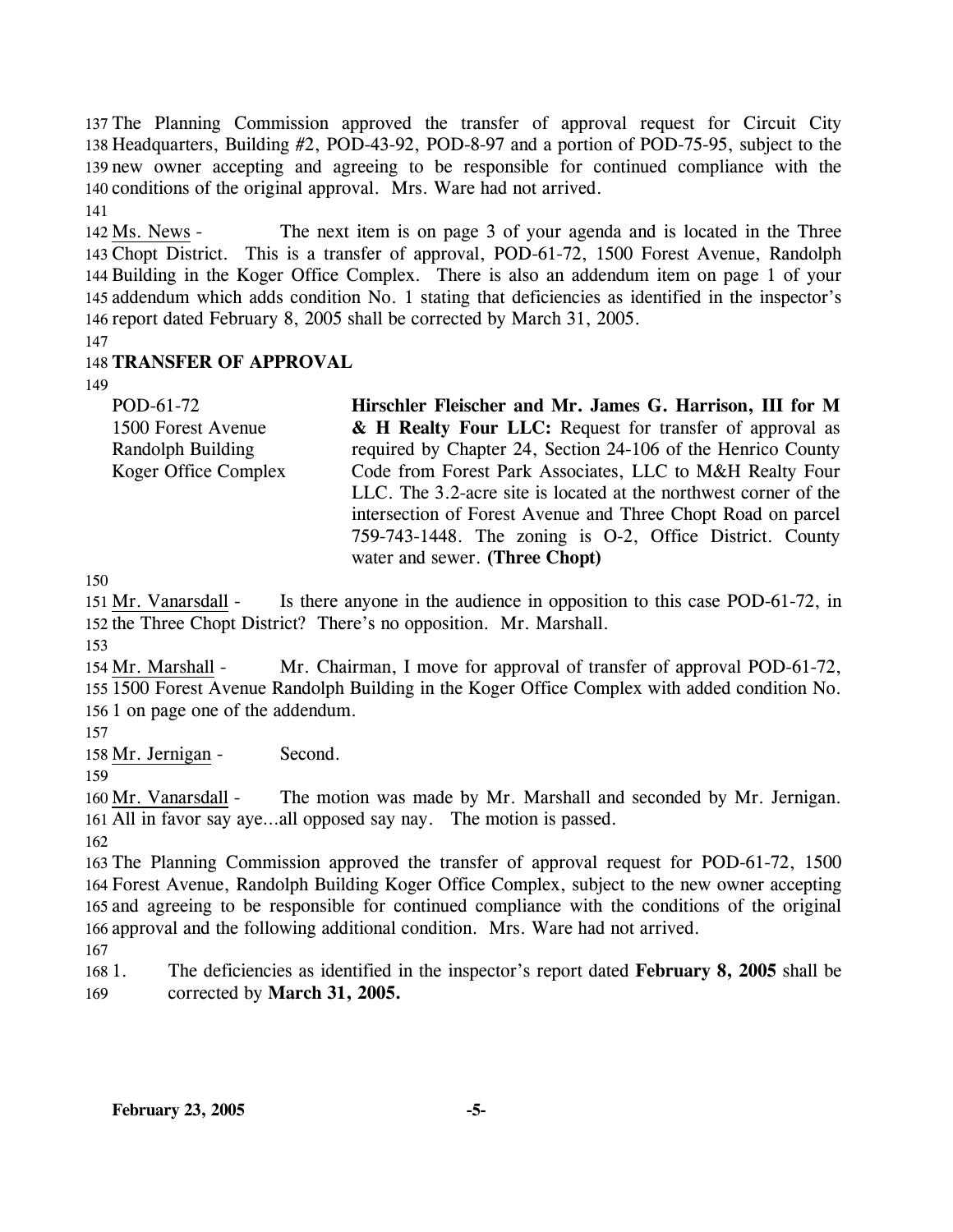The Planning Commission approved the transfer of approval request for Circuit City Headquarters, Building #2, POD-43-92, POD-8-97 and a portion of POD-75-95, subject to the new owner accepting and agreeing to be responsible for continued compliance with the conditions of the original approval. Mrs. Ware had not arrived.

Ms. News - The next item is on page 3 of your agenda and is located in the Three Chopt District. This is a transfer of approval, POD-61-72, 1500 Forest Avenue, Randolph Building in the Koger Office Complex. There is also an addendum item on page 1 of your addendum which adds condition No. 1 stating that deficiencies as identified in the inspector's report dated February 8, 2005 shall be corrected by March 31, 2005.

**TRANSFER OF APPROVAL**

| | |
|---|---|
| POD-61-72<br>1500 Forest Avenue<br>Randolph Building<br>Koger Office Complex | **Hirschler Fleischer and Mr. James G. Harrison, III for M & H Realty Four LLC:** Request for transfer of approval as required by Chapter 24, Section 24-106 of the Henrico County Code from Forest Park Associates, LLC to M&H Realty Four LLC. The 3.2-acre site is located at the northwest corner of the intersection of Forest Avenue and Three Chopt Road on parcel 759-743-1448. The zoning is O-2, Office District. County water and sewer. **(Three Chopt)** |

Mr. Vanarsdall - Is there anyone in the audience in opposition to this case POD-61-72, in the Three Chopt District? There's no opposition. Mr. Marshall.

Mr. Marshall - Mr. Chairman, I move for approval of transfer of approval POD-61-72, 1500 Forest Avenue Randolph Building in the Koger Office Complex with added condition No. 1 on page one of the addendum.

Mr. Jernigan - Second.

Mr. Vanarsdall - The motion was made by Mr. Marshall and seconded by Mr. Jernigan. All in favor say aye…all opposed say nay. The motion is passed.

The Planning Commission approved the transfer of approval request for POD-61-72, 1500 Forest Avenue, Randolph Building Koger Office Complex, subject to the new owner accepting and agreeing to be responsible for continued compliance with the conditions of the original approval and the following additional condition. Mrs. Ware had not arrived.

1. The deficiencies as identified in the inspector's report dated **February 8, 2005** shall be corrected by **March 31, 2005.**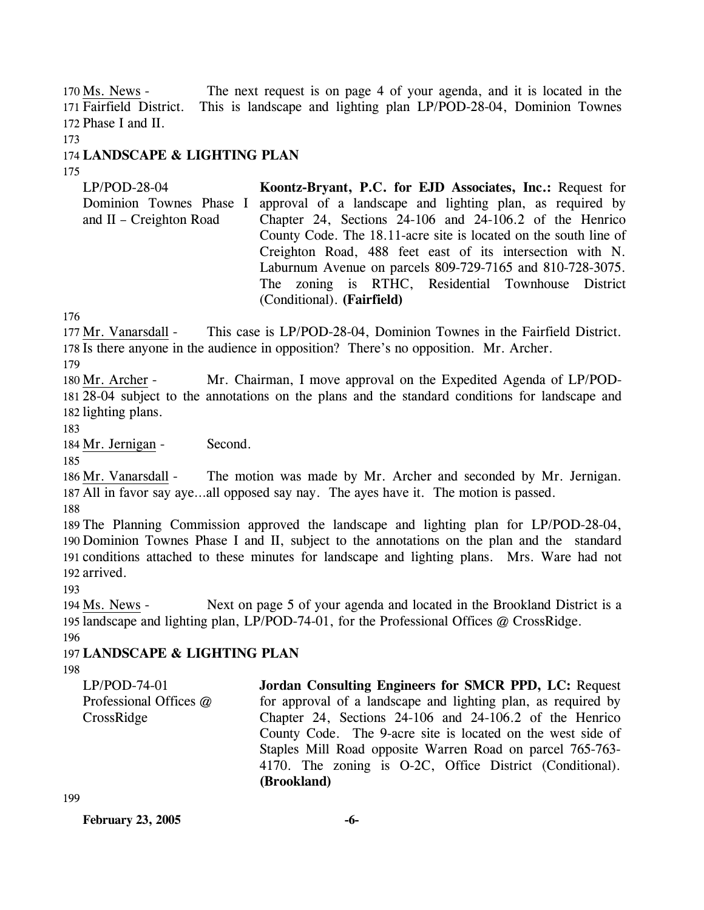170 Ms. News - The next request is on page 4 of your agenda, and it is located in the
171 Fairfield District. This is landscape and lighting plan LP/POD-28-04, Dominion Townes
172 Phase I and II.
173

174 **LANDSCAPE & LIGHTING PLAN**

175

| | |
|---|---|
| LP/POD-28-04<br>Dominion Townes Phase I and II – Creighton Road | **Koontz-Bryant, P.C. for EJD Associates, Inc.:** Request for approval of a landscape and lighting plan, as required by Chapter 24, Sections 24-106 and 24-106.2 of the Henrico County Code. The 18.11-acre site is located on the south line of Creighton Road, 488 feet east of its intersection with N. Laburnum Avenue on parcels 809-729-7165 and 810-728-3075. The zoning is RTHC, Residential Townhouse District (Conditional). **(Fairfield)** |

176
177 Mr. Vanarsdall - This case is LP/POD-28-04, Dominion Townes in the Fairfield District.
178 Is there anyone in the audience in opposition? There's no opposition. Mr. Archer.
179
180 Mr. Archer - Mr. Chairman, I move approval on the Expedited Agenda of LP/POD-
181 28-04 subject to the annotations on the plans and the standard conditions for landscape and
182 lighting plans.
183
184 Mr. Jernigan - Second.
185
186 Mr. Vanarsdall - The motion was made by Mr. Archer and seconded by Mr. Jernigan.
187 All in favor say aye…all opposed say nay. The ayes have it. The motion is passed.
188
189 The Planning Commission approved the landscape and lighting plan for LP/POD-28-04,
190 Dominion Townes Phase I and II, subject to the annotations on the plan and the standard
191 conditions attached to these minutes for landscape and lighting plans. Mrs. Ware had not
192 arrived.
193
194 Ms. News - Next on page 5 of your agenda and located in the Brookland District is a
195 landscape and lighting plan, LP/POD-74-01, for the Professional Offices @ CrossRidge.
196

197 **LANDSCAPE & LIGHTING PLAN**

198

| | |
|---|---|
| LP/POD-74-01<br>Professional Offices @ CrossRidge | **Jordan Consulting Engineers for SMCR PPD, LC:** Request for approval of a landscape and lighting plan, as required by Chapter 24, Sections 24-106 and 24-106.2 of the Henrico County Code. The 9-acre site is located on the west side of Staples Mill Road opposite Warren Road on parcel 765-763-4170. The zoning is O-2C, Office District (Conditional). **(Brookland)** |

199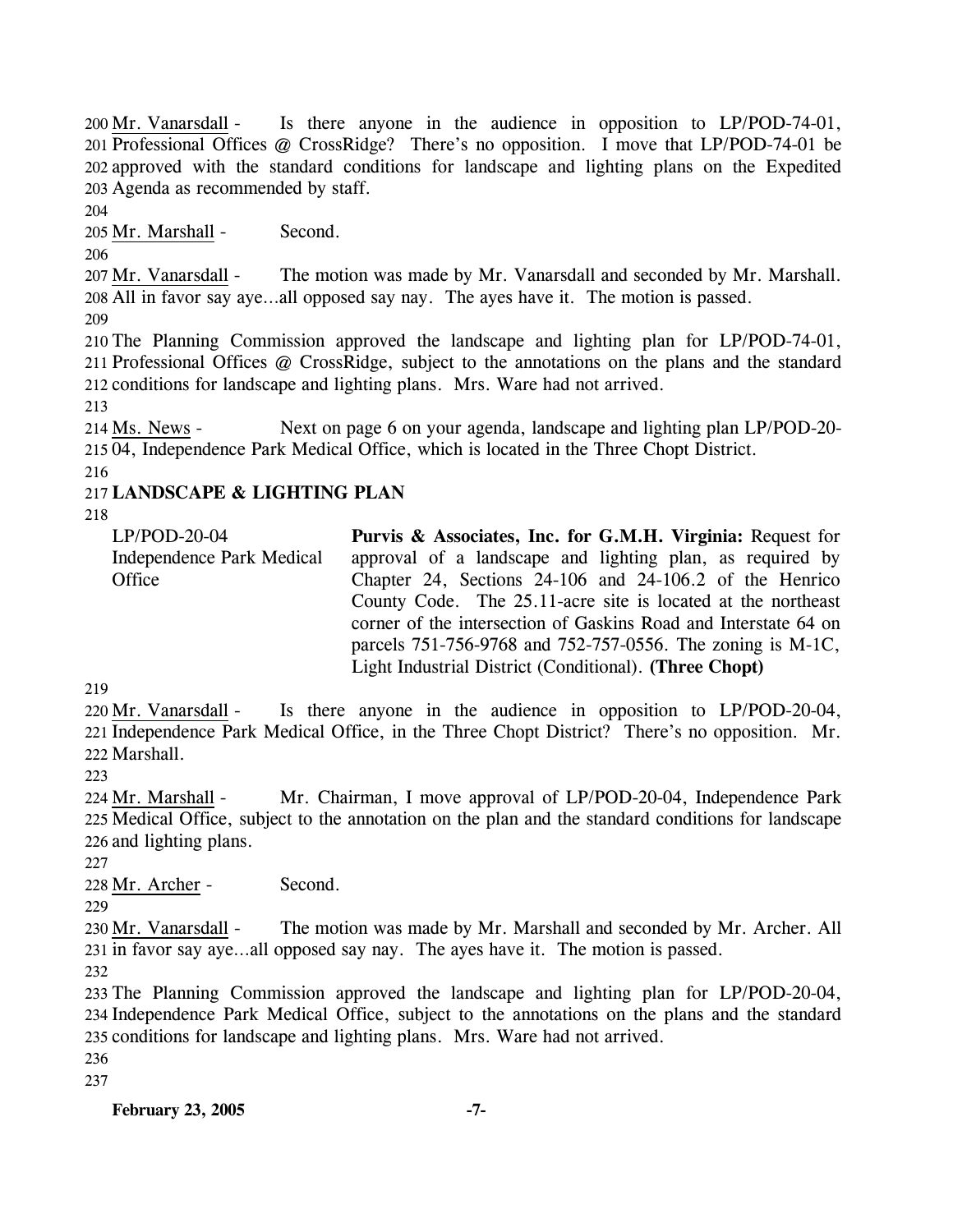Mr. Vanarsdall - Is there anyone in the audience in opposition to LP/POD-74-01, Professional Offices @ CrossRidge? There's no opposition. I move that LP/POD-74-01 be approved with the standard conditions for landscape and lighting plans on the Expedited Agenda as recommended by staff.

Mr. Marshall - Second.

Mr. Vanarsdall - The motion was made by Mr. Vanarsdall and seconded by Mr. Marshall. All in favor say aye…all opposed say nay. The ayes have it. The motion is passed.

The Planning Commission approved the landscape and lighting plan for LP/POD-74-01, Professional Offices @ CrossRidge, subject to the annotations on the plans and the standard conditions for landscape and lighting plans. Mrs. Ware had not arrived.

Ms. News - Next on page 6 on your agenda, landscape and lighting plan LP/POD-20-04, Independence Park Medical Office, which is located in the Three Chopt District.

**LANDSCAPE & LIGHTING PLAN**

| | |
|---|---|
| LP/POD-20-04 Independence Park Medical Office | **Purvis & Associates, Inc. for G.M.H. Virginia:** Request for approval of a landscape and lighting plan, as required by Chapter 24, Sections 24-106 and 24-106.2 of the Henrico County Code. The 25.11-acre site is located at the northeast corner of the intersection of Gaskins Road and Interstate 64 on parcels 751-756-9768 and 752-757-0556. The zoning is M-1C, Light Industrial District (Conditional). **(Three Chopt)** |

Mr. Vanarsdall - Is there anyone in the audience in opposition to LP/POD-20-04, Independence Park Medical Office, in the Three Chopt District? There's no opposition. Mr. Marshall.

Mr. Marshall - Mr. Chairman, I move approval of LP/POD-20-04, Independence Park Medical Office, subject to the annotation on the plan and the standard conditions for landscape and lighting plans.

Mr. Archer - Second.

Mr. Vanarsdall - The motion was made by Mr. Marshall and seconded by Mr. Archer. All in favor say aye…all opposed say nay. The ayes have it. The motion is passed.

The Planning Commission approved the landscape and lighting plan for LP/POD-20-04, Independence Park Medical Office, subject to the annotations on the plans and the standard conditions for landscape and lighting plans. Mrs. Ware had not arrived.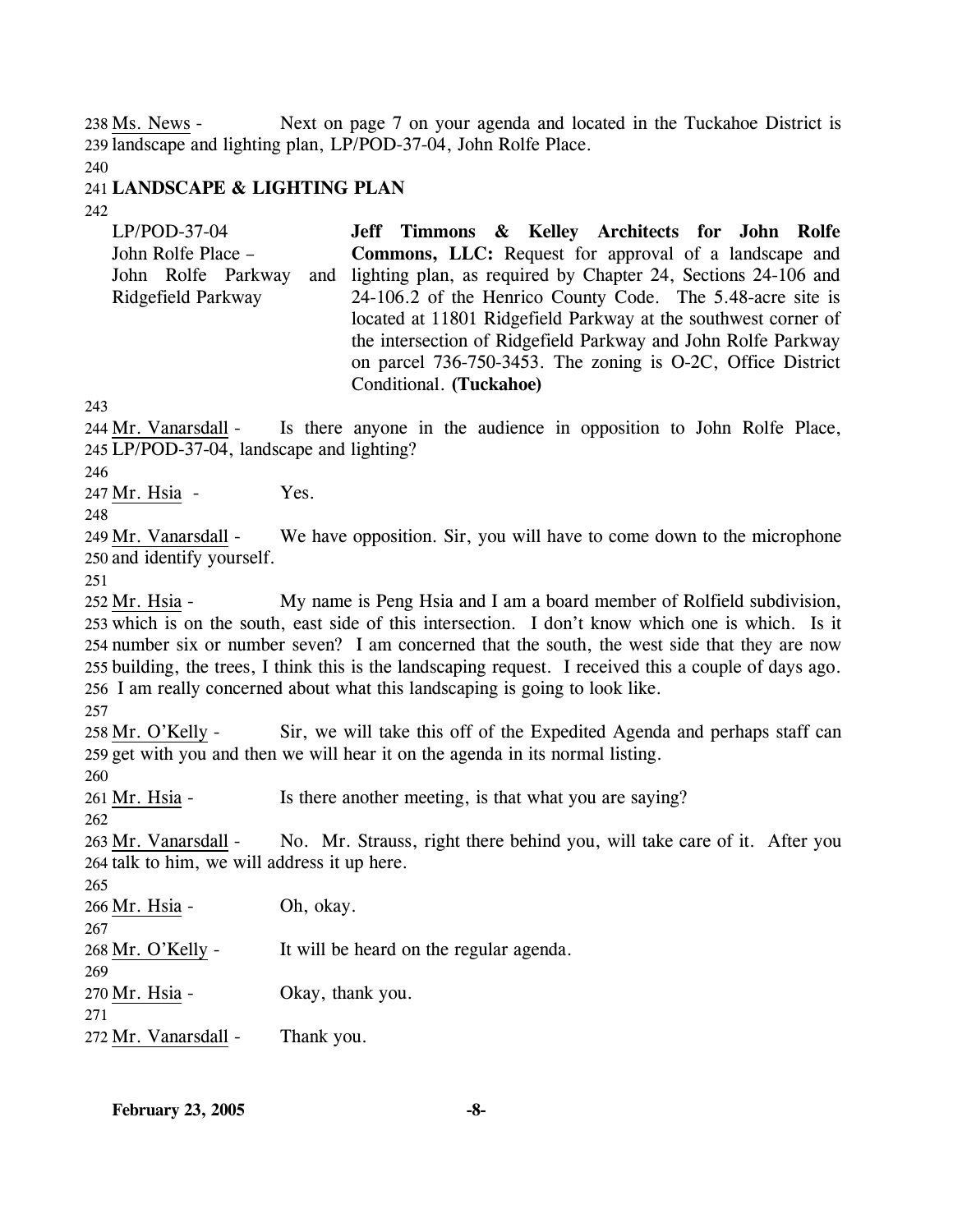Ms. News - Next on page 7 on your agenda and located in the Tuckahoe District is landscape and lighting plan, LP/POD-37-04, John Rolfe Place.

## LANDSCAPE & LIGHTING PLAN

| | |
|---|---|
| LP/POD-37-04<br>John Rolfe Place –<br>John Rolfe Parkway and Ridgefield Parkway | **Jeff Timmons & Kelley Architects for John Rolfe Commons, LLC:** Request for approval of a landscape and lighting plan, as required by Chapter 24, Sections 24-106 and 24-106.2 of the Henrico County Code. The 5.48-acre site is located at 11801 Ridgefield Parkway at the southwest corner of the intersection of Ridgefield Parkway and John Rolfe Parkway on parcel 736-750-3453. The zoning is O-2C, Office District Conditional. **(Tuckahoe)** |

Mr. Vanarsdall - Is there anyone in the audience in opposition to John Rolfe Place, LP/POD-37-04, landscape and lighting?

Mr. Hsia - Yes.

Mr. Vanarsdall - We have opposition. Sir, you will have to come down to the microphone and identify yourself.

Mr. Hsia - My name is Peng Hsia and I am a board member of Rolfield subdivision, which is on the south, east side of this intersection. I don't know which one is which. Is it number six or number seven? I am concerned that the south, the west side that they are now building, the trees, I think this is the landscaping request. I received this a couple of days ago. I am really concerned about what this landscaping is going to look like.

Mr. O'Kelly - Sir, we will take this off of the Expedited Agenda and perhaps staff can get with you and then we will hear it on the agenda in its normal listing.

Mr. Hsia - Is there another meeting, is that what you are saying?

Mr. Vanarsdall - No. Mr. Strauss, right there behind you, will take care of it. After you talk to him, we will address it up here.

Mr. Hsia - Oh, okay.

Mr. O'Kelly - It will be heard on the regular agenda.

Mr. Hsia - Okay, thank you.

Mr. Vanarsdall - Thank you.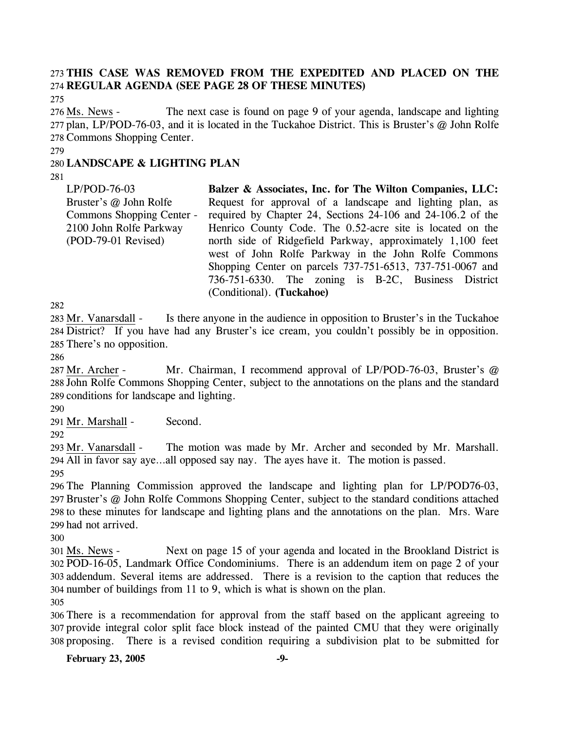**THIS CASE WAS REMOVED FROM THE EXPEDITED AND PLACED ON THE REGULAR AGENDA (SEE PAGE 28 OF THESE MINUTES)**

Ms. News - The next case is found on page 9 of your agenda, landscape and lighting plan, LP/POD-76-03, and it is located in the Tuckahoe District. This is Bruster's @ John Rolfe Commons Shopping Center.

## LANDSCAPE & LIGHTING PLAN

| | |
|---|---|
| LP/POD-76-03<br>Bruster's @ John Rolfe Commons Shopping Center - 2100 John Rolfe Parkway<br>(POD-79-01 Revised) | **Balzer & Associates, Inc. for The Wilton Companies, LLC:** Request for approval of a landscape and lighting plan, as required by Chapter 24, Sections 24-106 and 24-106.2 of the Henrico County Code. The 0.52-acre site is located on the north side of Ridgefield Parkway, approximately 1,100 feet west of John Rolfe Parkway in the John Rolfe Commons Shopping Center on parcels 737-751-6513, 737-751-0067 and 736-751-6330. The zoning is B-2C, Business District (Conditional). **(Tuckahoe)** |

Mr. Vanarsdall - Is there anyone in the audience in opposition to Bruster's in the Tuckahoe District? If you have had any Bruster's ice cream, you couldn't possibly be in opposition. There's no opposition.

Mr. Archer - Mr. Chairman, I recommend approval of LP/POD-76-03, Bruster's @ John Rolfe Commons Shopping Center, subject to the annotations on the plans and the standard conditions for landscape and lighting.

Mr. Marshall - Second.

Mr. Vanarsdall - The motion was made by Mr. Archer and seconded by Mr. Marshall. All in favor say aye…all opposed say nay. The ayes have it. The motion is passed.

The Planning Commission approved the landscape and lighting plan for LP/POD76-03, Bruster's @ John Rolfe Commons Shopping Center, subject to the standard conditions attached to these minutes for landscape and lighting plans and the annotations on the plan. Mrs. Ware had not arrived.

Ms. News - Next on page 15 of your agenda and located in the Brookland District is POD-16-05, Landmark Office Condominiums. There is an addendum item on page 2 of your addendum. Several items are addressed. There is a revision to the caption that reduces the number of buildings from 11 to 9, which is what is shown on the plan.

There is a recommendation for approval from the staff based on the applicant agreeing to provide integral color split face block instead of the painted CMU that they were originally proposing. There is a revised condition requiring a subdivision plat to be submitted for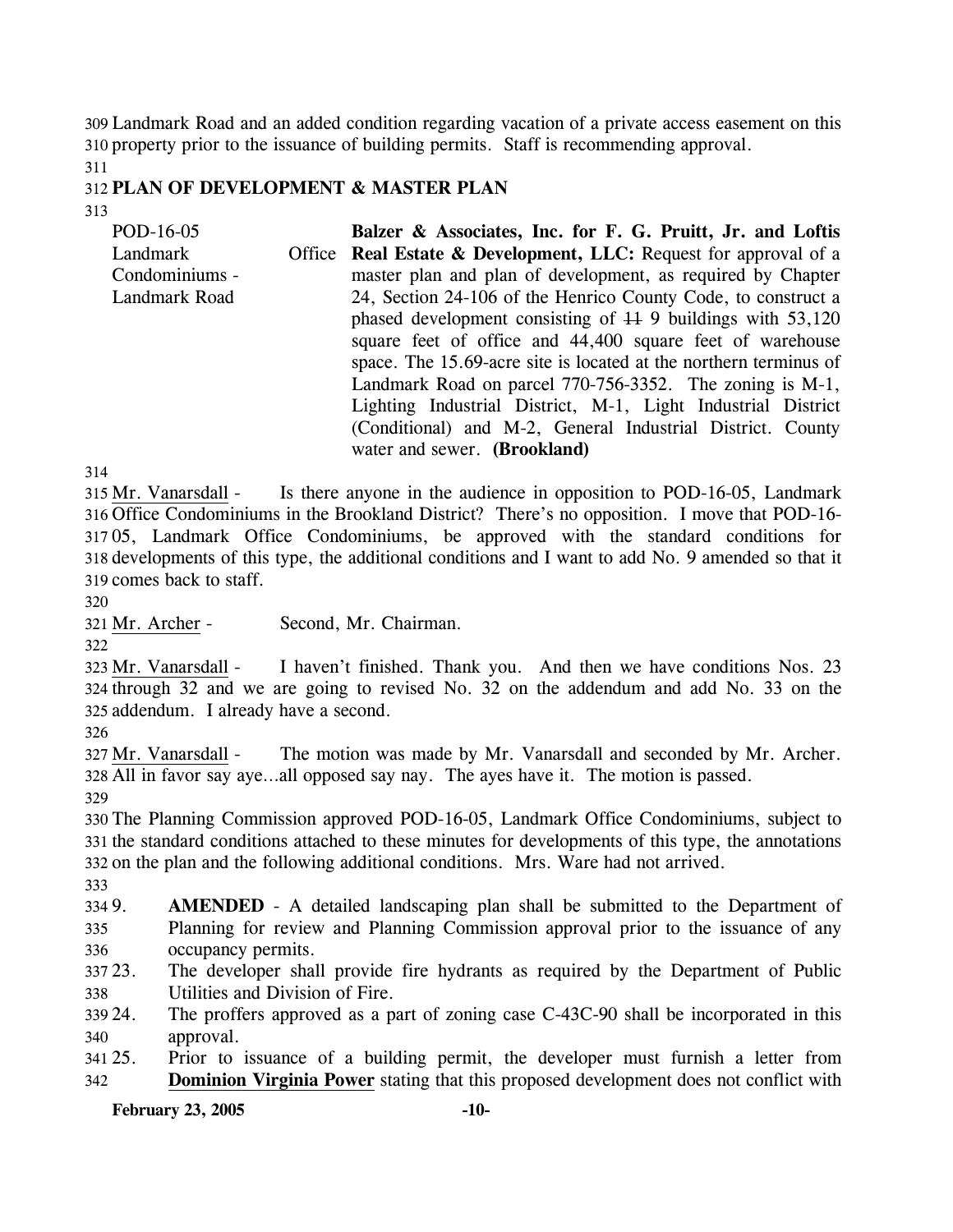Landmark Road and an added condition regarding vacation of a private access easement on this property prior to the issuance of building permits. Staff is recommending approval.

## PLAN OF DEVELOPMENT & MASTER PLAN

| | |
|---|---|
| POD-16-05 Landmark Office Condominiums - Landmark Road | **Balzer & Associates, Inc. for F. G. Pruitt, Jr. and Loftis Real Estate & Development, LLC:** Request for approval of a master plan and plan of development, as required by Chapter 24, Section 24-106 of the Henrico County Code, to construct a phased development consisting of ~~11~~ 9 buildings with 53,120 square feet of office and 44,400 square feet of warehouse space. The 15.69-acre site is located at the northern terminus of Landmark Road on parcel 770-756-3352. The zoning is M-1, Lighting Industrial District, M-1, Light Industrial District (Conditional) and M-2, General Industrial District. County water and sewer. **(Brookland)** |

Mr. Vanarsdall - Is there anyone in the audience in opposition to POD-16-05, Landmark Office Condominiums in the Brookland District? There's no opposition. I move that POD-16-05, Landmark Office Condominiums, be approved with the standard conditions for developments of this type, the additional conditions and I want to add No. 9 amended so that it comes back to staff.

Mr. Archer - Second, Mr. Chairman.

Mr. Vanarsdall - I haven't finished. Thank you. And then we have conditions Nos. 23 through 32 and we are going to revised No. 32 on the addendum and add No. 33 on the addendum. I already have a second.

Mr. Vanarsdall - The motion was made by Mr. Vanarsdall and seconded by Mr. Archer. All in favor say aye...all opposed say nay. The ayes have it. The motion is passed.

The Planning Commission approved POD-16-05, Landmark Office Condominiums, subject to the standard conditions attached to these minutes for developments of this type, the annotations on the plan and the following additional conditions. Mrs. Ware had not arrived.

9. **AMENDED** - A detailed landscaping plan shall be submitted to the Department of Planning for review and Planning Commission approval prior to the issuance of any occupancy permits.
23. The developer shall provide fire hydrants as required by the Department of Public Utilities and Division of Fire.
24. The proffers approved as a part of zoning case C-43C-90 shall be incorporated in this approval.
25. Prior to issuance of a building permit, the developer must furnish a letter from **Dominion Virginia Power** stating that this proposed development does not conflict with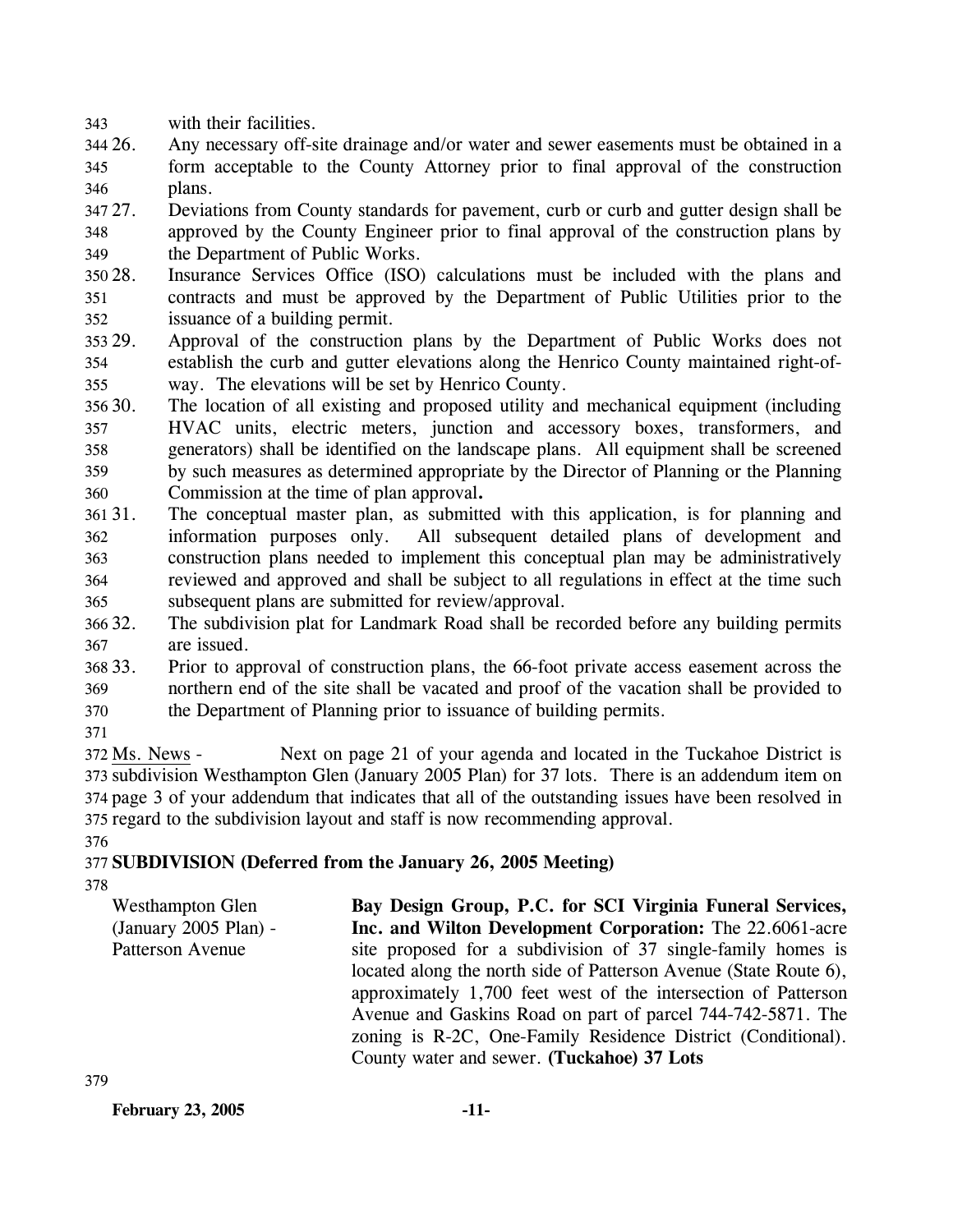with their facilities.

26. Any necessary off-site drainage and/or water and sewer easements must be obtained in a form acceptable to the County Attorney prior to final approval of the construction plans.
27. Deviations from County standards for pavement, curb or curb and gutter design shall be approved by the County Engineer prior to final approval of the construction plans by the Department of Public Works.
28. Insurance Services Office (ISO) calculations must be included with the plans and contracts and must be approved by the Department of Public Utilities prior to the issuance of a building permit.
29. Approval of the construction plans by the Department of Public Works does not establish the curb and gutter elevations along the Henrico County maintained right-of-way. The elevations will be set by Henrico County.
30. The location of all existing and proposed utility and mechanical equipment (including HVAC units, electric meters, junction and accessory boxes, transformers, and generators) shall be identified on the landscape plans. All equipment shall be screened by such measures as determined appropriate by the Director of Planning or the Planning Commission at the time of plan approval**.**
31. The conceptual master plan, as submitted with this application, is for planning and information purposes only. All subsequent detailed plans of development and construction plans needed to implement this conceptual plan may be administratively reviewed and approved and shall be subject to all regulations in effect at the time such subsequent plans are submitted for review/approval.
32. The subdivision plat for Landmark Road shall be recorded before any building permits are issued.
33. Prior to approval of construction plans, the 66-foot private access easement across the northern end of the site shall be vacated and proof of the vacation shall be provided to the Department of Planning prior to issuance of building permits.

Ms. News - Next on page 21 of your agenda and located in the Tuckahoe District is subdivision Westhampton Glen (January 2005 Plan) for 37 lots. There is an addendum item on page 3 of your addendum that indicates that all of the outstanding issues have been resolved in regard to the subdivision layout and staff is now recommending approval.

**SUBDIVISION (Deferred from the January 26, 2005 Meeting)**

| | |
|---|---|
| Westhampton Glen (January 2005 Plan) - Patterson Avenue | **Bay Design Group, P.C. for SCI Virginia Funeral Services, Inc. and Wilton Development Corporation:** The 22.6061-acre site proposed for a subdivision of 37 single-family homes is located along the north side of Patterson Avenue (State Route 6), approximately 1,700 feet west of the intersection of Patterson Avenue and Gaskins Road on part of parcel 744-742-5871. The zoning is R-2C, One-Family Residence District (Conditional). County water and sewer. **(Tuckahoe) 37 Lots** |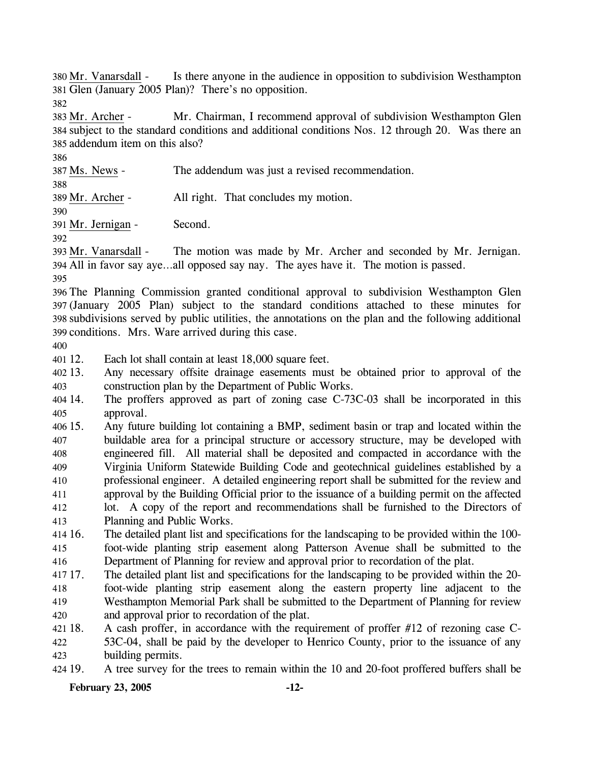Mr. Vanarsdall - Is there anyone in the audience in opposition to subdivision Westhampton Glen (January 2005 Plan)? There's no opposition.

Mr. Archer - Mr. Chairman, I recommend approval of subdivision Westhampton Glen subject to the standard conditions and additional conditions Nos. 12 through 20. Was there an addendum item on this also?

Ms. News - The addendum was just a revised recommendation.

Mr. Archer - All right. That concludes my motion.

Mr. Jernigan - Second.

Mr. Vanarsdall - The motion was made by Mr. Archer and seconded by Mr. Jernigan. All in favor say aye…all opposed say nay. The ayes have it. The motion is passed.

The Planning Commission granted conditional approval to subdivision Westhampton Glen (January 2005 Plan) subject to the standard conditions attached to these minutes for subdivisions served by public utilities, the annotations on the plan and the following additional conditions. Mrs. Ware arrived during this case.

12. Each lot shall contain at least 18,000 square feet.
13. Any necessary offsite drainage easements must be obtained prior to approval of the construction plan by the Department of Public Works.
14. The proffers approved as part of zoning case C-73C-03 shall be incorporated in this approval.
15. Any future building lot containing a BMP, sediment basin or trap and located within the buildable area for a principal structure or accessory structure, may be developed with engineered fill. All material shall be deposited and compacted in accordance with the Virginia Uniform Statewide Building Code and geotechnical guidelines established by a professional engineer. A detailed engineering report shall be submitted for the review and approval by the Building Official prior to the issuance of a building permit on the affected lot. A copy of the report and recommendations shall be furnished to the Directors of Planning and Public Works.
16. The detailed plant list and specifications for the landscaping to be provided within the 100-foot-wide planting strip easement along Patterson Avenue shall be submitted to the Department of Planning for review and approval prior to recordation of the plat.
17. The detailed plant list and specifications for the landscaping to be provided within the 20-foot-wide planting strip easement along the eastern property line adjacent to the Westhampton Memorial Park shall be submitted to the Department of Planning for review and approval prior to recordation of the plat.
18. A cash proffer, in accordance with the requirement of proffer #12 of rezoning case C-53C-04, shall be paid by the developer to Henrico County, prior to the issuance of any building permits.
19. A tree survey for the trees to remain within the 10 and 20-foot proffered buffers shall be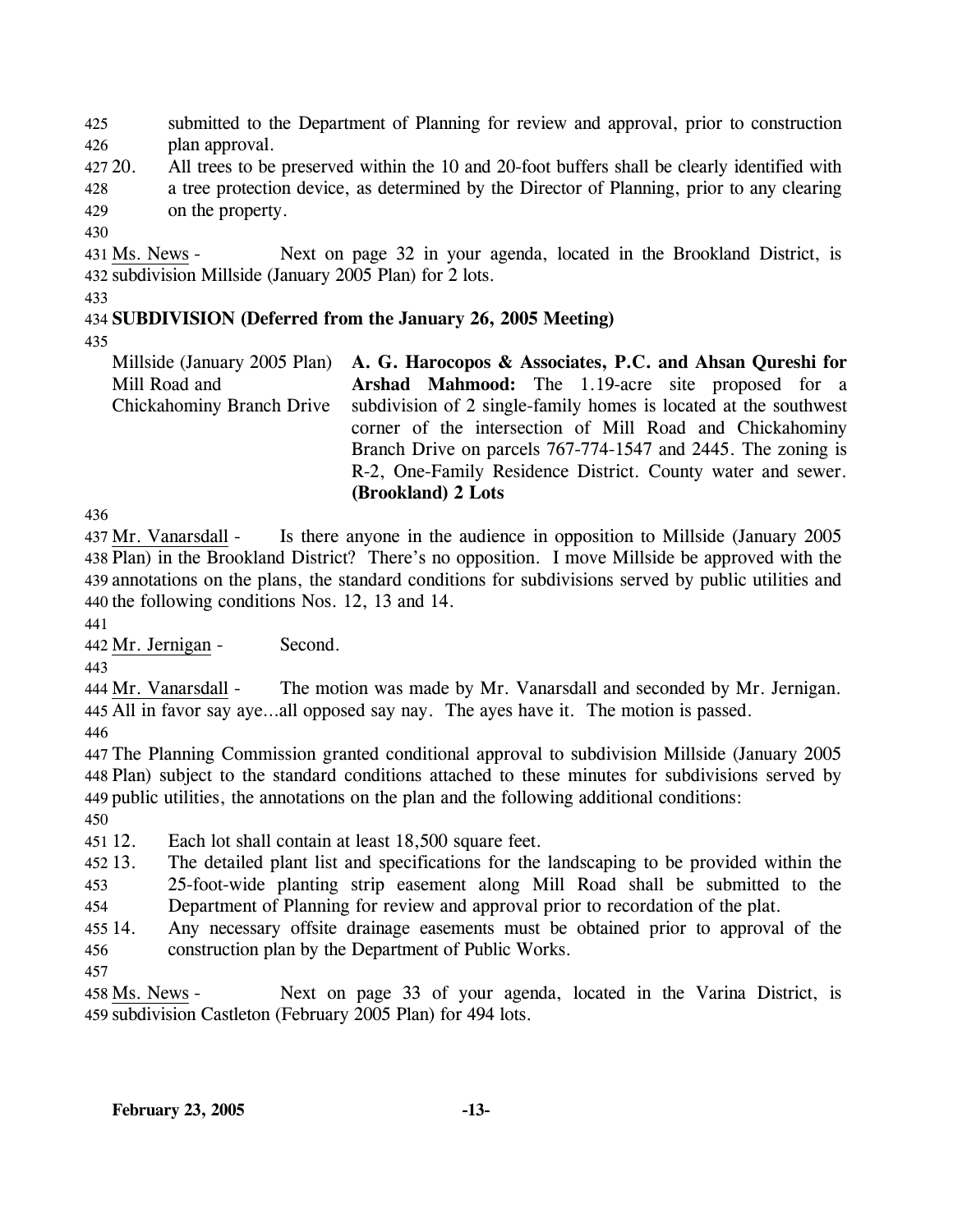submitted to the Department of Planning for review and approval, prior to construction plan approval.

20. All trees to be preserved within the 10 and 20-foot buffers shall be clearly identified with a tree protection device, as determined by the Director of Planning, prior to any clearing on the property.

Ms. News - Next on page 32 in your agenda, located in the Brookland District, is subdivision Millside (January 2005 Plan) for 2 lots.

**SUBDIVISION (Deferred from the January 26, 2005 Meeting)**

| | |
|---|---|
| Millside (January 2005 Plan) Mill Road and Chickahominy Branch Drive | **A. G. Harocopos & Associates, P.C. and Ahsan Qureshi for Arshad Mahmood:** The 1.19-acre site proposed for a subdivision of 2 single-family homes is located at the southwest corner of the intersection of Mill Road and Chickahominy Branch Drive on parcels 767-774-1547 and 2445. The zoning is R-2, One-Family Residence District. County water and sewer. **(Brookland) 2 Lots** |

Mr. Vanarsdall - Is there anyone in the audience in opposition to Millside (January 2005 Plan) in the Brookland District? There's no opposition. I move Millside be approved with the annotations on the plans, the standard conditions for subdivisions served by public utilities and the following conditions Nos. 12, 13 and 14.

Mr. Jernigan - Second.

Mr. Vanarsdall - The motion was made by Mr. Vanarsdall and seconded by Mr. Jernigan. All in favor say aye…all opposed say nay. The ayes have it. The motion is passed.

The Planning Commission granted conditional approval to subdivision Millside (January 2005 Plan) subject to the standard conditions attached to these minutes for subdivisions served by public utilities, the annotations on the plan and the following additional conditions:

12. Each lot shall contain at least 18,500 square feet.
13. The detailed plant list and specifications for the landscaping to be provided within the 25-foot-wide planting strip easement along Mill Road shall be submitted to the Department of Planning for review and approval prior to recordation of the plat.
14. Any necessary offsite drainage easements must be obtained prior to approval of the construction plan by the Department of Public Works.

Ms. News - Next on page 33 of your agenda, located in the Varina District, is subdivision Castleton (February 2005 Plan) for 494 lots.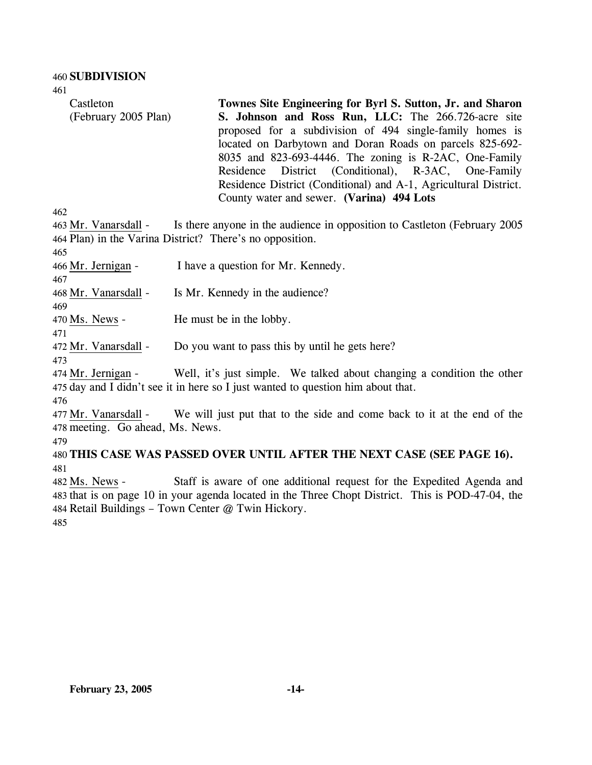**SUBDIVISION**

Castleton (February 2005 Plan)

**Townes Site Engineering for Byrl S. Sutton, Jr. and Sharon S. Johnson and Ross Run, LLC:** The 266.726-acre site proposed for a subdivision of 494 single-family homes is located on Darbytown and Doran Roads on parcels 825-692-8035 and 823-693-4446. The zoning is R-2AC, One-Family Residence District (Conditional), R-3AC, One-Family Residence District (Conditional) and A-1, Agricultural District. County water and sewer. **(Varina) 494 Lots**

Mr. Vanarsdall - Is there anyone in the audience in opposition to Castleton (February 2005 Plan) in the Varina District? There's no opposition.

Mr. Jernigan - I have a question for Mr. Kennedy.

Mr. Vanarsdall - Is Mr. Kennedy in the audience?

Ms. News - He must be in the lobby.

Mr. Vanarsdall - Do you want to pass this by until he gets here?

Mr. Jernigan - Well, it's just simple. We talked about changing a condition the other day and I didn't see it in here so I just wanted to question him about that.

Mr. Vanarsdall - We will just put that to the side and come back to it at the end of the meeting. Go ahead, Ms. News.

**THIS CASE WAS PASSED OVER UNTIL AFTER THE NEXT CASE (SEE PAGE 16).**

Ms. News - Staff is aware of one additional request for the Expedited Agenda and that is on page 10 in your agenda located in the Three Chopt District. This is POD-47-04, the Retail Buildings – Town Center @ Twin Hickory.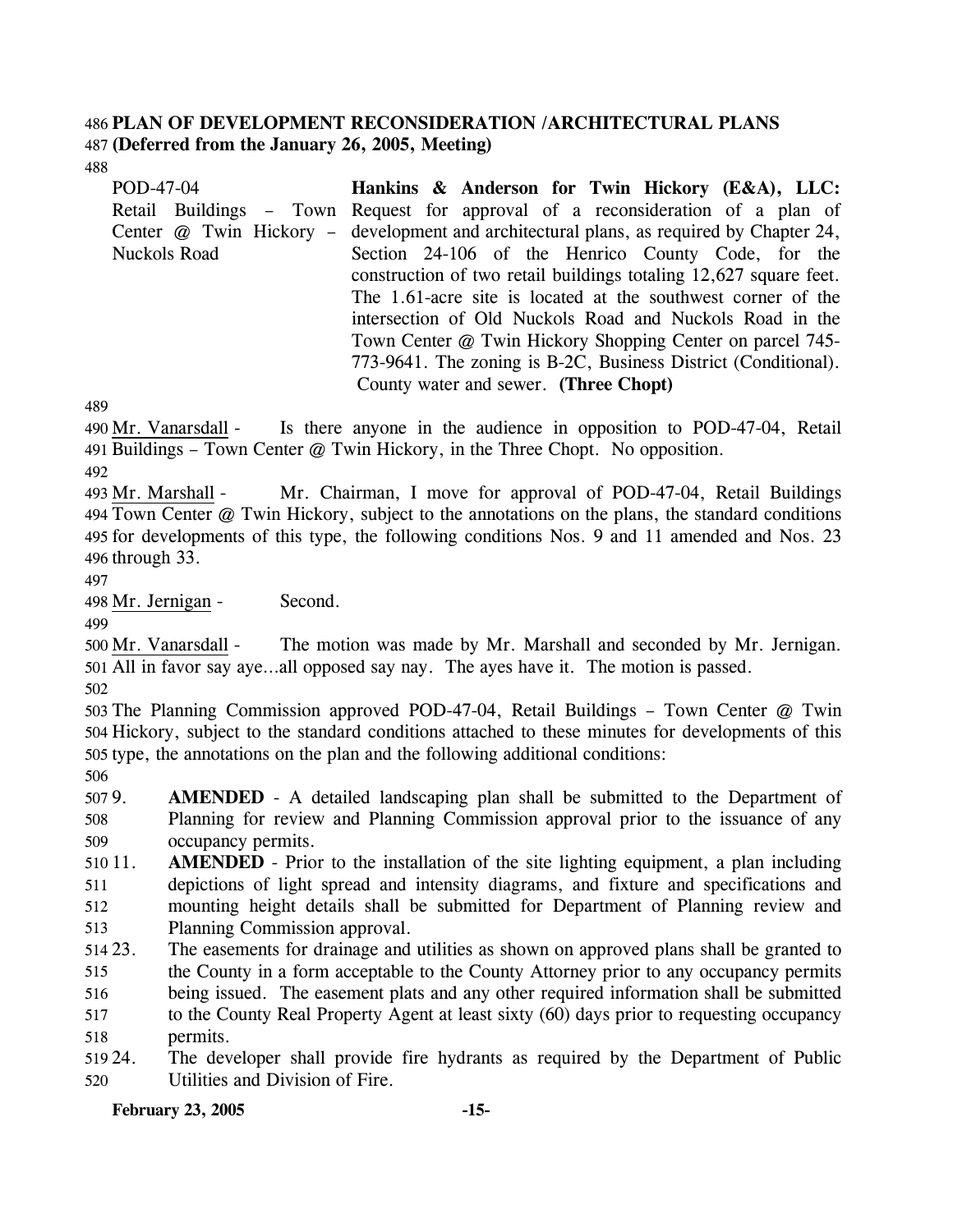**PLAN OF DEVELOPMENT RECONSIDERATION /ARCHITECTURAL PLANS**
**(Deferred from the January 26, 2005, Meeting)**

| | |
|---|---|
| POD-47-04<br>Retail Buildings – Town Center @ Twin Hickory – Nuckols Road | **Hankins & Anderson for Twin Hickory (E&A), LLC:** Request for approval of a reconsideration of a plan of development and architectural plans, as required by Chapter 24, Section 24-106 of the Henrico County Code, for the construction of two retail buildings totaling 12,627 square feet. The 1.61-acre site is located at the southwest corner of the intersection of Old Nuckols Road and Nuckols Road in the Town Center @ Twin Hickory Shopping Center on parcel 745-773-9641. The zoning is B-2C, Business District (Conditional). County water and sewer. **(Three Chopt)** |

Mr. Vanarsdall - Is there anyone in the audience in opposition to POD-47-04, Retail Buildings – Town Center @ Twin Hickory, in the Three Chopt. No opposition.

Mr. Marshall - Mr. Chairman, I move for approval of POD-47-04, Retail Buildings Town Center @ Twin Hickory, subject to the annotations on the plans, the standard conditions for developments of this type, the following conditions Nos. 9 and 11 amended and Nos. 23 through 33.

Mr. Jernigan - Second.

Mr. Vanarsdall - The motion was made by Mr. Marshall and seconded by Mr. Jernigan. All in favor say aye…all opposed say nay. The ayes have it. The motion is passed.

The Planning Commission approved POD-47-04, Retail Buildings – Town Center @ Twin Hickory, subject to the standard conditions attached to these minutes for developments of this type, the annotations on the plan and the following additional conditions:

9. **AMENDED** - A detailed landscaping plan shall be submitted to the Department of Planning for review and Planning Commission approval prior to the issuance of any occupancy permits.
11. **AMENDED** - Prior to the installation of the site lighting equipment, a plan including depictions of light spread and intensity diagrams, and fixture and specifications and mounting height details shall be submitted for Department of Planning review and Planning Commission approval.
23. The easements for drainage and utilities as shown on approved plans shall be granted to the County in a form acceptable to the County Attorney prior to any occupancy permits being issued. The easement plats and any other required information shall be submitted to the County Real Property Agent at least sixty (60) days prior to requesting occupancy permits.
24. The developer shall provide fire hydrants as required by the Department of Public Utilities and Division of Fire.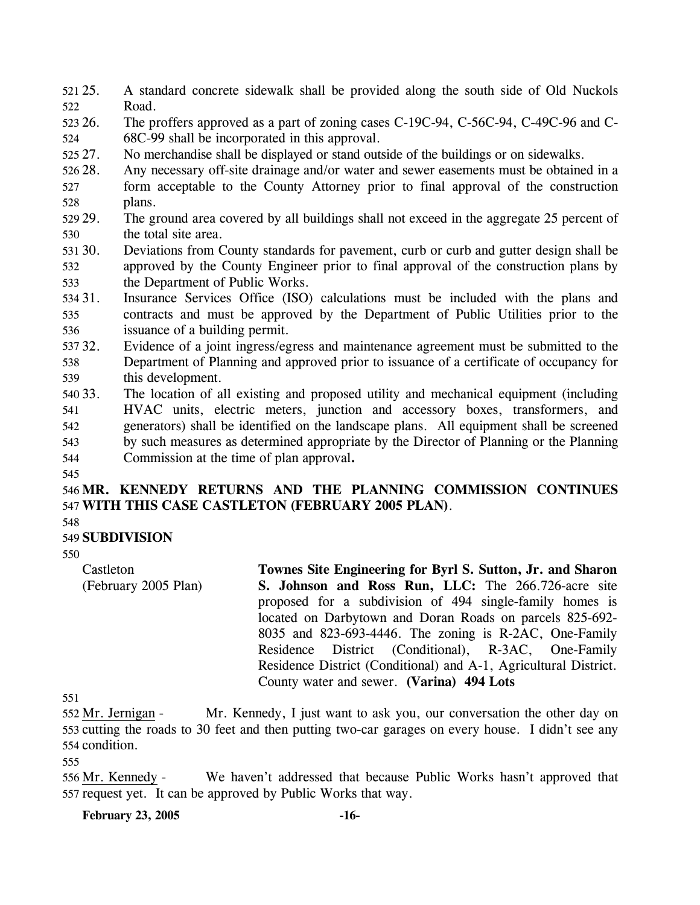25. A standard concrete sidewalk shall be provided along the south side of Old Nuckols Road.
26. The proffers approved as a part of zoning cases C-19C-94, C-56C-94, C-49C-96 and C-68C-99 shall be incorporated in this approval.
27. No merchandise shall be displayed or stand outside of the buildings or on sidewalks.
28. Any necessary off-site drainage and/or water and sewer easements must be obtained in a form acceptable to the County Attorney prior to final approval of the construction plans.
29. The ground area covered by all buildings shall not exceed in the aggregate 25 percent of the total site area.
30. Deviations from County standards for pavement, curb or curb and gutter design shall be approved by the County Engineer prior to final approval of the construction plans by the Department of Public Works.
31. Insurance Services Office (ISO) calculations must be included with the plans and contracts and must be approved by the Department of Public Utilities prior to the issuance of a building permit.
32. Evidence of a joint ingress/egress and maintenance agreement must be submitted to the Department of Planning and approved prior to issuance of a certificate of occupancy for this development.
33. The location of all existing and proposed utility and mechanical equipment (including HVAC units, electric meters, junction and accessory boxes, transformers, and generators) shall be identified on the landscape plans. All equipment shall be screened by such measures as determined appropriate by the Director of Planning or the Planning Commission at the time of plan approval.

**MR. KENNEDY RETURNS AND THE PLANNING COMMISSION CONTINUES WITH THIS CASE CASTLETON (FEBRUARY 2005 PLAN)**.

**SUBDIVISION**

Castleton (February 2005 Plan)

**Townes Site Engineering for Byrl S. Sutton, Jr. and Sharon S. Johnson and Ross Run, LLC:** The 266.726-acre site proposed for a subdivision of 494 single-family homes is located on Darbytown and Doran Roads on parcels 825-692-8035 and 823-693-4446. The zoning is R-2AC, One-Family Residence District (Conditional), R-3AC, One-Family Residence District (Conditional) and A-1, Agricultural District. County water and sewer. **(Varina) 494 Lots**

Mr. Jernigan - Mr. Kennedy, I just want to ask you, our conversation the other day on cutting the roads to 30 feet and then putting two-car garages on every house. I didn't see any condition.

Mr. Kennedy - We haven't addressed that because Public Works hasn't approved that request yet. It can be approved by Public Works that way.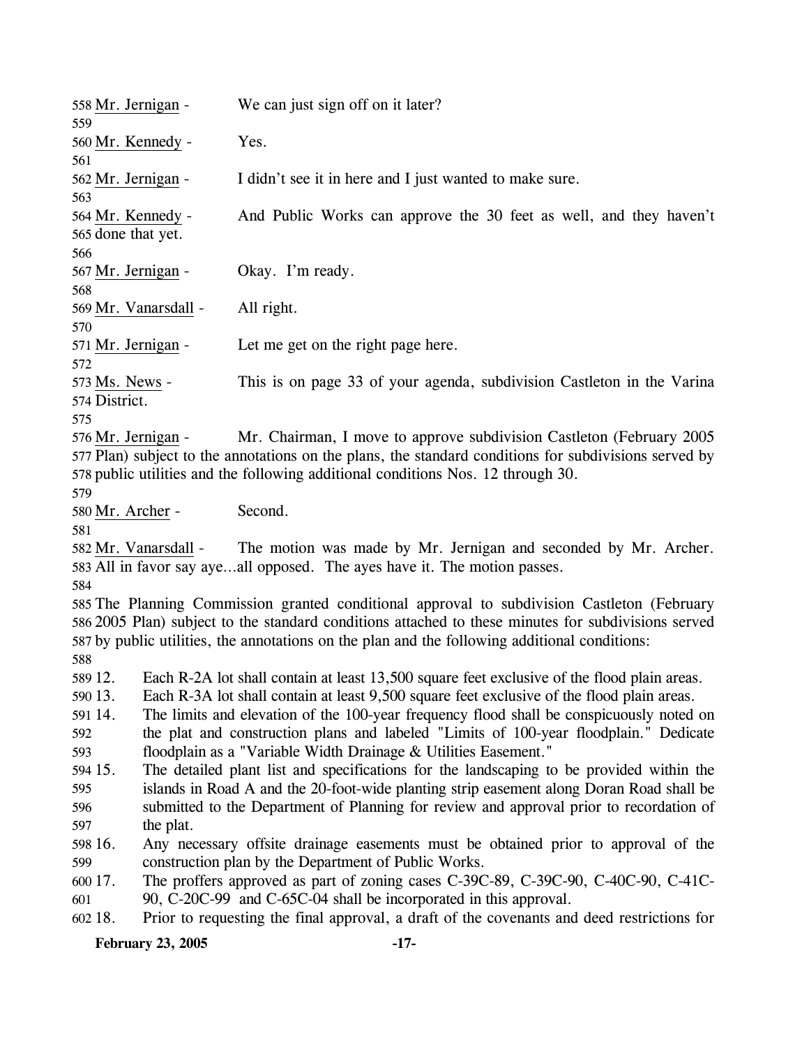Mr. Jernigan - We can just sign off on it later?

Mr. Kennedy - Yes.

Mr. Jernigan - I didn't see it in here and I just wanted to make sure.

Mr. Kennedy - And Public Works can approve the 30 feet as well, and they haven't done that yet.

Mr. Jernigan - Okay. I'm ready.

Mr. Vanarsdall - All right.

Mr. Jernigan - Let me get on the right page here.

Ms. News - This is on page 33 of your agenda, subdivision Castleton in the Varina District.

Mr. Jernigan - Mr. Chairman, I move to approve subdivision Castleton (February 2005 Plan) subject to the annotations on the plans, the standard conditions for subdivisions served by public utilities and the following additional conditions Nos. 12 through 30.

Mr. Archer - Second.

Mr. Vanarsdall - The motion was made by Mr. Jernigan and seconded by Mr. Archer. All in favor say aye…all opposed. The ayes have it. The motion passes.

The Planning Commission granted conditional approval to subdivision Castleton (February 2005 Plan) subject to the standard conditions attached to these minutes for subdivisions served by public utilities, the annotations on the plan and the following additional conditions:

12. Each R-2A lot shall contain at least 13,500 square feet exclusive of the flood plain areas.
13. Each R-3A lot shall contain at least 9,500 square feet exclusive of the flood plain areas.
14. The limits and elevation of the 100-year frequency flood shall be conspicuously noted on the plat and construction plans and labeled "Limits of 100-year floodplain." Dedicate floodplain as a "Variable Width Drainage & Utilities Easement."
15. The detailed plant list and specifications for the landscaping to be provided within the islands in Road A and the 20-foot-wide planting strip easement along Doran Road shall be submitted to the Department of Planning for review and approval prior to recordation of the plat.
16. Any necessary offsite drainage easements must be obtained prior to approval of the construction plan by the Department of Public Works.
17. The proffers approved as part of zoning cases C-39C-89, C-39C-90, C-40C-90, C-41C-90, C-20C-99 and C-65C-04 shall be incorporated in this approval.
18. Prior to requesting the final approval, a draft of the covenants and deed restrictions for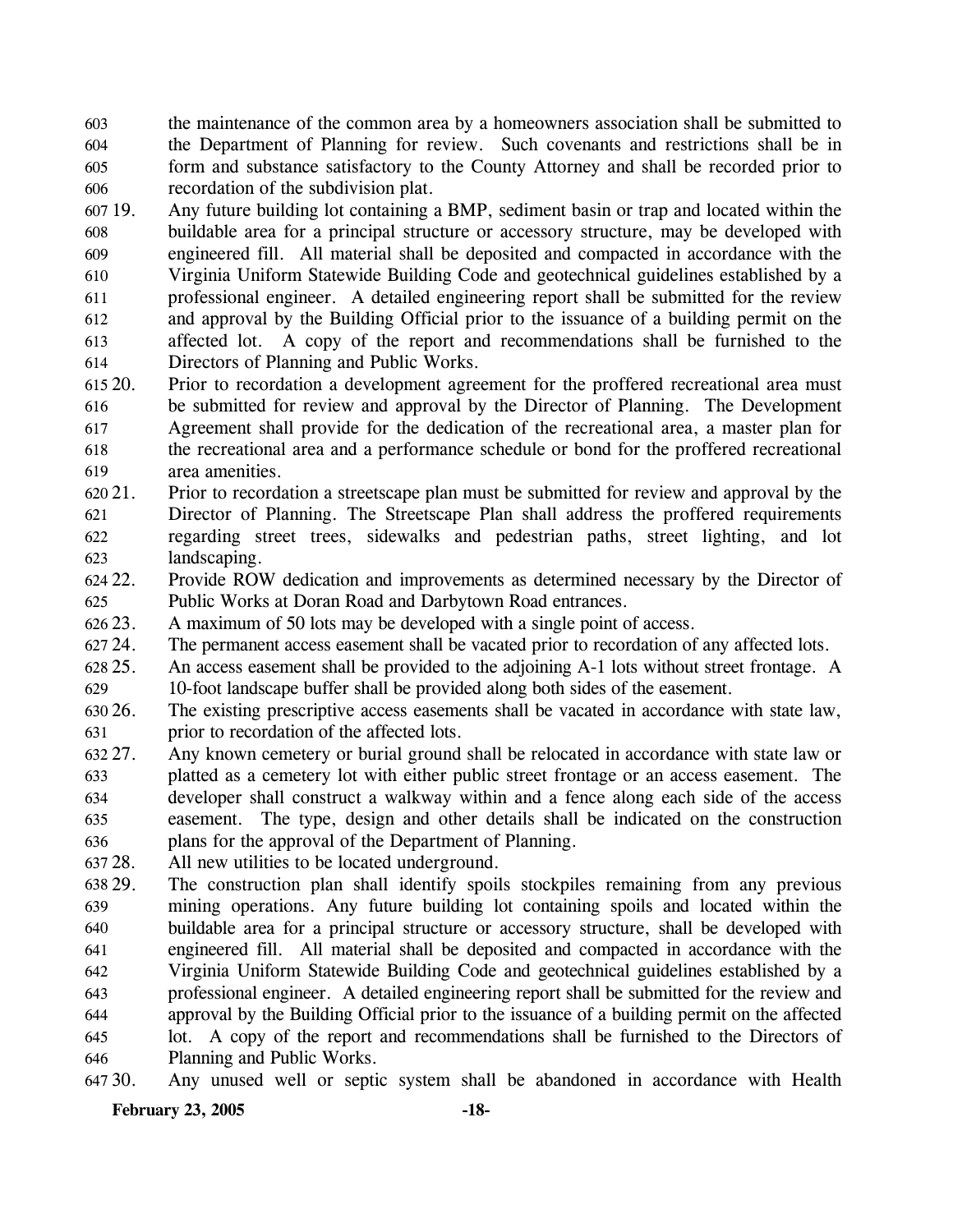the maintenance of the common area by a homeowners association shall be submitted to the Department of Planning for review. Such covenants and restrictions shall be in form and substance satisfactory to the County Attorney and shall be recorded prior to recordation of the subdivision plat.

19. Any future building lot containing a BMP, sediment basin or trap and located within the buildable area for a principal structure or accessory structure, may be developed with engineered fill. All material shall be deposited and compacted in accordance with the Virginia Uniform Statewide Building Code and geotechnical guidelines established by a professional engineer. A detailed engineering report shall be submitted for the review and approval by the Building Official prior to the issuance of a building permit on the affected lot. A copy of the report and recommendations shall be furnished to the Directors of Planning and Public Works.

20. Prior to recordation a development agreement for the proffered recreational area must be submitted for review and approval by the Director of Planning. The Development Agreement shall provide for the dedication of the recreational area, a master plan for the recreational area and a performance schedule or bond for the proffered recreational area amenities.

21. Prior to recordation a streetscape plan must be submitted for review and approval by the Director of Planning. The Streetscape Plan shall address the proffered requirements regarding street trees, sidewalks and pedestrian paths, street lighting, and lot landscaping.

22. Provide ROW dedication and improvements as determined necessary by the Director of Public Works at Doran Road and Darbytown Road entrances.

23. A maximum of 50 lots may be developed with a single point of access.

24. The permanent access easement shall be vacated prior to recordation of any affected lots.

25. An access easement shall be provided to the adjoining A-1 lots without street frontage. A 10-foot landscape buffer shall be provided along both sides of the easement.

26. The existing prescriptive access easements shall be vacated in accordance with state law, prior to recordation of the affected lots.

27. Any known cemetery or burial ground shall be relocated in accordance with state law or platted as a cemetery lot with either public street frontage or an access easement. The developer shall construct a walkway within and a fence along each side of the access easement. The type, design and other details shall be indicated on the construction plans for the approval of the Department of Planning.

28. All new utilities to be located underground.

29. The construction plan shall identify spoils stockpiles remaining from any previous mining operations. Any future building lot containing spoils and located within the buildable area for a principal structure or accessory structure, shall be developed with engineered fill. All material shall be deposited and compacted in accordance with the Virginia Uniform Statewide Building Code and geotechnical guidelines established by a professional engineer. A detailed engineering report shall be submitted for the review and approval by the Building Official prior to the issuance of a building permit on the affected lot. A copy of the report and recommendations shall be furnished to the Directors of Planning and Public Works.

30. Any unused well or septic system shall be abandoned in accordance with Health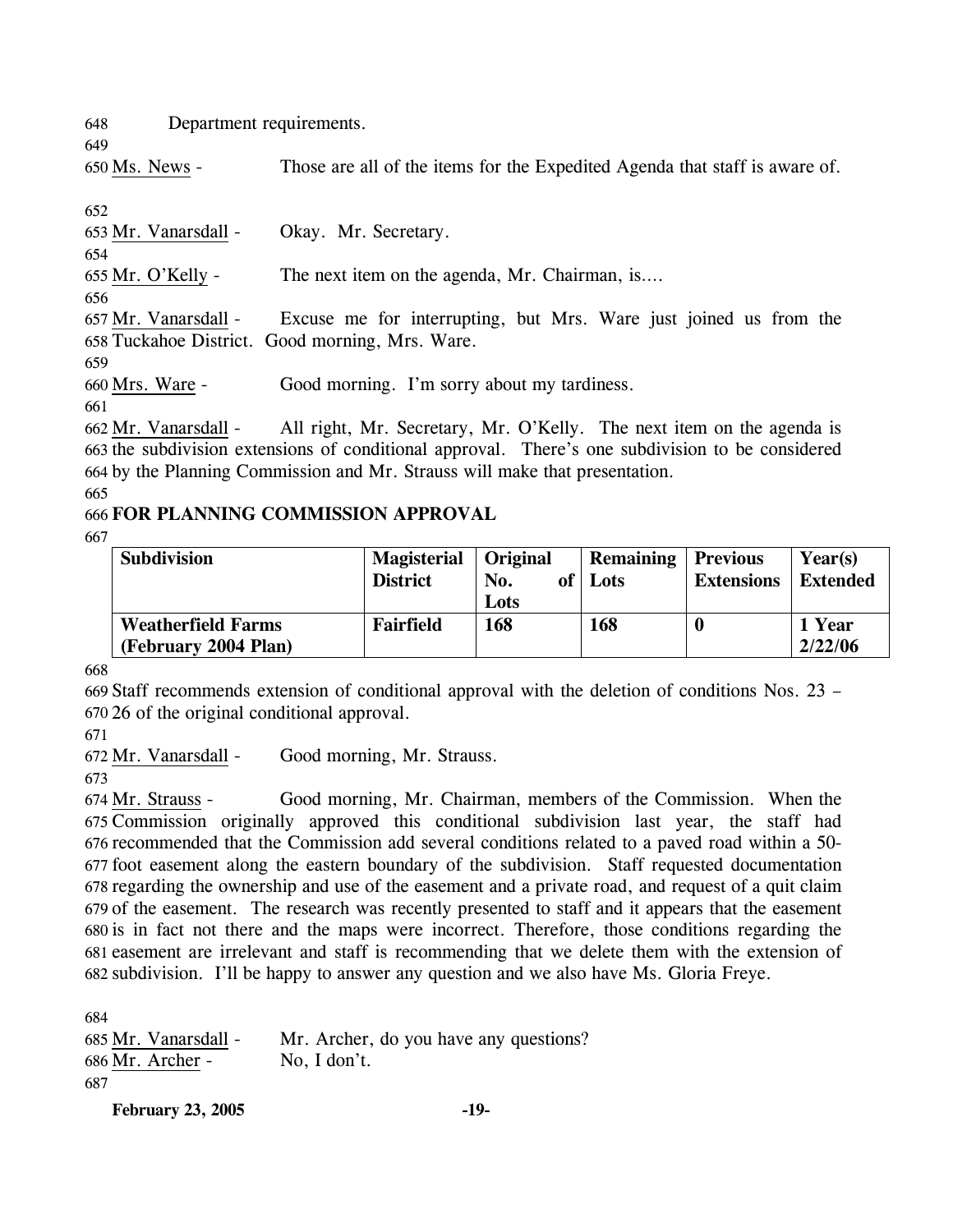Department requirements.

Ms. News - Those are all of the items for the Expedited Agenda that staff is aware of.

Mr. Vanarsdall - Okay. Mr. Secretary.

Mr. O'Kelly - The next item on the agenda, Mr. Chairman, is....

Mr. Vanarsdall - Excuse me for interrupting, but Mrs. Ware just joined us from the Tuckahoe District. Good morning, Mrs. Ware.

Mrs. Ware - Good morning. I'm sorry about my tardiness.

Mr. Vanarsdall - All right, Mr. Secretary, Mr. O'Kelly. The next item on the agenda is the subdivision extensions of conditional approval. There's one subdivision to be considered by the Planning Commission and Mr. Strauss will make that presentation.

**FOR PLANNING COMMISSION APPROVAL**

| Subdivision | Magisterial District | Original No. of Lots | Remaining Lots | Previous Extensions | Year(s) Extended |
|---|---|---|---|---|---|
| **Weatherfield Farms (February 2004 Plan)** | **Fairfield** | **168** | **168** | **0** | **1 Year 2/22/06** |

Staff recommends extension of conditional approval with the deletion of conditions Nos. 23 – 26 of the original conditional approval.

Mr. Vanarsdall - Good morning, Mr. Strauss.

Mr. Strauss - Good morning, Mr. Chairman, members of the Commission. When the Commission originally approved this conditional subdivision last year, the staff had recommended that the Commission add several conditions related to a paved road within a 50-foot easement along the eastern boundary of the subdivision. Staff requested documentation regarding the ownership and use of the easement and a private road, and request of a quit claim of the easement. The research was recently presented to staff and it appears that the easement is in fact not there and the maps were incorrect. Therefore, those conditions regarding the easement are irrelevant and staff is recommending that we delete them with the extension of subdivision. I'll be happy to answer any question and we also have Ms. Gloria Freye.

Mr. Vanarsdall - Mr. Archer, do you have any questions?

Mr. Archer - No, I don't.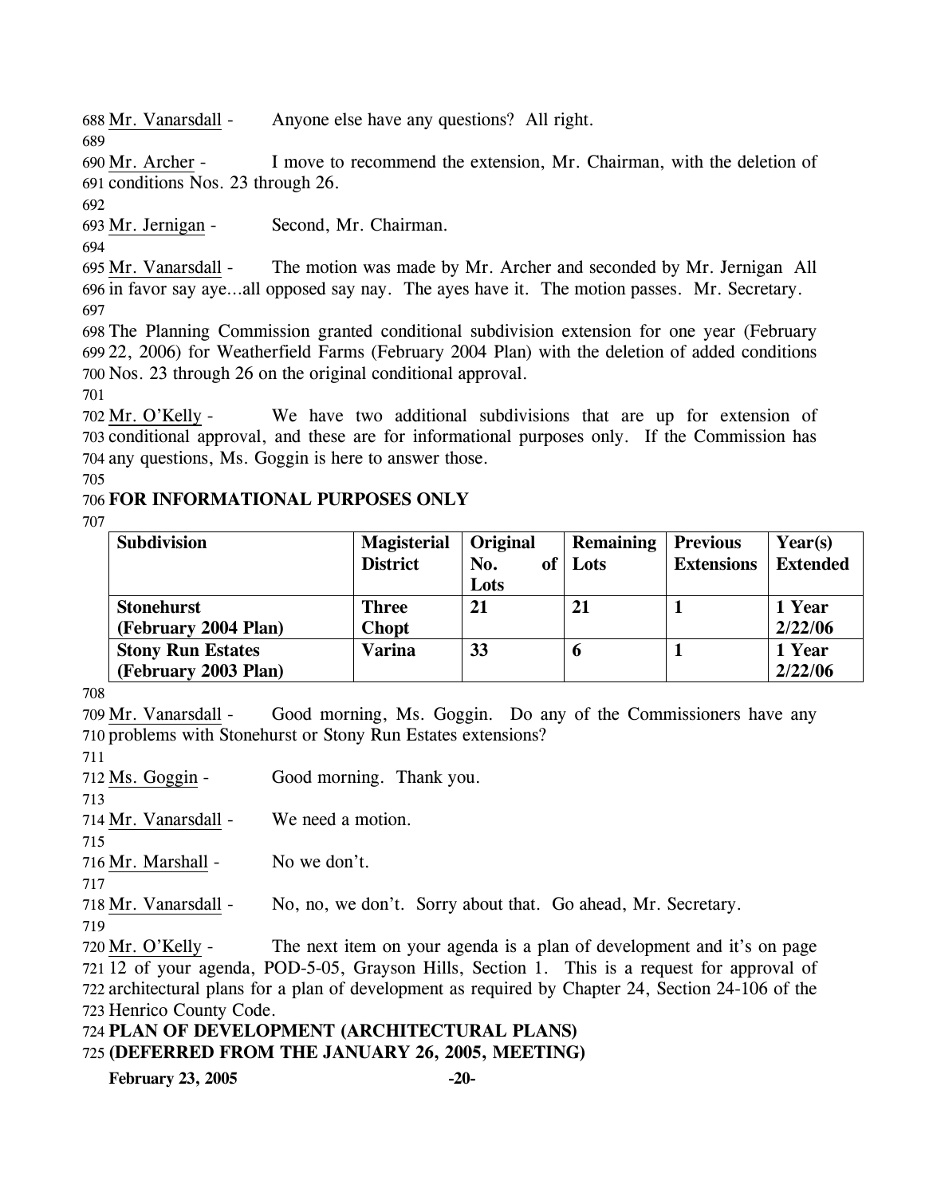Mr. Vanarsdall - Anyone else have any questions? All right.

Mr. Archer - I move to recommend the extension, Mr. Chairman, with the deletion of conditions Nos. 23 through 26.

Mr. Jernigan - Second, Mr. Chairman.

Mr. Vanarsdall - The motion was made by Mr. Archer and seconded by Mr. Jernigan All in favor say aye…all opposed say nay. The ayes have it. The motion passes. Mr. Secretary.

The Planning Commission granted conditional subdivision extension for one year (February 22, 2006) for Weatherfield Farms (February 2004 Plan) with the deletion of added conditions Nos. 23 through 26 on the original conditional approval.

Mr. O'Kelly - We have two additional subdivisions that are up for extension of conditional approval, and these are for informational purposes only. If the Commission has any questions, Ms. Goggin is here to answer those.

**FOR INFORMATIONAL PURPOSES ONLY**

| Subdivision | Magisterial District | Original No. of Lots | Remaining Lots | Previous Extensions | Year(s) Extended |
|---|---|---|---|---|---|
| **Stonehurst (February 2004 Plan)** | **Three Chopt** | **21** | **21** | **1** | **1 Year 2/22/06** |
| **Stony Run Estates (February 2003 Plan)** | **Varina** | **33** | **6** | **1** | **1 Year 2/22/06** |

Mr. Vanarsdall - Good morning, Ms. Goggin. Do any of the Commissioners have any problems with Stonehurst or Stony Run Estates extensions?

Ms. Goggin - Good morning. Thank you.

Mr. Vanarsdall - We need a motion.

Mr. Marshall - No we don't.

Mr. Vanarsdall - No, no, we don't. Sorry about that. Go ahead, Mr. Secretary.

Mr. O'Kelly - The next item on your agenda is a plan of development and it's on page 12 of your agenda, POD-5-05, Grayson Hills, Section 1. This is a request for approval of architectural plans for a plan of development as required by Chapter 24, Section 24-106 of the Henrico County Code.

**PLAN OF DEVELOPMENT (ARCHITECTURAL PLANS)**
**(DEFERRED FROM THE JANUARY 26, 2005, MEETING)**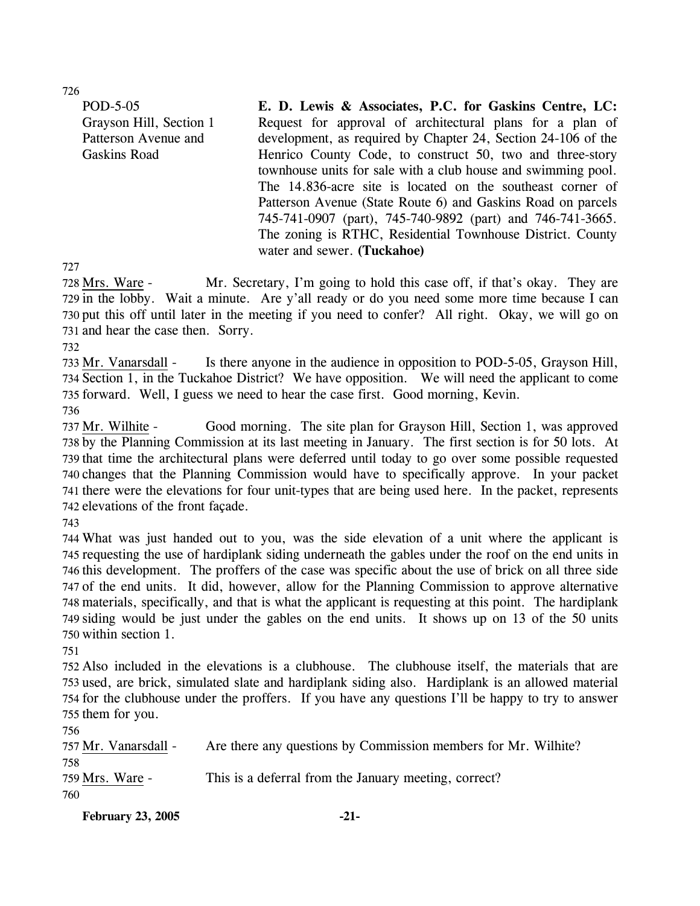POD-5-05
Grayson Hill, Section 1
Patterson Avenue and
Gaskins Road

**E. D. Lewis & Associates, P.C. for Gaskins Centre, LC:** Request for approval of architectural plans for a plan of development, as required by Chapter 24, Section 24-106 of the Henrico County Code, to construct 50, two and three-story townhouse units for sale with a club house and swimming pool. The 14.836-acre site is located on the southeast corner of Patterson Avenue (State Route 6) and Gaskins Road on parcels 745-741-0907 (part), 745-740-9892 (part) and 746-741-3665. The zoning is RTHC, Residential Townhouse District. County water and sewer. **(Tuckahoe)**

Mrs. Ware - Mr. Secretary, I'm going to hold this case off, if that's okay. They are in the lobby. Wait a minute. Are y'all ready or do you need some more time because I can put this off until later in the meeting if you need to confer? All right. Okay, we will go on and hear the case then. Sorry.

Mr. Vanarsdall - Is there anyone in the audience in opposition to POD-5-05, Grayson Hill, Section 1, in the Tuckahoe District? We have opposition. We will need the applicant to come forward. Well, I guess we need to hear the case first. Good morning, Kevin.

Mr. Wilhite - Good morning. The site plan for Grayson Hill, Section 1, was approved by the Planning Commission at its last meeting in January. The first section is for 50 lots. At that time the architectural plans were deferred until today to go over some possible requested changes that the Planning Commission would have to specifically approve. In your packet there were the elevations for four unit-types that are being used here. In the packet, represents elevations of the front façade.

What was just handed out to you, was the side elevation of a unit where the applicant is requesting the use of hardiplank siding underneath the gables under the roof on the end units in this development. The proffers of the case was specific about the use of brick on all three side of the end units. It did, however, allow for the Planning Commission to approve alternative materials, specifically, and that is what the applicant is requesting at this point. The hardiplank siding would be just under the gables on the end units. It shows up on 13 of the 50 units within section 1.

Also included in the elevations is a clubhouse. The clubhouse itself, the materials that are used, are brick, simulated slate and hardiplank siding also. Hardiplank is an allowed material for the clubhouse under the proffers. If you have any questions I'll be happy to try to answer them for you.

Mr. Vanarsdall - Are there any questions by Commission members for Mr. Wilhite?

Mrs. Ware - This is a deferral from the January meeting, correct?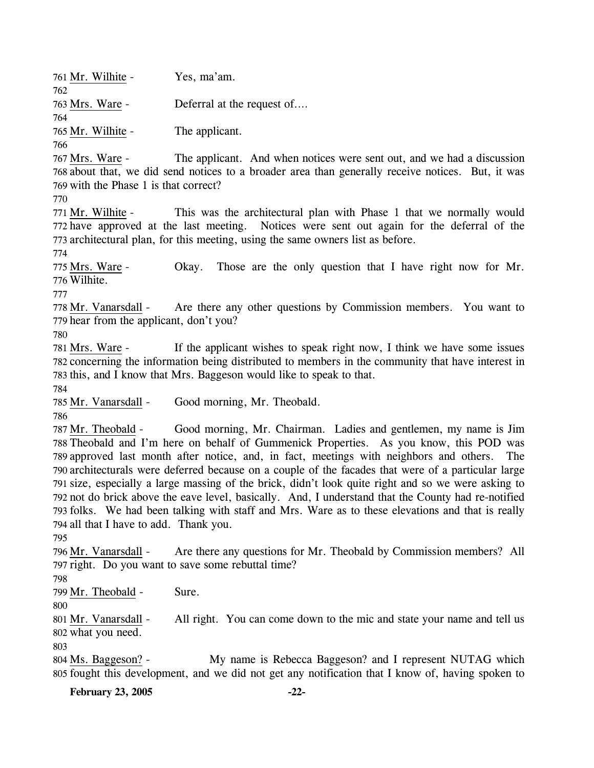761 Mr. Wilhite - Yes, ma'am.

762

763 Mrs. Ware - Deferral at the request of….

764

765 Mr. Wilhite - The applicant.

766

767 Mrs. Ware - The applicant. And when notices were sent out, and we had a discussion
768 about that, we did send notices to a broader area than generally receive notices. But, it was
769 with the Phase 1 is that correct?

770

771 Mr. Wilhite - This was the architectural plan with Phase 1 that we normally would
772 have approved at the last meeting. Notices were sent out again for the deferral of the
773 architectural plan, for this meeting, using the same owners list as before.

774

775 Mrs. Ware - Okay. Those are the only question that I have right now for Mr.
776 Wilhite.

777

778 Mr. Vanarsdall - Are there any other questions by Commission members. You want to
779 hear from the applicant, don't you?

780

781 Mrs. Ware - If the applicant wishes to speak right now, I think we have some issues
782 concerning the information being distributed to members in the community that have interest in
783 this, and I know that Mrs. Baggeson would like to speak to that.

784

785 Mr. Vanarsdall - Good morning, Mr. Theobald.

786

787 Mr. Theobald - Good morning, Mr. Chairman. Ladies and gentlemen, my name is Jim
788 Theobald and I'm here on behalf of Gummenick Properties. As you know, this POD was
789 approved last month after notice, and, in fact, meetings with neighbors and others. The
790 architecturals were deferred because on a couple of the facades that were of a particular large
791 size, especially a large massing of the brick, didn't look quite right and so we were asking to
792 not do brick above the eave level, basically. And, I understand that the County had re-notified
793 folks. We had been talking with staff and Mrs. Ware as to these elevations and that is really
794 all that I have to add. Thank you.

795

796 Mr. Vanarsdall - Are there any questions for Mr. Theobald by Commission members? All
797 right. Do you want to save some rebuttal time?

798

799 Mr. Theobald - Sure.

800

801 Mr. Vanarsdall - All right. You can come down to the mic and state your name and tell us
802 what you need.

803

804 Ms. Baggeson? - My name is Rebecca Baggeson? and I represent NUTAG which
805 fought this development, and we did not get any notification that I know of, having spoken to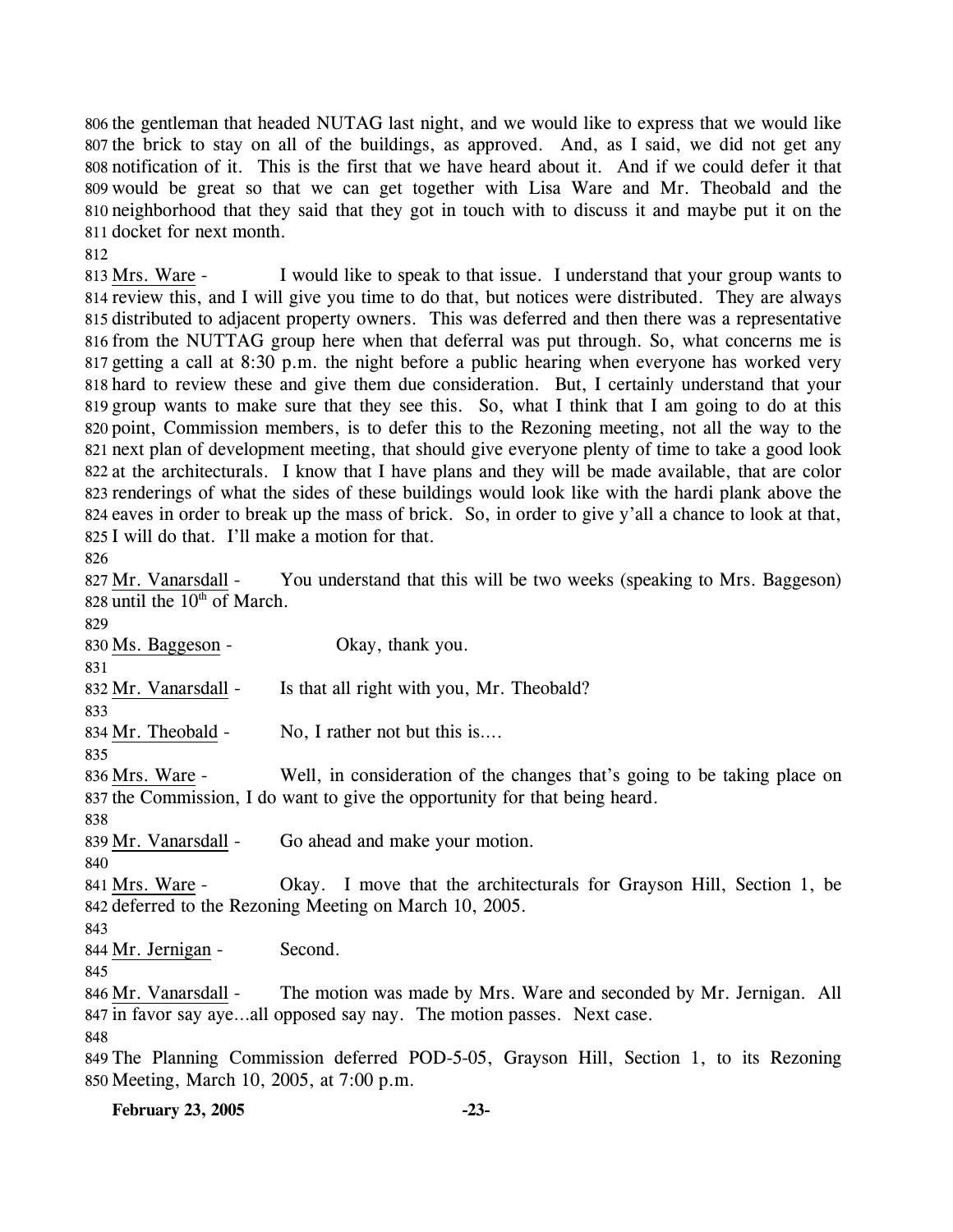the gentleman that headed NUTAG last night, and we would like to express that we would like the brick to stay on all of the buildings, as approved. And, as I said, we did not get any notification of it. This is the first that we have heard about it. And if we could defer it that would be great so that we can get together with Lisa Ware and Mr. Theobald and the neighborhood that they said that they got in touch with to discuss it and maybe put it on the docket for next month.

Mrs. Ware - I would like to speak to that issue. I understand that your group wants to review this, and I will give you time to do that, but notices were distributed. They are always distributed to adjacent property owners. This was deferred and then there was a representative from the NUTTAG group here when that deferral was put through. So, what concerns me is getting a call at 8:30 p.m. the night before a public hearing when everyone has worked very hard to review these and give them due consideration. But, I certainly understand that your group wants to make sure that they see this. So, what I think that I am going to do at this point, Commission members, is to defer this to the Rezoning meeting, not all the way to the next plan of development meeting, that should give everyone plenty of time to take a good look at the architecturals. I know that I have plans and they will be made available, that are color renderings of what the sides of these buildings would look like with the hardi plank above the eaves in order to break up the mass of brick. So, in order to give y'all a chance to look at that, I will do that. I'll make a motion for that.

Mr. Vanarsdall - You understand that this will be two weeks (speaking to Mrs. Baggeson) until the 10th of March.

Ms. Baggeson - Okay, thank you.

Mr. Vanarsdall - Is that all right with you, Mr. Theobald?

Mr. Theobald - No, I rather not but this is....

Mrs. Ware - Well, in consideration of the changes that's going to be taking place on the Commission, I do want to give the opportunity for that being heard.

Mr. Vanarsdall - Go ahead and make your motion.

Mrs. Ware - Okay. I move that the architecturals for Grayson Hill, Section 1, be deferred to the Rezoning Meeting on March 10, 2005.

Mr. Jernigan - Second.

Mr. Vanarsdall - The motion was made by Mrs. Ware and seconded by Mr. Jernigan. All in favor say aye...all opposed say nay. The motion passes. Next case.

The Planning Commission deferred POD-5-05, Grayson Hill, Section 1, to its Rezoning Meeting, March 10, 2005, at 7:00 p.m.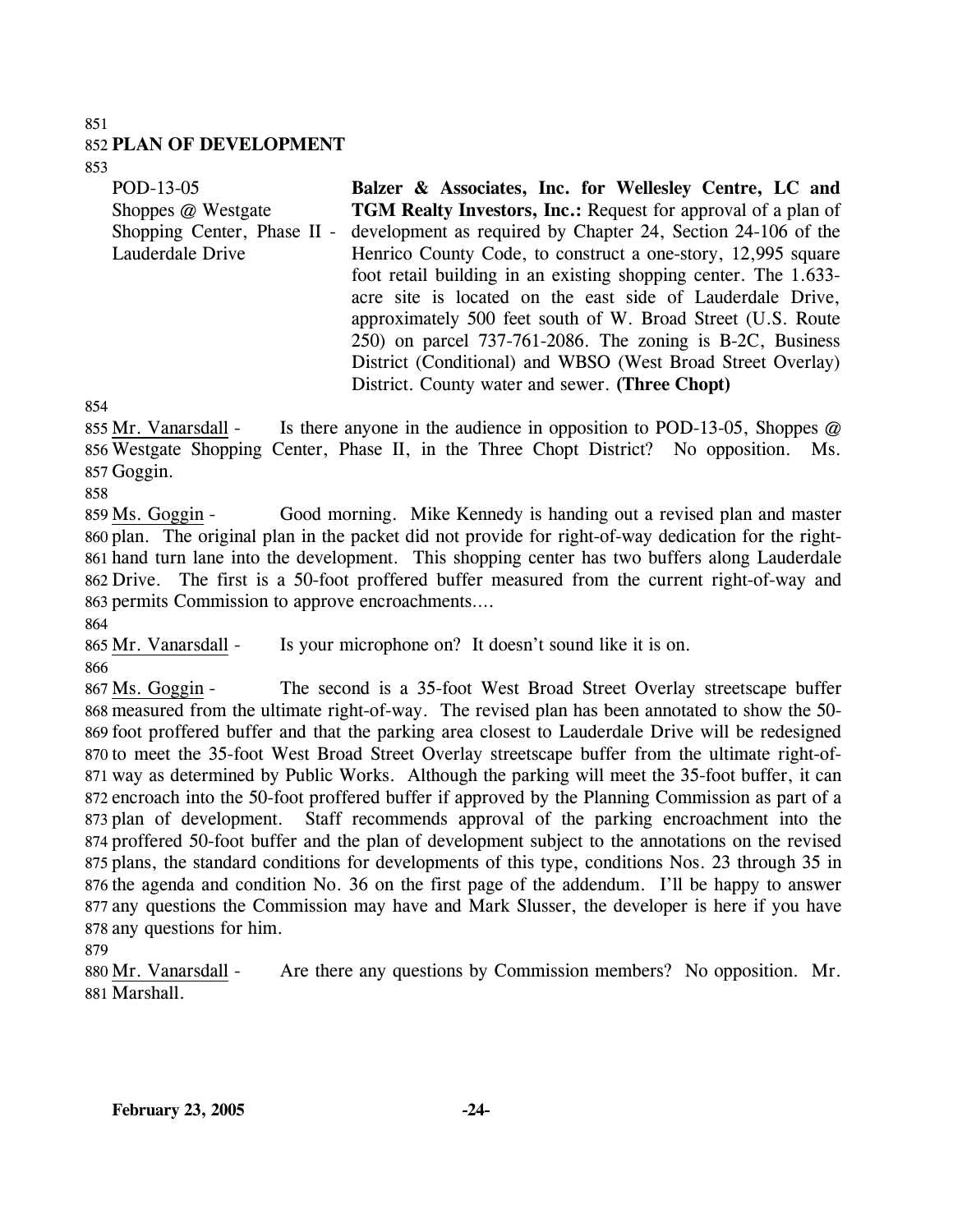## PLAN OF DEVELOPMENT

| | |
|---|---|
| POD-13-05<br>Shoppes @ Westgate<br>Shopping Center, Phase II - Lauderdale Drive | **Balzer & Associates, Inc. for Wellesley Centre, LC and TGM Realty Investors, Inc.:** Request for approval of a plan of development as required by Chapter 24, Section 24-106 of the Henrico County Code, to construct a one-story, 12,995 square foot retail building in an existing shopping center. The 1.633-acre site is located on the east side of Lauderdale Drive, approximately 500 feet south of W. Broad Street (U.S. Route 250) on parcel 737-761-2086. The zoning is B-2C, Business District (Conditional) and WBSO (West Broad Street Overlay) District. County water and sewer. **(Three Chopt)** |

Mr. Vanarsdall - Is there anyone in the audience in opposition to POD-13-05, Shoppes @ Westgate Shopping Center, Phase II, in the Three Chopt District? No opposition. Ms. Goggin.

Ms. Goggin - Good morning. Mike Kennedy is handing out a revised plan and master plan. The original plan in the packet did not provide for right-of-way dedication for the right-hand turn lane into the development. This shopping center has two buffers along Lauderdale Drive. The first is a 50-foot proffered buffer measured from the current right-of-way and permits Commission to approve encroachments....

Mr. Vanarsdall - Is your microphone on? It doesn't sound like it is on.

Ms. Goggin - The second is a 35-foot West Broad Street Overlay streetscape buffer measured from the ultimate right-of-way. The revised plan has been annotated to show the 50-foot proffered buffer and that the parking area closest to Lauderdale Drive will be redesigned to meet the 35-foot West Broad Street Overlay streetscape buffer from the ultimate right-of-way as determined by Public Works. Although the parking will meet the 35-foot buffer, it can encroach into the 50-foot proffered buffer if approved by the Planning Commission as part of a plan of development. Staff recommends approval of the parking encroachment into the proffered 50-foot buffer and the plan of development subject to the annotations on the revised plans, the standard conditions for developments of this type, conditions Nos. 23 through 35 in the agenda and condition No. 36 on the first page of the addendum. I'll be happy to answer any questions the Commission may have and Mark Slusser, the developer is here if you have any questions for him.

Mr. Vanarsdall - Are there any questions by Commission members? No opposition. Mr. Marshall.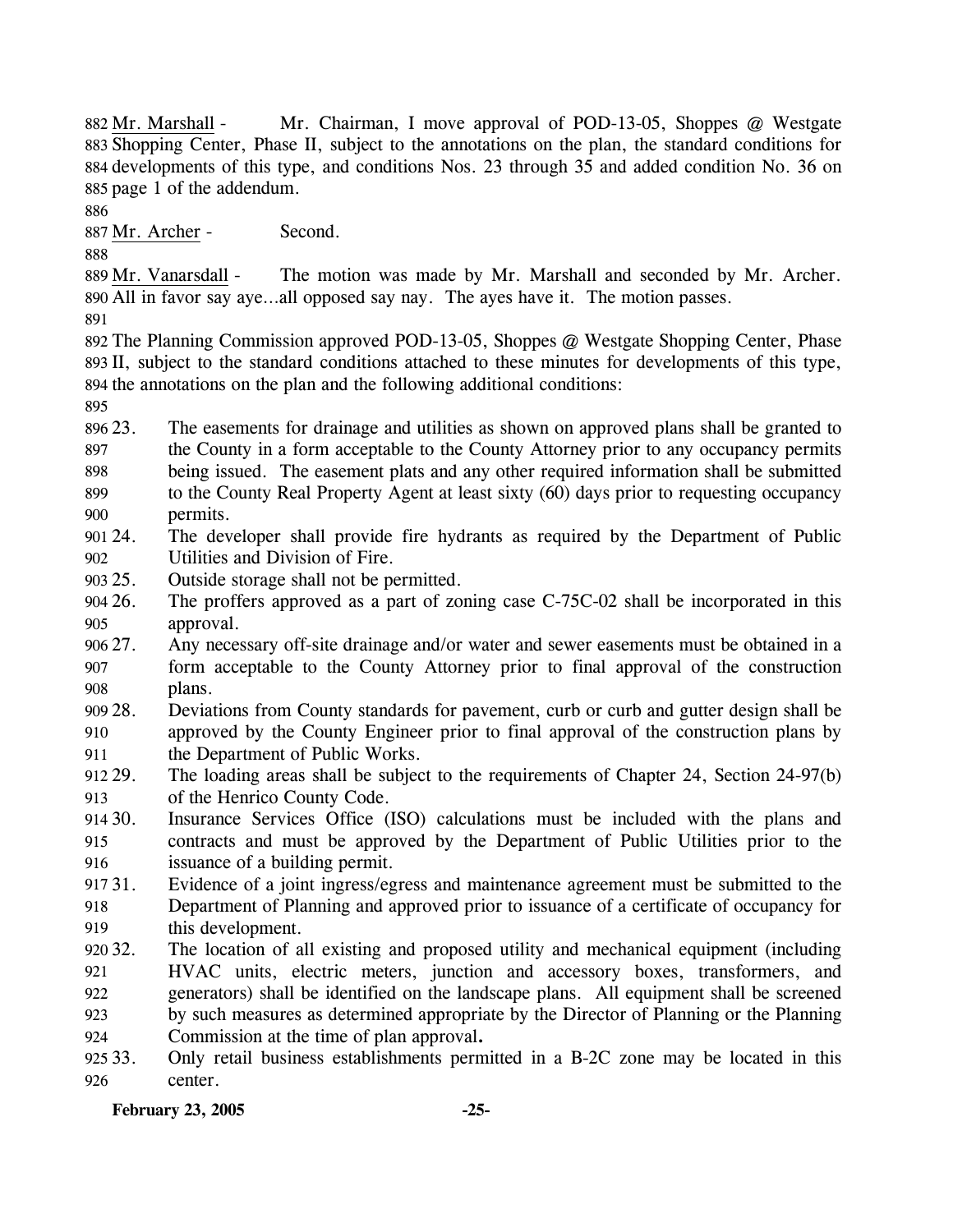Mr. Marshall - Mr. Chairman, I move approval of POD-13-05, Shoppes @ Westgate Shopping Center, Phase II, subject to the annotations on the plan, the standard conditions for developments of this type, and conditions Nos. 23 through 35 and added condition No. 36 on page 1 of the addendum.

Mr. Archer - Second.

Mr. Vanarsdall - The motion was made by Mr. Marshall and seconded by Mr. Archer. All in favor say aye…all opposed say nay. The ayes have it. The motion passes.

The Planning Commission approved POD-13-05, Shoppes @ Westgate Shopping Center, Phase II, subject to the standard conditions attached to these minutes for developments of this type, the annotations on the plan and the following additional conditions:

23. The easements for drainage and utilities as shown on approved plans shall be granted to the County in a form acceptable to the County Attorney prior to any occupancy permits being issued. The easement plats and any other required information shall be submitted to the County Real Property Agent at least sixty (60) days prior to requesting occupancy permits.
24. The developer shall provide fire hydrants as required by the Department of Public Utilities and Division of Fire.
25. Outside storage shall not be permitted.
26. The proffers approved as a part of zoning case C-75C-02 shall be incorporated in this approval.
27. Any necessary off-site drainage and/or water and sewer easements must be obtained in a form acceptable to the County Attorney prior to final approval of the construction plans.
28. Deviations from County standards for pavement, curb or curb and gutter design shall be approved by the County Engineer prior to final approval of the construction plans by the Department of Public Works.
29. The loading areas shall be subject to the requirements of Chapter 24, Section 24-97(b) of the Henrico County Code.
30. Insurance Services Office (ISO) calculations must be included with the plans and contracts and must be approved by the Department of Public Utilities prior to the issuance of a building permit.
31. Evidence of a joint ingress/egress and maintenance agreement must be submitted to the Department of Planning and approved prior to issuance of a certificate of occupancy for this development.
32. The location of all existing and proposed utility and mechanical equipment (including HVAC units, electric meters, junction and accessory boxes, transformers, and generators) shall be identified on the landscape plans. All equipment shall be screened by such measures as determined appropriate by the Director of Planning or the Planning Commission at the time of plan approval.
33. Only retail business establishments permitted in a B-2C zone may be located in this center.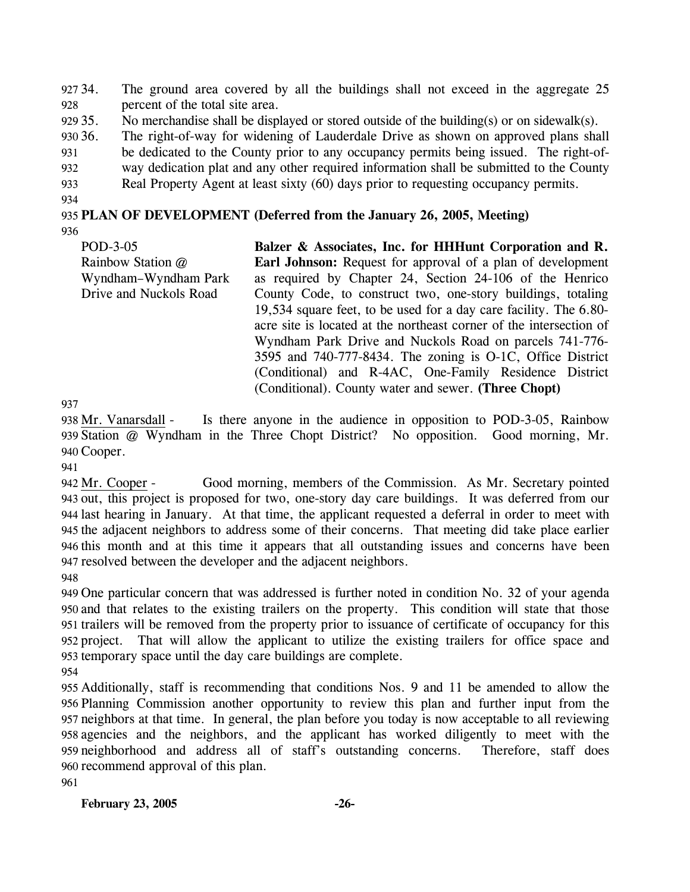34. The ground area covered by all the buildings shall not exceed in the aggregate 25 percent of the total site area.
35. No merchandise shall be displayed or stored outside of the building(s) or on sidewalk(s).
36. The right-of-way for widening of Lauderdale Drive as shown on approved plans shall be dedicated to the County prior to any occupancy permits being issued. The right-of-way dedication plat and any other required information shall be submitted to the County Real Property Agent at least sixty (60) days prior to requesting occupancy permits.

**PLAN OF DEVELOPMENT (Deferred from the January 26, 2005, Meeting)**

POD-3-05
Rainbow Station @ Wyndham–Wyndham Park Drive and Nuckols Road

**Balzer & Associates, Inc. for HHHunt Corporation and R. Earl Johnson:** Request for approval of a plan of development as required by Chapter 24, Section 24-106 of the Henrico County Code, to construct two, one-story buildings, totaling 19,534 square feet, to be used for a day care facility. The 6.80-acre site is located at the northeast corner of the intersection of Wyndham Park Drive and Nuckols Road on parcels 741-776-3595 and 740-777-8434. The zoning is O-1C, Office District (Conditional) and R-4AC, One-Family Residence District (Conditional). County water and sewer. **(Three Chopt)**

Mr. Vanarsdall - Is there anyone in the audience in opposition to POD-3-05, Rainbow Station @ Wyndham in the Three Chopt District? No opposition. Good morning, Mr. Cooper.

Mr. Cooper - Good morning, members of the Commission. As Mr. Secretary pointed out, this project is proposed for two, one-story day care buildings. It was deferred from our last hearing in January. At that time, the applicant requested a deferral in order to meet with the adjacent neighbors to address some of their concerns. That meeting did take place earlier this month and at this time it appears that all outstanding issues and concerns have been resolved between the developer and the adjacent neighbors.

One particular concern that was addressed is further noted in condition No. 32 of your agenda and that relates to the existing trailers on the property. This condition will state that those trailers will be removed from the property prior to issuance of certificate of occupancy for this project. That will allow the applicant to utilize the existing trailers for office space and temporary space until the day care buildings are complete.

Additionally, staff is recommending that conditions Nos. 9 and 11 be amended to allow the Planning Commission another opportunity to review this plan and further input from the neighbors at that time. In general, the plan before you today is now acceptable to all reviewing agencies and the neighbors, and the applicant has worked diligently to meet with the neighborhood and address all of staff's outstanding concerns. Therefore, staff does recommend approval of this plan.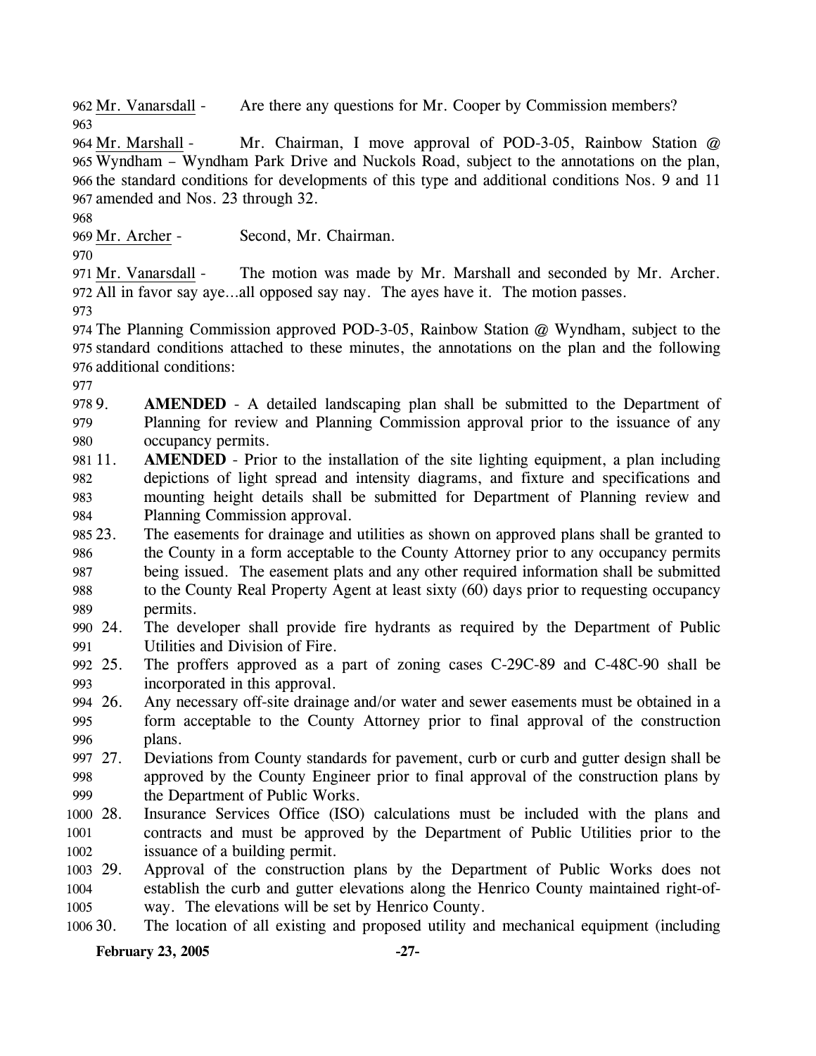Mr. Vanarsdall - Are there any questions for Mr. Cooper by Commission members?

Mr. Marshall - Mr. Chairman, I move approval of POD-3-05, Rainbow Station @ Wyndham – Wyndham Park Drive and Nuckols Road, subject to the annotations on the plan, the standard conditions for developments of this type and additional conditions Nos. 9 and 11 amended and Nos. 23 through 32.

Mr. Archer - Second, Mr. Chairman.

Mr. Vanarsdall - The motion was made by Mr. Marshall and seconded by Mr. Archer. All in favor say aye…all opposed say nay. The ayes have it. The motion passes.

The Planning Commission approved POD-3-05, Rainbow Station @ Wyndham, subject to the standard conditions attached to these minutes, the annotations on the plan and the following additional conditions:

9. **AMENDED** - A detailed landscaping plan shall be submitted to the Department of Planning for review and Planning Commission approval prior to the issuance of any occupancy permits.
11. **AMENDED** - Prior to the installation of the site lighting equipment, a plan including depictions of light spread and intensity diagrams, and fixture and specifications and mounting height details shall be submitted for Department of Planning review and Planning Commission approval.
23. The easements for drainage and utilities as shown on approved plans shall be granted to the County in a form acceptable to the County Attorney prior to any occupancy permits being issued. The easement plats and any other required information shall be submitted to the County Real Property Agent at least sixty (60) days prior to requesting occupancy permits.
24. The developer shall provide fire hydrants as required by the Department of Public Utilities and Division of Fire.
25. The proffers approved as a part of zoning cases C-29C-89 and C-48C-90 shall be incorporated in this approval.
26. Any necessary off-site drainage and/or water and sewer easements must be obtained in a form acceptable to the County Attorney prior to final approval of the construction plans.
27. Deviations from County standards for pavement, curb or curb and gutter design shall be approved by the County Engineer prior to final approval of the construction plans by the Department of Public Works.
28. Insurance Services Office (ISO) calculations must be included with the plans and contracts and must be approved by the Department of Public Utilities prior to the issuance of a building permit.
29. Approval of the construction plans by the Department of Public Works does not establish the curb and gutter elevations along the Henrico County maintained right-of-way. The elevations will be set by Henrico County.
30. The location of all existing and proposed utility and mechanical equipment (including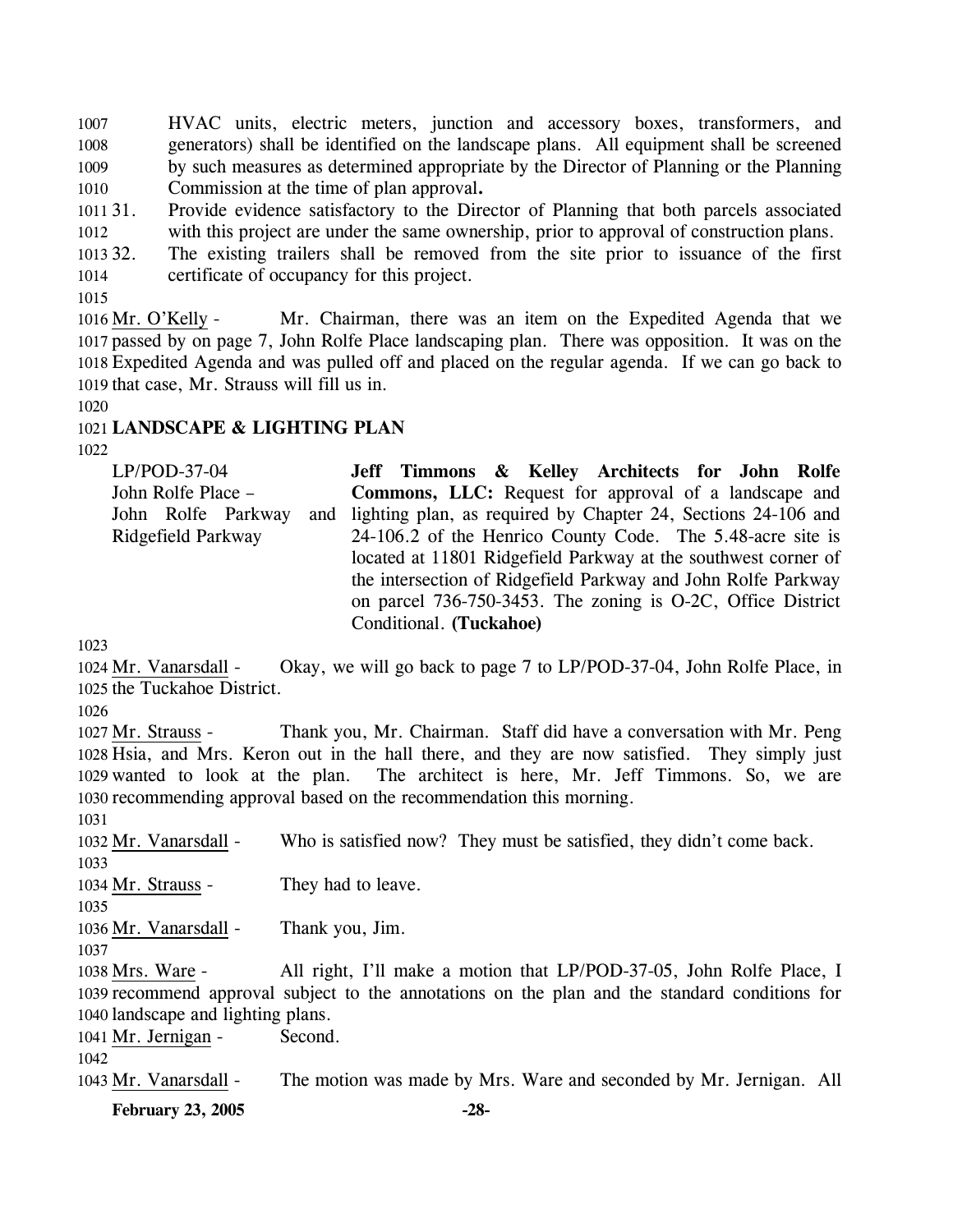HVAC units, electric meters, junction and accessory boxes, transformers, and generators) shall be identified on the landscape plans. All equipment shall be screened by such measures as determined appropriate by the Director of Planning or the Planning Commission at the time of plan approval**.**

31. Provide evidence satisfactory to the Director of Planning that both parcels associated with this project are under the same ownership, prior to approval of construction plans.
32. The existing trailers shall be removed from the site prior to issuance of the first certificate of occupancy for this project.

Mr. O'Kelly - Mr. Chairman, there was an item on the Expedited Agenda that we passed by on page 7, John Rolfe Place landscaping plan. There was opposition. It was on the Expedited Agenda and was pulled off and placed on the regular agenda. If we can go back to that case, Mr. Strauss will fill us in.

**LANDSCAPE & LIGHTING PLAN**

| | |
|---|---|
| LP/POD-37-04<br>John Rolfe Place –<br>John Rolfe Parkway and Ridgefield Parkway | **Jeff Timmons & Kelley Architects for John Rolfe Commons, LLC:** Request for approval of a landscape and lighting plan, as required by Chapter 24, Sections 24-106 and 24-106.2 of the Henrico County Code. The 5.48-acre site is located at 11801 Ridgefield Parkway at the southwest corner of the intersection of Ridgefield Parkway and John Rolfe Parkway on parcel 736-750-3453. The zoning is O-2C, Office District Conditional. **(Tuckahoe)** |

Mr. Vanarsdall - Okay, we will go back to page 7 to LP/POD-37-04, John Rolfe Place, in the Tuckahoe District.

Mr. Strauss - Thank you, Mr. Chairman. Staff did have a conversation with Mr. Peng Hsia, and Mrs. Keron out in the hall there, and they are now satisfied. They simply just wanted to look at the plan. The architect is here, Mr. Jeff Timmons. So, we are recommending approval based on the recommendation this morning.

Mr. Vanarsdall - Who is satisfied now? They must be satisfied, they didn't come back.

Mr. Strauss - They had to leave.

Mr. Vanarsdall - Thank you, Jim.

Mrs. Ware - All right, I'll make a motion that LP/POD-37-05, John Rolfe Place, I recommend approval subject to the annotations on the plan and the standard conditions for landscape and lighting plans.

Mr. Jernigan - Second.

Mr. Vanarsdall - The motion was made by Mrs. Ware and seconded by Mr. Jernigan. All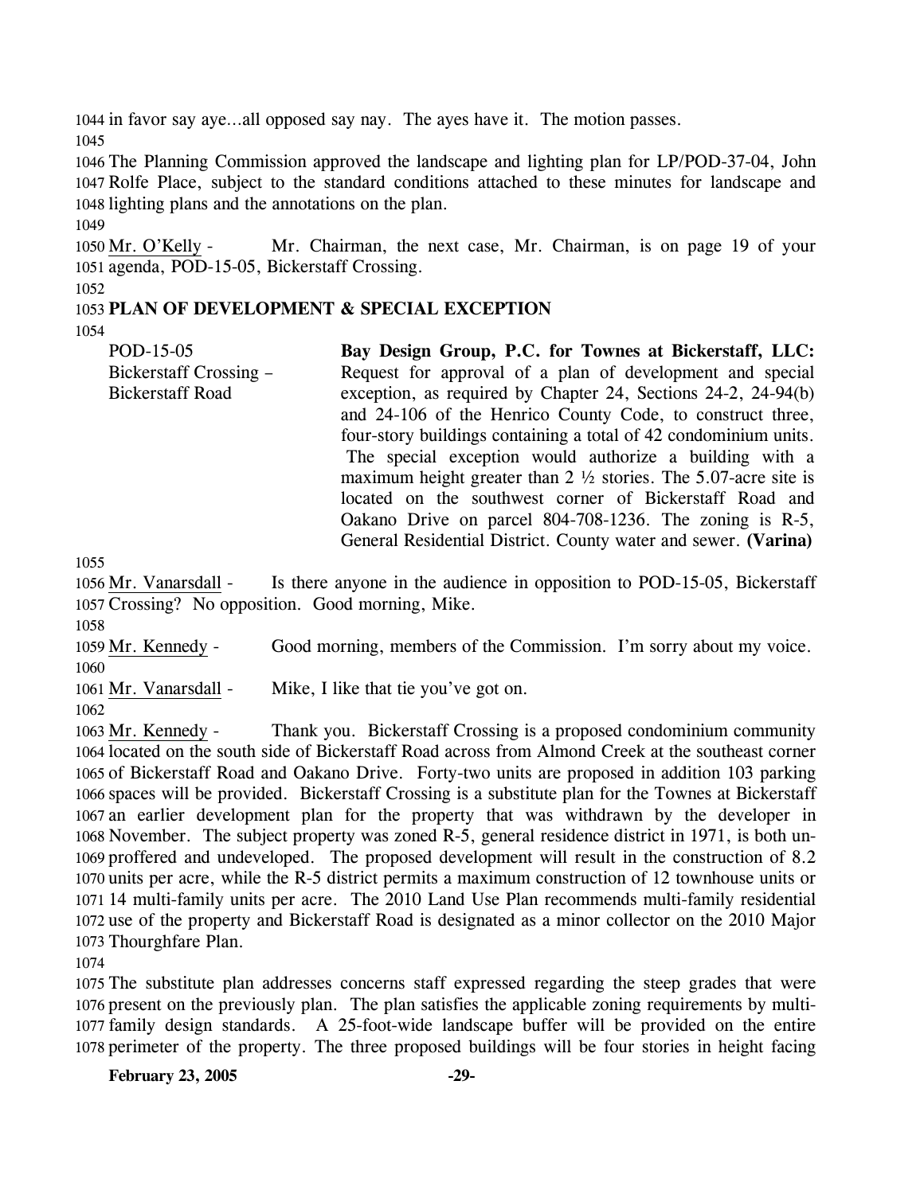in favor say aye…all opposed say nay. The ayes have it. The motion passes.

The Planning Commission approved the landscape and lighting plan for LP/POD-37-04, John Rolfe Place, subject to the standard conditions attached to these minutes for landscape and lighting plans and the annotations on the plan.

Mr. O'Kelly - Mr. Chairman, the next case, Mr. Chairman, is on page 19 of your agenda, POD-15-05, Bickerstaff Crossing.

**PLAN OF DEVELOPMENT & SPECIAL EXCEPTION**

POD-15-05
Bickerstaff Crossing – Bickerstaff Road

**Bay Design Group, P.C. for Townes at Bickerstaff, LLC:** Request for approval of a plan of development and special exception, as required by Chapter 24, Sections 24-2, 24-94(b) and 24-106 of the Henrico County Code, to construct three, four-story buildings containing a total of 42 condominium units. The special exception would authorize a building with a maximum height greater than 2 ½ stories. The 5.07-acre site is located on the southwest corner of Bickerstaff Road and Oakano Drive on parcel 804-708-1236. The zoning is R-5, General Residential District. County water and sewer. **(Varina)**

Mr. Vanarsdall - Is there anyone in the audience in opposition to POD-15-05, Bickerstaff Crossing? No opposition. Good morning, Mike.

Mr. Kennedy - Good morning, members of the Commission. I'm sorry about my voice.

Mr. Vanarsdall - Mike, I like that tie you've got on.

Mr. Kennedy - Thank you. Bickerstaff Crossing is a proposed condominium community located on the south side of Bickerstaff Road across from Almond Creek at the southeast corner of Bickerstaff Road and Oakano Drive. Forty-two units are proposed in addition 103 parking spaces will be provided. Bickerstaff Crossing is a substitute plan for the Townes at Bickerstaff an earlier development plan for the property that was withdrawn by the developer in November. The subject property was zoned R-5, general residence district in 1971, is both un-proffered and undeveloped. The proposed development will result in the construction of 8.2 units per acre, while the R-5 district permits a maximum construction of 12 townhouse units or 14 multi-family units per acre. The 2010 Land Use Plan recommends multi-family residential use of the property and Bickerstaff Road is designated as a minor collector on the 2010 Major Thourghfare Plan.

The substitute plan addresses concerns staff expressed regarding the steep grades that were present on the previously plan. The plan satisfies the applicable zoning requirements by multi-family design standards. A 25-foot-wide landscape buffer will be provided on the entire perimeter of the property. The three proposed buildings will be four stories in height facing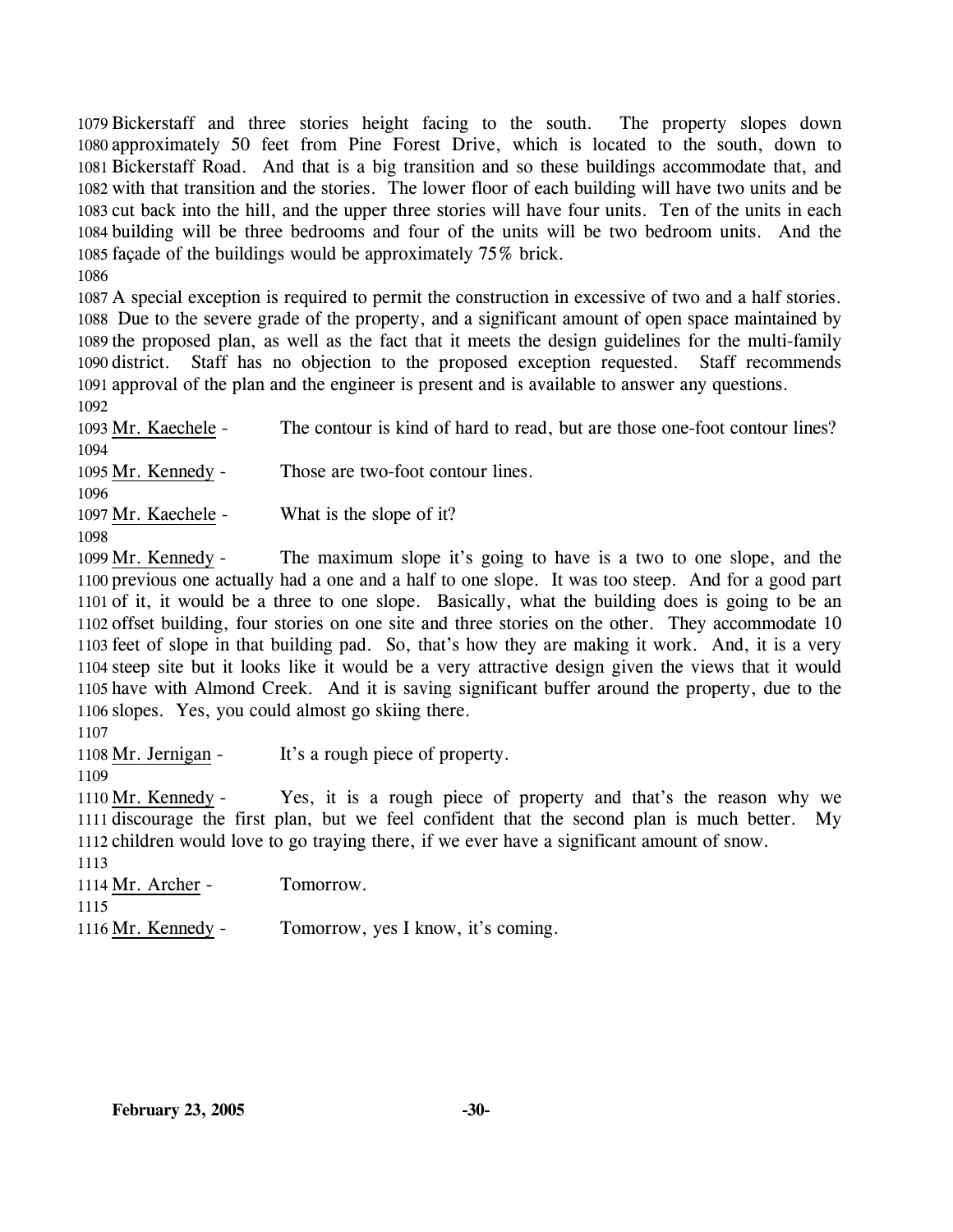Bickerstaff and three stories height facing to the south. The property slopes down approximately 50 feet from Pine Forest Drive, which is located to the south, down to Bickerstaff Road. And that is a big transition and so these buildings accommodate that, and with that transition and the stories. The lower floor of each building will have two units and be cut back into the hill, and the upper three stories will have four units. Ten of the units in each building will be three bedrooms and four of the units will be two bedroom units. And the façade of the buildings would be approximately 75% brick.

A special exception is required to permit the construction in excessive of two and a half stories. Due to the severe grade of the property, and a significant amount of open space maintained by the proposed plan, as well as the fact that it meets the design guidelines for the multi-family district. Staff has no objection to the proposed exception requested. Staff recommends approval of the plan and the engineer is present and is available to answer any questions.

Mr. Kaechele - The contour is kind of hard to read, but are those one-foot contour lines?

Mr. Kennedy - Those are two-foot contour lines.

Mr. Kaechele - What is the slope of it?

Mr. Kennedy - The maximum slope it's going to have is a two to one slope, and the previous one actually had a one and a half to one slope. It was too steep. And for a good part of it, it would be a three to one slope. Basically, what the building does is going to be an offset building, four stories on one site and three stories on the other. They accommodate 10 feet of slope in that building pad. So, that's how they are making it work. And, it is a very steep site but it looks like it would be a very attractive design given the views that it would have with Almond Creek. And it is saving significant buffer around the property, due to the slopes. Yes, you could almost go skiing there.

Mr. Jernigan - It's a rough piece of property.

Mr. Kennedy - Yes, it is a rough piece of property and that's the reason why we discourage the first plan, but we feel confident that the second plan is much better. My children would love to go traying there, if we ever have a significant amount of snow.

Mr. Archer - Tomorrow.

Mr. Kennedy - Tomorrow, yes I know, it's coming.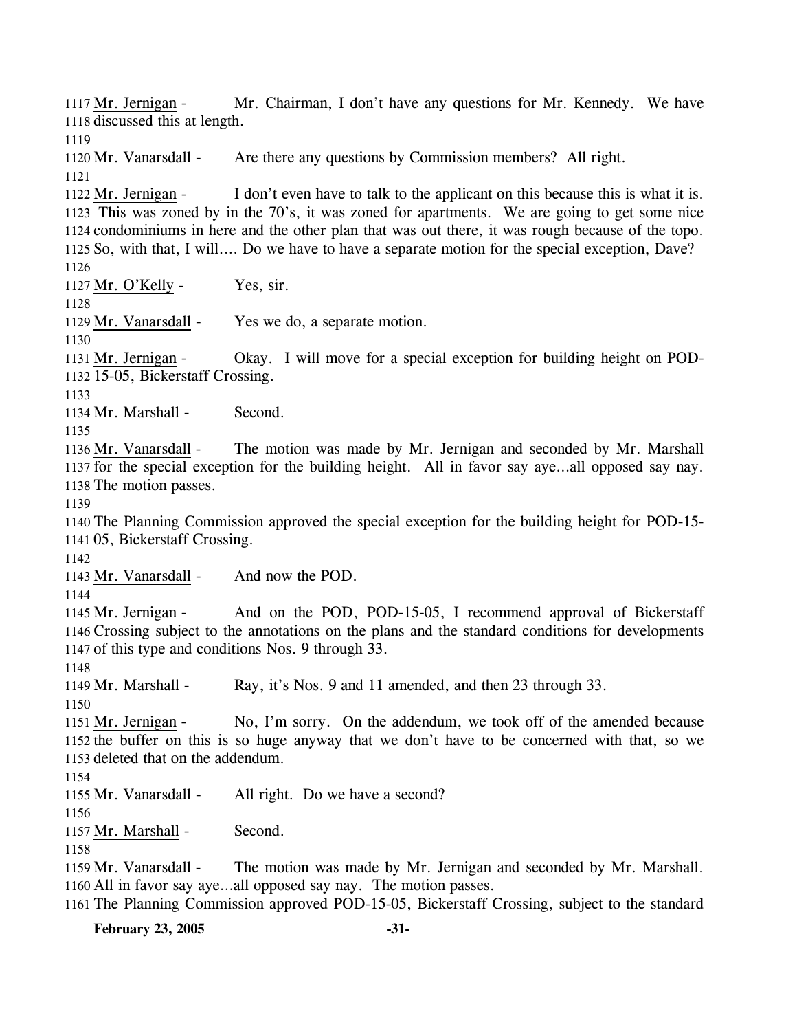Mr. Jernigan - Mr. Chairman, I don't have any questions for Mr. Kennedy. We have discussed this at length.

Mr. Vanarsdall - Are there any questions by Commission members? All right.

Mr. Jernigan - I don't even have to talk to the applicant on this because this is what it is. This was zoned by in the 70's, it was zoned for apartments. We are going to get some nice condominiums in here and the other plan that was out there, it was rough because of the topo. So, with that, I will…. Do we have to have a separate motion for the special exception, Dave?

Mr. O'Kelly - Yes, sir.

Mr. Vanarsdall - Yes we do, a separate motion.

Mr. Jernigan - Okay. I will move for a special exception for building height on POD-15-05, Bickerstaff Crossing.

Mr. Marshall - Second.

Mr. Vanarsdall - The motion was made by Mr. Jernigan and seconded by Mr. Marshall for the special exception for the building height. All in favor say aye…all opposed say nay. The motion passes.

The Planning Commission approved the special exception for the building height for POD-15-05, Bickerstaff Crossing.

Mr. Vanarsdall - And now the POD.

Mr. Jernigan - And on the POD, POD-15-05, I recommend approval of Bickerstaff Crossing subject to the annotations on the plans and the standard conditions for developments of this type and conditions Nos. 9 through 33.

Mr. Marshall - Ray, it's Nos. 9 and 11 amended, and then 23 through 33.

Mr. Jernigan - No, I'm sorry. On the addendum, we took off of the amended because the buffer on this is so huge anyway that we don't have to be concerned with that, so we deleted that on the addendum.

Mr. Vanarsdall - All right. Do we have a second?

Mr. Marshall - Second.

Mr. Vanarsdall - The motion was made by Mr. Jernigan and seconded by Mr. Marshall. All in favor say aye…all opposed say nay. The motion passes.

The Planning Commission approved POD-15-05, Bickerstaff Crossing, subject to the standard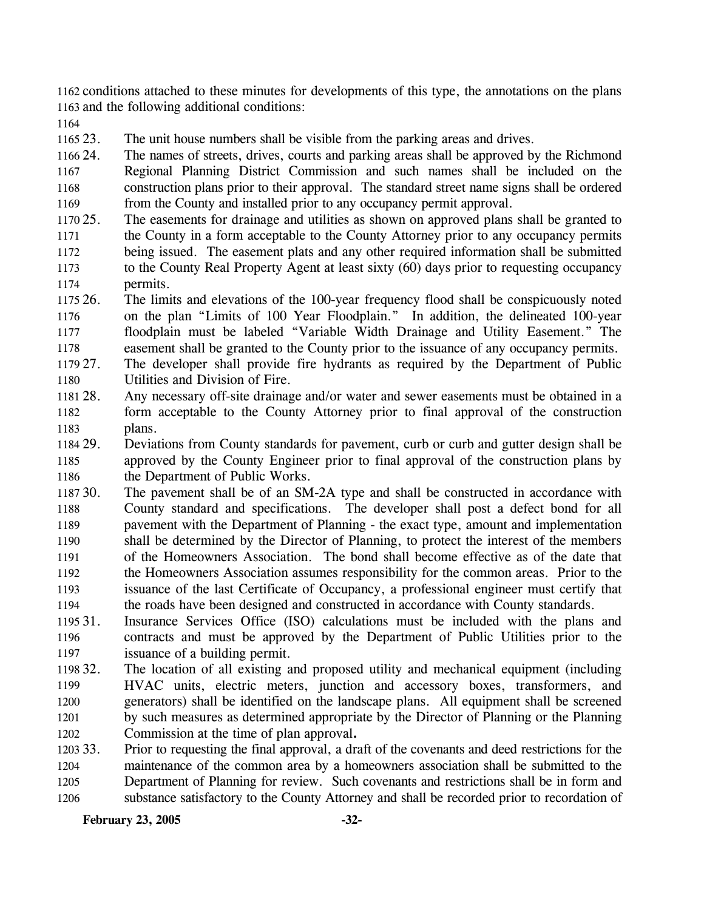conditions attached to these minutes for developments of this type, the annotations on the plans and the following additional conditions:

23. The unit house numbers shall be visible from the parking areas and drives.
24. The names of streets, drives, courts and parking areas shall be approved by the Richmond Regional Planning District Commission and such names shall be included on the construction plans prior to their approval. The standard street name signs shall be ordered from the County and installed prior to any occupancy permit approval.
25. The easements for drainage and utilities as shown on approved plans shall be granted to the County in a form acceptable to the County Attorney prior to any occupancy permits being issued. The easement plats and any other required information shall be submitted to the County Real Property Agent at least sixty (60) days prior to requesting occupancy permits.
26. The limits and elevations of the 100-year frequency flood shall be conspicuously noted on the plan "Limits of 100 Year Floodplain." In addition, the delineated 100-year floodplain must be labeled "Variable Width Drainage and Utility Easement." The easement shall be granted to the County prior to the issuance of any occupancy permits.
27. The developer shall provide fire hydrants as required by the Department of Public Utilities and Division of Fire.
28. Any necessary off-site drainage and/or water and sewer easements must be obtained in a form acceptable to the County Attorney prior to final approval of the construction plans.
29. Deviations from County standards for pavement, curb or curb and gutter design shall be approved by the County Engineer prior to final approval of the construction plans by the Department of Public Works.
30. The pavement shall be of an SM-2A type and shall be constructed in accordance with County standard and specifications. The developer shall post a defect bond for all pavement with the Department of Planning - the exact type, amount and implementation shall be determined by the Director of Planning, to protect the interest of the members of the Homeowners Association. The bond shall become effective as of the date that the Homeowners Association assumes responsibility for the common areas. Prior to the issuance of the last Certificate of Occupancy, a professional engineer must certify that the roads have been designed and constructed in accordance with County standards.
31. Insurance Services Office (ISO) calculations must be included with the plans and contracts and must be approved by the Department of Public Utilities prior to the issuance of a building permit.
32. The location of all existing and proposed utility and mechanical equipment (including HVAC units, electric meters, junction and accessory boxes, transformers, and generators) shall be identified on the landscape plans. All equipment shall be screened by such measures as determined appropriate by the Director of Planning or the Planning Commission at the time of plan approval**.**
33. Prior to requesting the final approval, a draft of the covenants and deed restrictions for the maintenance of the common area by a homeowners association shall be submitted to the Department of Planning for review. Such covenants and restrictions shall be in form and substance satisfactory to the County Attorney and shall be recorded prior to recordation of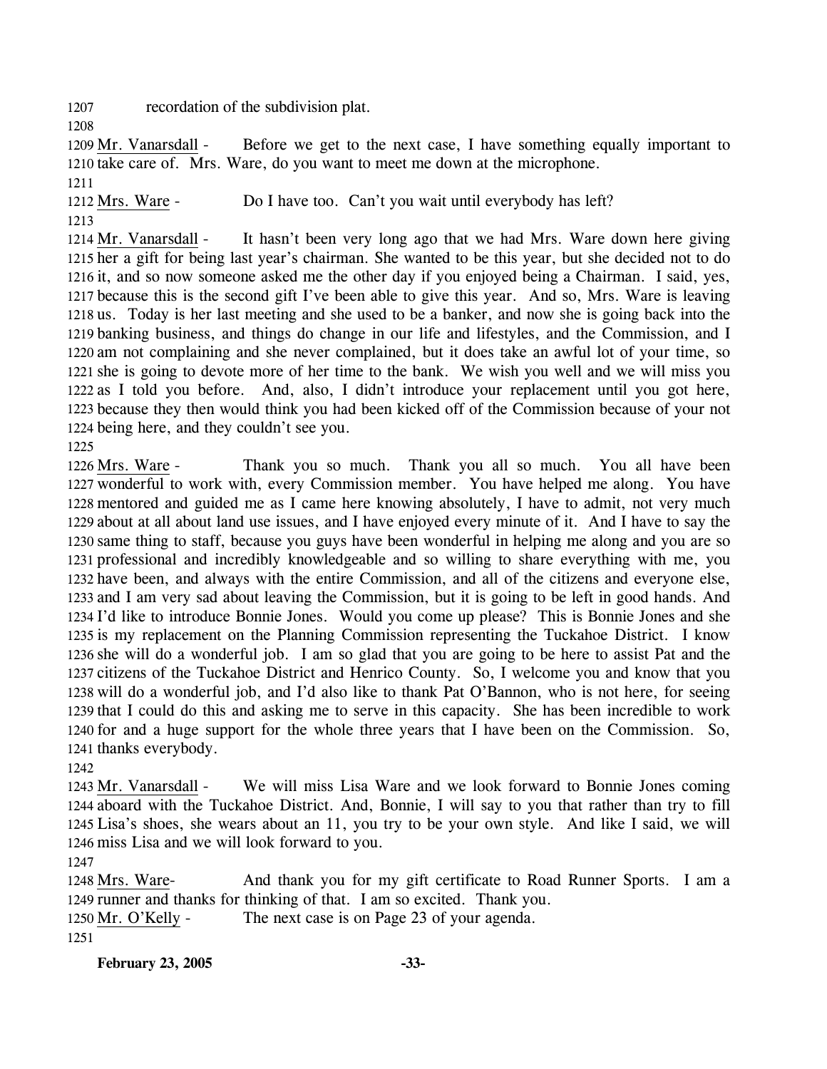1207 recordation of the subdivision plat.

1208

1209 Mr. Vanarsdall - Before we get to the next case, I have something equally important to 1210 take care of. Mrs. Ware, do you want to meet me down at the microphone.

1211

1212 Mrs. Ware - Do I have too. Can't you wait until everybody has left?

1213

1214 Mr. Vanarsdall - It hasn't been very long ago that we had Mrs. Ware down here giving 1215 her a gift for being last year's chairman. She wanted to be this year, but she decided not to do 1216 it, and so now someone asked me the other day if you enjoyed being a Chairman. I said, yes, 1217 because this is the second gift I've been able to give this year. And so, Mrs. Ware is leaving 1218 us. Today is her last meeting and she used to be a banker, and now she is going back into the 1219 banking business, and things do change in our life and lifestyles, and the Commission, and I 1220 am not complaining and she never complained, but it does take an awful lot of your time, so 1221 she is going to devote more of her time to the bank. We wish you well and we will miss you 1222 as I told you before. And, also, I didn't introduce your replacement until you got here, 1223 because they then would think you had been kicked off of the Commission because of your not 1224 being here, and they couldn't see you.

1225

1226 Mrs. Ware - Thank you so much. Thank you all so much. You all have been 1227 wonderful to work with, every Commission member. You have helped me along. You have 1228 mentored and guided me as I came here knowing absolutely, I have to admit, not very much 1229 about at all about land use issues, and I have enjoyed every minute of it. And I have to say the 1230 same thing to staff, because you guys have been wonderful in helping me along and you are so 1231 professional and incredibly knowledgeable and so willing to share everything with me, you 1232 have been, and always with the entire Commission, and all of the citizens and everyone else, 1233 and I am very sad about leaving the Commission, but it is going to be left in good hands. And 1234 I'd like to introduce Bonnie Jones. Would you come up please? This is Bonnie Jones and she 1235 is my replacement on the Planning Commission representing the Tuckahoe District. I know 1236 she will do a wonderful job. I am so glad that you are going to be here to assist Pat and the 1237 citizens of the Tuckahoe District and Henrico County. So, I welcome you and know that you 1238 will do a wonderful job, and I'd also like to thank Pat O'Bannon, who is not here, for seeing 1239 that I could do this and asking me to serve in this capacity. She has been incredible to work 1240 for and a huge support for the whole three years that I have been on the Commission. So, 1241 thanks everybody.

1242

1243 Mr. Vanarsdall - We will miss Lisa Ware and we look forward to Bonnie Jones coming 1244 aboard with the Tuckahoe District. And, Bonnie, I will say to you that rather than try to fill 1245 Lisa's shoes, she wears about an 11, you try to be your own style. And like I said, we will 1246 miss Lisa and we will look forward to you.

1247

1248 Mrs. Ware- And thank you for my gift certificate to Road Runner Sports. I am a 1249 runner and thanks for thinking of that. I am so excited. Thank you.

1250 Mr. O'Kelly - The next case is on Page 23 of your agenda.

1251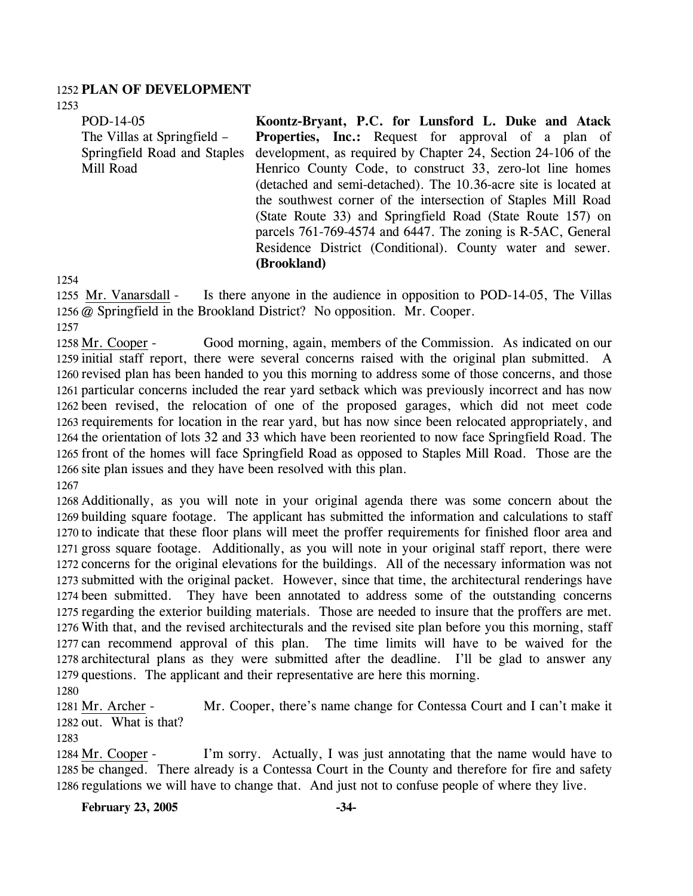## PLAN OF DEVELOPMENT

| | |
|---|---|
| POD-14-05<br>The Villas at Springfield – Springfield Road and Staples Mill Road | **Koontz-Bryant, P.C. for Lunsford L. Duke and Atack Properties, Inc.:** Request for approval of a plan of development, as required by Chapter 24, Section 24-106 of the Henrico County Code, to construct 33, zero-lot line homes (detached and semi-detached). The 10.36-acre site is located at the southwest corner of the intersection of Staples Mill Road (State Route 33) and Springfield Road (State Route 157) on parcels 761-769-4574 and 6447. The zoning is R-5AC, General Residence District (Conditional). County water and sewer. **(Brookland)** |

Mr. Vanarsdall - Is there anyone in the audience in opposition to POD-14-05, The Villas @ Springfield in the Brookland District? No opposition. Mr. Cooper.

Mr. Cooper - Good morning, again, members of the Commission. As indicated on our initial staff report, there were several concerns raised with the original plan submitted. A revised plan has been handed to you this morning to address some of those concerns, and those particular concerns included the rear yard setback which was previously incorrect and has now been revised, the relocation of one of the proposed garages, which did not meet code requirements for location in the rear yard, but has now since been relocated appropriately, and the orientation of lots 32 and 33 which have been reoriented to now face Springfield Road. The front of the homes will face Springfield Road as opposed to Staples Mill Road. Those are the site plan issues and they have been resolved with this plan.

Additionally, as you will note in your original agenda there was some concern about the building square footage. The applicant has submitted the information and calculations to staff to indicate that these floor plans will meet the proffer requirements for finished floor area and gross square footage. Additionally, as you will note in your original staff report, there were concerns for the original elevations for the buildings. All of the necessary information was not submitted with the original packet. However, since that time, the architectural renderings have been submitted. They have been annotated to address some of the outstanding concerns regarding the exterior building materials. Those are needed to insure that the proffers are met. With that, and the revised architecturals and the revised site plan before you this morning, staff can recommend approval of this plan. The time limits will have to be waived for the architectural plans as they were submitted after the deadline. I'll be glad to answer any questions. The applicant and their representative are here this morning.

Mr. Archer - Mr. Cooper, there's name change for Contessa Court and I can't make it out. What is that?

Mr. Cooper - I'm sorry. Actually, I was just annotating that the name would have to be changed. There already is a Contessa Court in the County and therefore for fire and safety regulations we will have to change that. And just not to confuse people of where they live.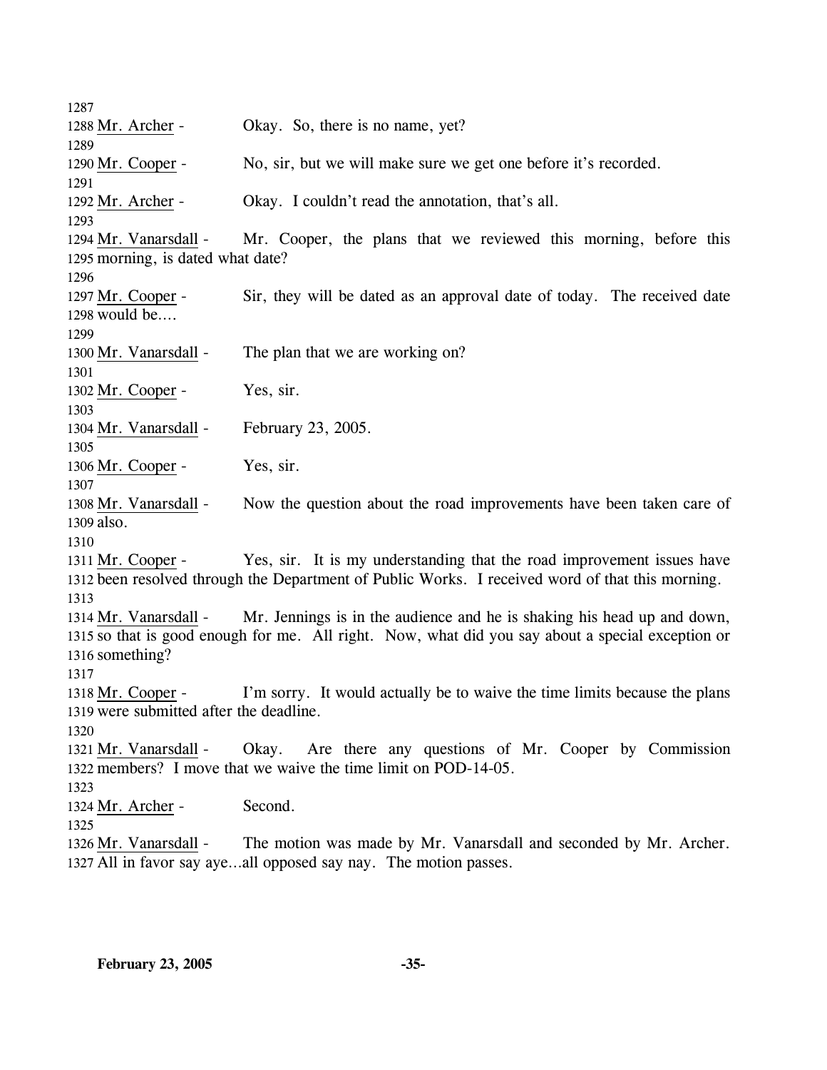Mr. Archer - Okay. So, there is no name, yet?

Mr. Cooper - No, sir, but we will make sure we get one before it's recorded.

Mr. Archer - Okay. I couldn't read the annotation, that's all.

Mr. Vanarsdall - Mr. Cooper, the plans that we reviewed this morning, before this morning, is dated what date?

Mr. Cooper - Sir, they will be dated as an approval date of today. The received date would be....

Mr. Vanarsdall - The plan that we are working on?

Mr. Cooper - Yes, sir.

Mr. Vanarsdall - February 23, 2005.

Mr. Cooper - Yes, sir.

Mr. Vanarsdall - Now the question about the road improvements have been taken care of also.

Mr. Cooper - Yes, sir. It is my understanding that the road improvement issues have been resolved through the Department of Public Works. I received word of that this morning.

Mr. Vanarsdall - Mr. Jennings is in the audience and he is shaking his head up and down, so that is good enough for me. All right. Now, what did you say about a special exception or something?

Mr. Cooper - I'm sorry. It would actually be to waive the time limits because the plans were submitted after the deadline.

Mr. Vanarsdall - Okay. Are there any questions of Mr. Cooper by Commission members? I move that we waive the time limit on POD-14-05.

Mr. Archer - Second.

Mr. Vanarsdall - The motion was made by Mr. Vanarsdall and seconded by Mr. Archer. All in favor say aye…all opposed say nay. The motion passes.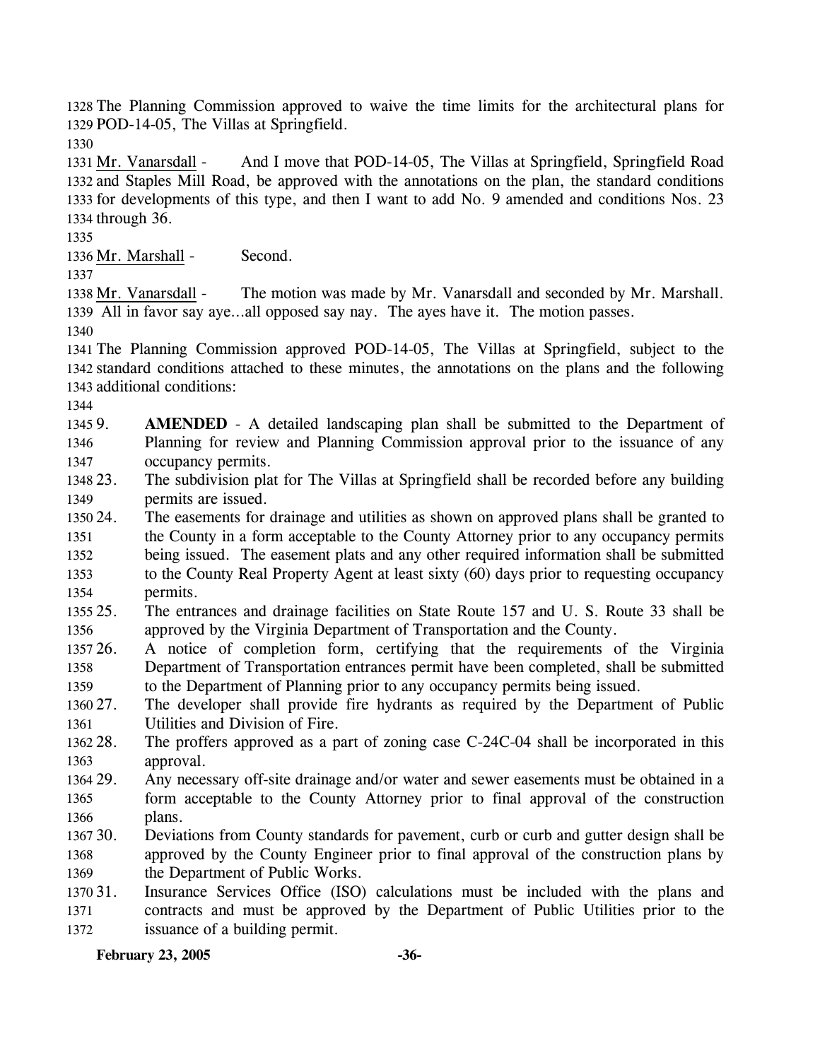The Planning Commission approved to waive the time limits for the architectural plans for POD-14-05, The Villas at Springfield.

Mr. Vanarsdall - And I move that POD-14-05, The Villas at Springfield, Springfield Road and Staples Mill Road, be approved with the annotations on the plan, the standard conditions for developments of this type, and then I want to add No. 9 amended and conditions Nos. 23 through 36.

Mr. Marshall - Second.

Mr. Vanarsdall - The motion was made by Mr. Vanarsdall and seconded by Mr. Marshall. All in favor say aye…all opposed say nay. The ayes have it. The motion passes.

The Planning Commission approved POD-14-05, The Villas at Springfield, subject to the standard conditions attached to these minutes, the annotations on the plans and the following additional conditions:

9. **AMENDED** - A detailed landscaping plan shall be submitted to the Department of Planning for review and Planning Commission approval prior to the issuance of any occupancy permits.
23. The subdivision plat for The Villas at Springfield shall be recorded before any building permits are issued.
24. The easements for drainage and utilities as shown on approved plans shall be granted to the County in a form acceptable to the County Attorney prior to any occupancy permits being issued. The easement plats and any other required information shall be submitted to the County Real Property Agent at least sixty (60) days prior to requesting occupancy permits.
25. The entrances and drainage facilities on State Route 157 and U. S. Route 33 shall be approved by the Virginia Department of Transportation and the County.
26. A notice of completion form, certifying that the requirements of the Virginia Department of Transportation entrances permit have been completed, shall be submitted to the Department of Planning prior to any occupancy permits being issued.
27. The developer shall provide fire hydrants as required by the Department of Public Utilities and Division of Fire.
28. The proffers approved as a part of zoning case C-24C-04 shall be incorporated in this approval.
29. Any necessary off-site drainage and/or water and sewer easements must be obtained in a form acceptable to the County Attorney prior to final approval of the construction plans.
30. Deviations from County standards for pavement, curb or curb and gutter design shall be approved by the County Engineer prior to final approval of the construction plans by the Department of Public Works.
31. Insurance Services Office (ISO) calculations must be included with the plans and contracts and must be approved by the Department of Public Utilities prior to the issuance of a building permit.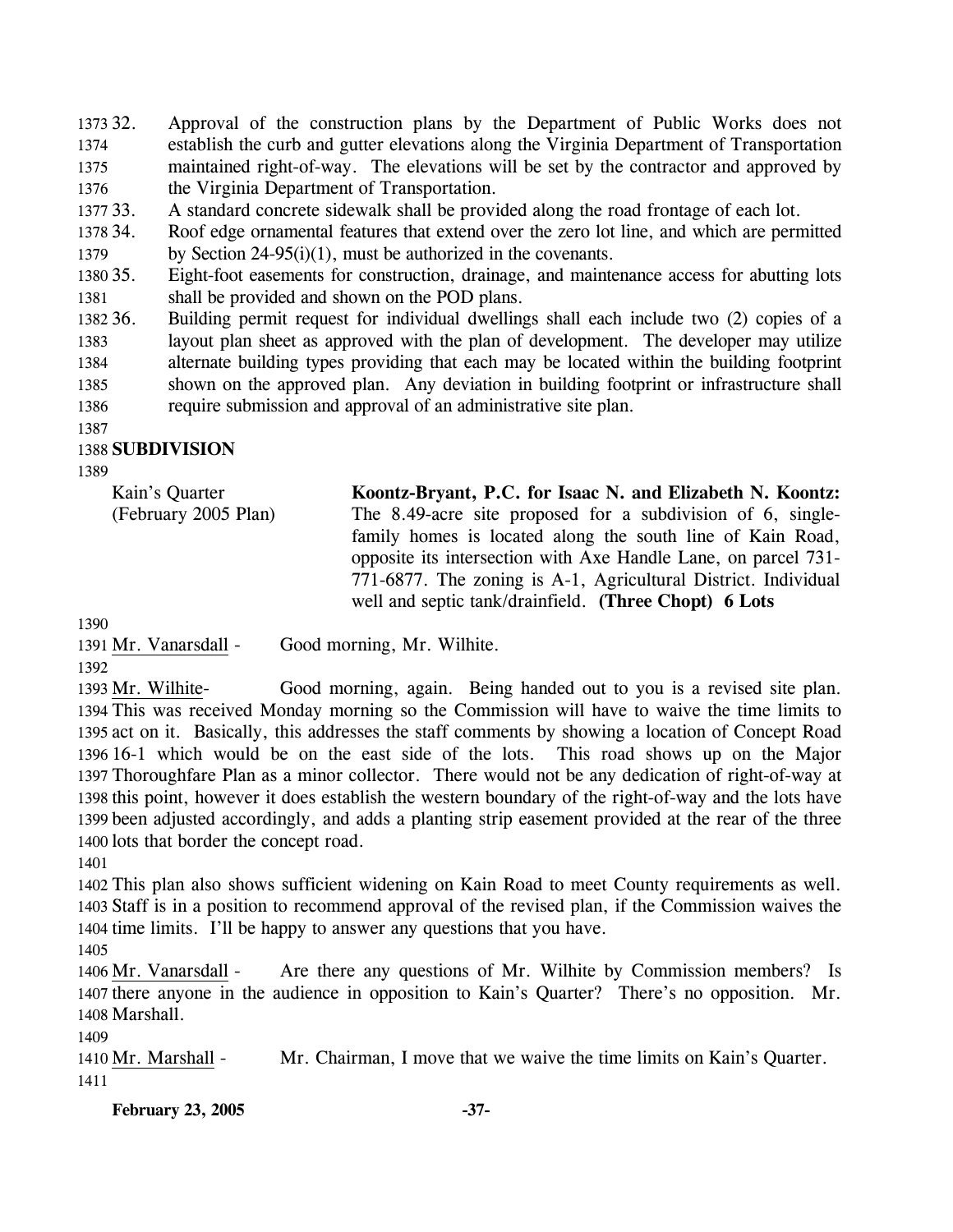32. Approval of the construction plans by the Department of Public Works does not establish the curb and gutter elevations along the Virginia Department of Transportation maintained right-of-way. The elevations will be set by the contractor and approved by the Virginia Department of Transportation.
33. A standard concrete sidewalk shall be provided along the road frontage of each lot.
34. Roof edge ornamental features that extend over the zero lot line, and which are permitted by Section 24-95(i)(1), must be authorized in the covenants.
35. Eight-foot easements for construction, drainage, and maintenance access for abutting lots shall be provided and shown on the POD plans.
36. Building permit request for individual dwellings shall each include two (2) copies of a layout plan sheet as approved with the plan of development. The developer may utilize alternate building types providing that each may be located within the building footprint shown on the approved plan. Any deviation in building footprint or infrastructure shall require submission and approval of an administrative site plan.

**SUBDIVISION**

Kain's Quarter (February 2005 Plan)

**Koontz-Bryant, P.C. for Isaac N. and Elizabeth N. Koontz:** The 8.49-acre site proposed for a subdivision of 6, single-family homes is located along the south line of Kain Road, opposite its intersection with Axe Handle Lane, on parcel 731-771-6877. The zoning is A-1, Agricultural District. Individual well and septic tank/drainfield. **(Three Chopt) 6 Lots**

Mr. Vanarsdall - Good morning, Mr. Wilhite.

Mr. Wilhite- Good morning, again. Being handed out to you is a revised site plan. This was received Monday morning so the Commission will have to waive the time limits to act on it. Basically, this addresses the staff comments by showing a location of Concept Road 16-1 which would be on the east side of the lots. This road shows up on the Major Thoroughfare Plan as a minor collector. There would not be any dedication of right-of-way at this point, however it does establish the western boundary of the right-of-way and the lots have been adjusted accordingly, and adds a planting strip easement provided at the rear of the three lots that border the concept road.

This plan also shows sufficient widening on Kain Road to meet County requirements as well. Staff is in a position to recommend approval of the revised plan, if the Commission waives the time limits. I'll be happy to answer any questions that you have.

Mr. Vanarsdall - Are there any questions of Mr. Wilhite by Commission members? Is there anyone in the audience in opposition to Kain's Quarter? There's no opposition. Mr. Marshall.

Mr. Marshall - Mr. Chairman, I move that we waive the time limits on Kain's Quarter.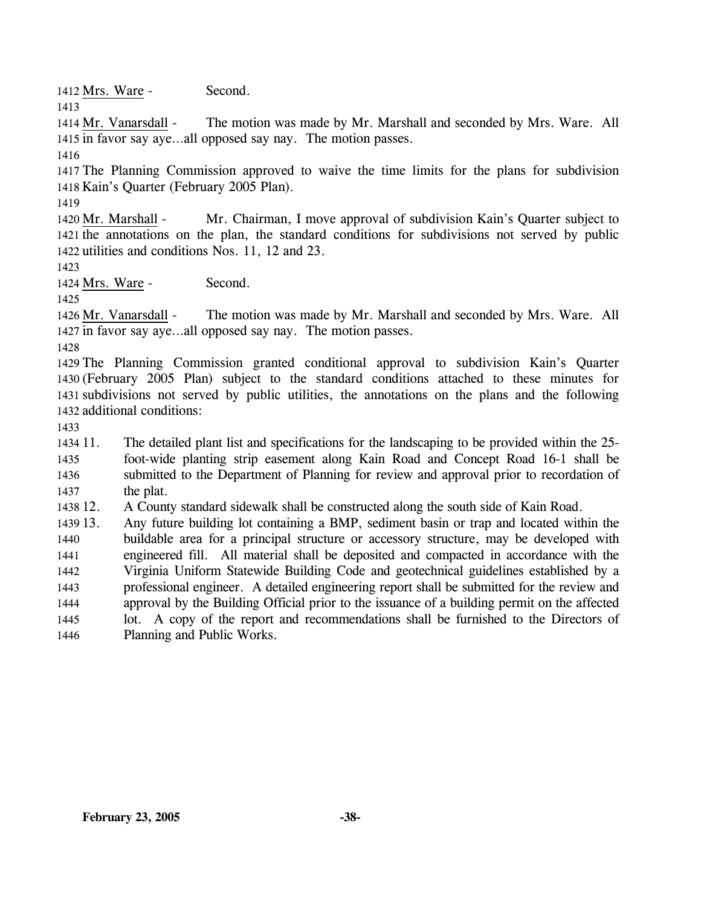Mrs. Ware - Second.

Mr. Vanarsdall - The motion was made by Mr. Marshall and seconded by Mrs. Ware. All in favor say aye…all opposed say nay. The motion passes.

The Planning Commission approved to waive the time limits for the plans for subdivision Kain's Quarter (February 2005 Plan).

Mr. Marshall - Mr. Chairman, I move approval of subdivision Kain's Quarter subject to the annotations on the plan, the standard conditions for subdivisions not served by public utilities and conditions Nos. 11, 12 and 23.

Mrs. Ware - Second.

Mr. Vanarsdall - The motion was made by Mr. Marshall and seconded by Mrs. Ware. All in favor say aye…all opposed say nay. The motion passes.

The Planning Commission granted conditional approval to subdivision Kain's Quarter (February 2005 Plan) subject to the standard conditions attached to these minutes for subdivisions not served by public utilities, the annotations on the plans and the following additional conditions:

11. The detailed plant list and specifications for the landscaping to be provided within the 25-foot-wide planting strip easement along Kain Road and Concept Road 16-1 shall be submitted to the Department of Planning for review and approval prior to recordation of the plat.
12. A County standard sidewalk shall be constructed along the south side of Kain Road.
13. Any future building lot containing a BMP, sediment basin or trap and located within the buildable area for a principal structure or accessory structure, may be developed with engineered fill. All material shall be deposited and compacted in accordance with the Virginia Uniform Statewide Building Code and geotechnical guidelines established by a professional engineer. A detailed engineering report shall be submitted for the review and approval by the Building Official prior to the issuance of a building permit on the affected lot. A copy of the report and recommendations shall be furnished to the Directors of Planning and Public Works.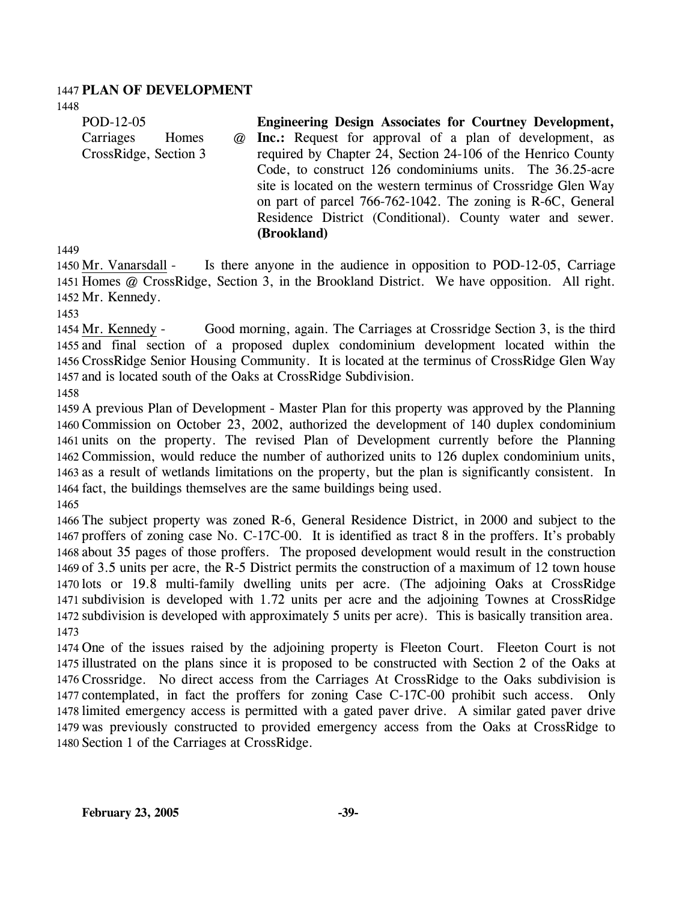## PLAN OF DEVELOPMENT

POD-12-05
Carriages Homes @ CrossRidge, Section 3

**Engineering Design Associates for Courtney Development, Inc.:** Request for approval of a plan of development, as required by Chapter 24, Section 24-106 of the Henrico County Code, to construct 126 condominiums units. The 36.25-acre site is located on the western terminus of Crossridge Glen Way on part of parcel 766-762-1042. The zoning is R-6C, General Residence District (Conditional). County water and sewer. **(Brookland)**

Mr. Vanarsdall - Is there anyone in the audience in opposition to POD-12-05, Carriage Homes @ CrossRidge, Section 3, in the Brookland District. We have opposition. All right. Mr. Kennedy.

Mr. Kennedy - Good morning, again. The Carriages at Crossridge Section 3, is the third and final section of a proposed duplex condominium development located within the CrossRidge Senior Housing Community. It is located at the terminus of CrossRidge Glen Way and is located south of the Oaks at CrossRidge Subdivision.

A previous Plan of Development - Master Plan for this property was approved by the Planning Commission on October 23, 2002, authorized the development of 140 duplex condominium units on the property. The revised Plan of Development currently before the Planning Commission, would reduce the number of authorized units to 126 duplex condominium units, as a result of wetlands limitations on the property, but the plan is significantly consistent. In fact, the buildings themselves are the same buildings being used.

The subject property was zoned R-6, General Residence District, in 2000 and subject to the proffers of zoning case No. C-17C-00. It is identified as tract 8 in the proffers. It's probably about 35 pages of those proffers. The proposed development would result in the construction of 3.5 units per acre, the R-5 District permits the construction of a maximum of 12 town house lots or 19.8 multi-family dwelling units per acre. (The adjoining Oaks at CrossRidge subdivision is developed with 1.72 units per acre and the adjoining Townes at CrossRidge subdivision is developed with approximately 5 units per acre). This is basically transition area.

One of the issues raised by the adjoining property is Fleeton Court. Fleeton Court is not illustrated on the plans since it is proposed to be constructed with Section 2 of the Oaks at Crossridge. No direct access from the Carriages At CrossRidge to the Oaks subdivision is contemplated, in fact the proffers for zoning Case C-17C-00 prohibit such access. Only limited emergency access is permitted with a gated paver drive. A similar gated paver drive was previously constructed to provided emergency access from the Oaks at CrossRidge to Section 1 of the Carriages at CrossRidge.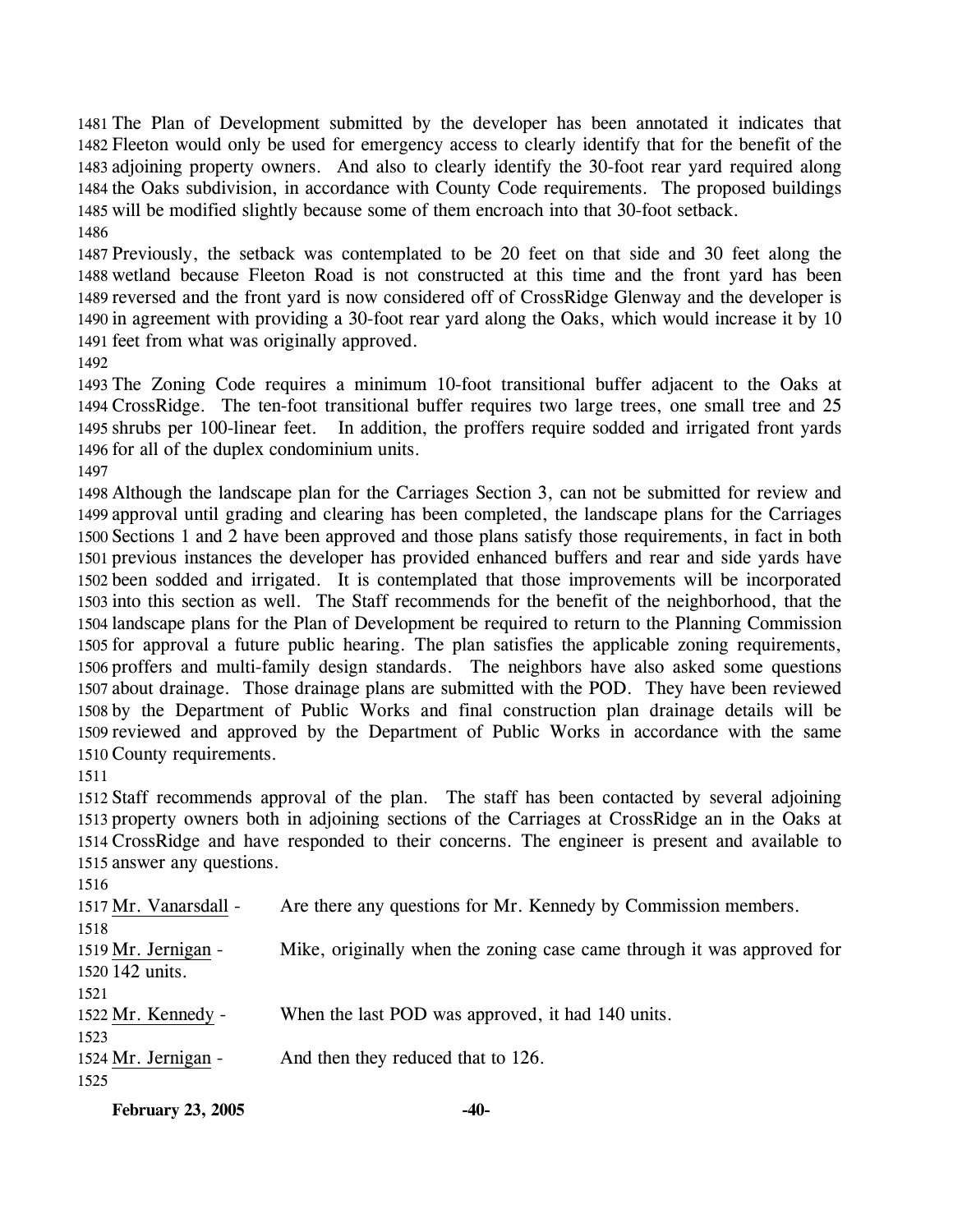The Plan of Development submitted by the developer has been annotated it indicates that Fleeton would only be used for emergency access to clearly identify that for the benefit of the adjoining property owners. And also to clearly identify the 30-foot rear yard required along the Oaks subdivision, in accordance with County Code requirements. The proposed buildings will be modified slightly because some of them encroach into that 30-foot setback.

Previously, the setback was contemplated to be 20 feet on that side and 30 feet along the wetland because Fleeton Road is not constructed at this time and the front yard has been reversed and the front yard is now considered off of CrossRidge Glenway and the developer is in agreement with providing a 30-foot rear yard along the Oaks, which would increase it by 10 feet from what was originally approved.

The Zoning Code requires a minimum 10-foot transitional buffer adjacent to the Oaks at CrossRidge. The ten-foot transitional buffer requires two large trees, one small tree and 25 shrubs per 100-linear feet. In addition, the proffers require sodded and irrigated front yards for all of the duplex condominium units.

Although the landscape plan for the Carriages Section 3, can not be submitted for review and approval until grading and clearing has been completed, the landscape plans for the Carriages Sections 1 and 2 have been approved and those plans satisfy those requirements, in fact in both previous instances the developer has provided enhanced buffers and rear and side yards have been sodded and irrigated. It is contemplated that those improvements will be incorporated into this section as well. The Staff recommends for the benefit of the neighborhood, that the landscape plans for the Plan of Development be required to return to the Planning Commission for approval a future public hearing. The plan satisfies the applicable zoning requirements, proffers and multi-family design standards. The neighbors have also asked some questions about drainage. Those drainage plans are submitted with the POD. They have been reviewed by the Department of Public Works and final construction plan drainage details will be reviewed and approved by the Department of Public Works in accordance with the same County requirements.

Staff recommends approval of the plan. The staff has been contacted by several adjoining property owners both in adjoining sections of the Carriages at CrossRidge an in the Oaks at CrossRidge and have responded to their concerns. The engineer is present and available to answer any questions.

Mr. Vanarsdall - Are there any questions for Mr. Kennedy by Commission members.

Mr. Jernigan - Mike, originally when the zoning case came through it was approved for 142 units.

Mr. Kennedy - When the last POD was approved, it had 140 units.

Mr. Jernigan - And then they reduced that to 126.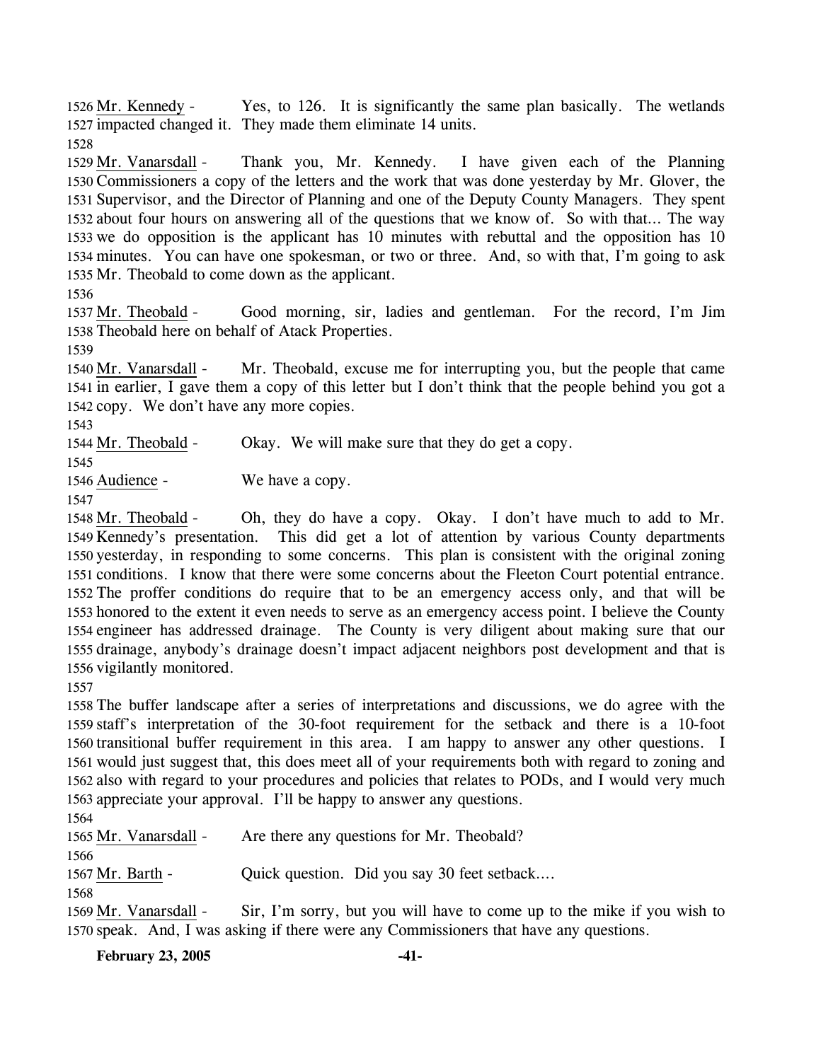1526 Mr. Kennedy - Yes, to 126. It is significantly the same plan basically. The wetlands
1527 impacted changed it. They made them eliminate 14 units.
1528
1529 Mr. Vanarsdall - Thank you, Mr. Kennedy. I have given each of the Planning
1530 Commissioners a copy of the letters and the work that was done yesterday by Mr. Glover, the
1531 Supervisor, and the Director of Planning and one of the Deputy County Managers. They spent
1532 about four hours on answering all of the questions that we know of. So with that... The way
1533 we do opposition is the applicant has 10 minutes with rebuttal and the opposition has 10
1534 minutes. You can have one spokesman, or two or three. And, so with that, I'm going to ask
1535 Mr. Theobald to come down as the applicant.
1536
1537 Mr. Theobald - Good morning, sir, ladies and gentleman. For the record, I'm Jim
1538 Theobald here on behalf of Atack Properties.
1539
1540 Mr. Vanarsdall - Mr. Theobald, excuse me for interrupting you, but the people that came
1541 in earlier, I gave them a copy of this letter but I don't think that the people behind you got a
1542 copy. We don't have any more copies.
1543
1544 Mr. Theobald - Okay. We will make sure that they do get a copy.
1545
1546 Audience - We have a copy.
1547
1548 Mr. Theobald - Oh, they do have a copy. Okay. I don't have much to add to Mr.
1549 Kennedy's presentation. This did get a lot of attention by various County departments
1550 yesterday, in responding to some concerns. This plan is consistent with the original zoning
1551 conditions. I know that there were some concerns about the Fleeton Court potential entrance.
1552 The proffer conditions do require that to be an emergency access only, and that will be
1553 honored to the extent it even needs to serve as an emergency access point. I believe the County
1554 engineer has addressed drainage. The County is very diligent about making sure that our
1555 drainage, anybody's drainage doesn't impact adjacent neighbors post development and that is
1556 vigilantly monitored.
1557
1558 The buffer landscape after a series of interpretations and discussions, we do agree with the
1559 staff's interpretation of the 30-foot requirement for the setback and there is a 10-foot
1560 transitional buffer requirement in this area. I am happy to answer any other questions. I
1561 would just suggest that, this does meet all of your requirements both with regard to zoning and
1562 also with regard to your procedures and policies that relates to PODs, and I would very much
1563 appreciate your approval. I'll be happy to answer any questions.
1564
1565 Mr. Vanarsdall - Are there any questions for Mr. Theobald?
1566
1567 Mr. Barth - Quick question. Did you say 30 feet setback....
1568
1569 Mr. Vanarsdall - Sir, I'm sorry, but you will have to come up to the mike if you wish to
1570 speak. And, I was asking if there were any Commissioners that have any questions.

**February 23, 2005**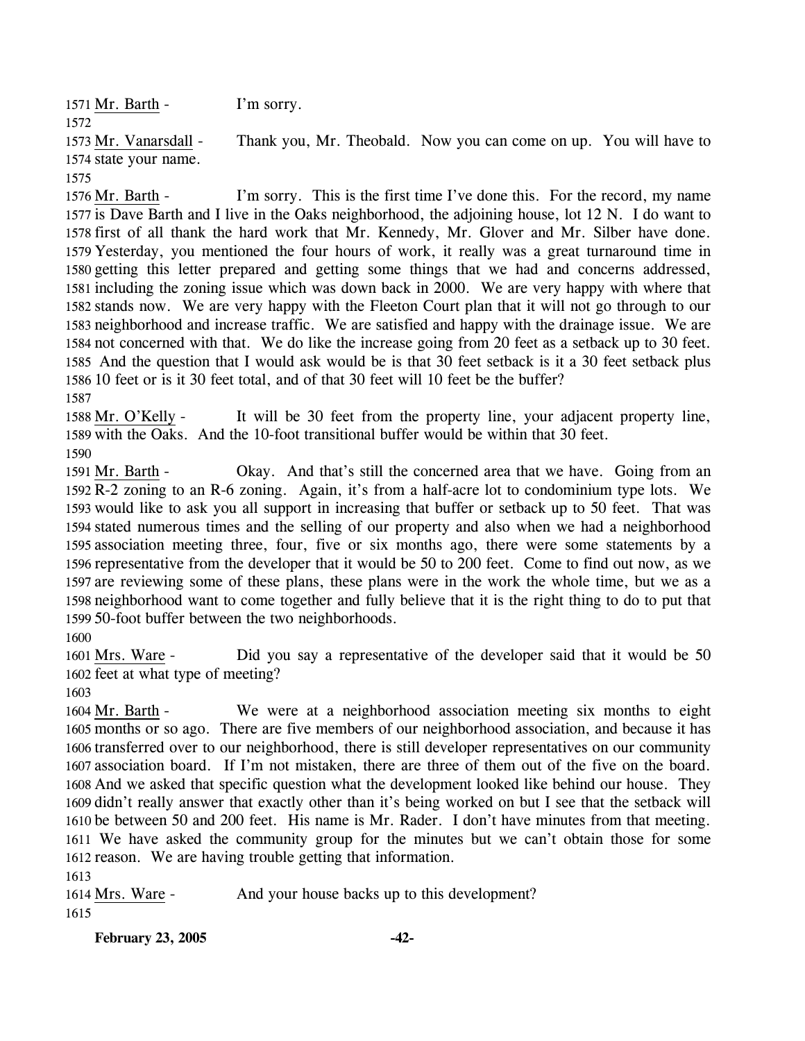1571 Mr. Barth - I'm sorry.

1572

1573 Mr. Vanarsdall - Thank you, Mr. Theobald. Now you can come on up. You will have to 1574 state your name.

1575

1576 Mr. Barth - I'm sorry. This is the first time I've done this. For the record, my name 1577 is Dave Barth and I live in the Oaks neighborhood, the adjoining house, lot 12 N. I do want to 1578 first of all thank the hard work that Mr. Kennedy, Mr. Glover and Mr. Silber have done. 1579 Yesterday, you mentioned the four hours of work, it really was a great turnaround time in 1580 getting this letter prepared and getting some things that we had and concerns addressed, 1581 including the zoning issue which was down back in 2000. We are very happy with where that 1582 stands now. We are very happy with the Fleeton Court plan that it will not go through to our 1583 neighborhood and increase traffic. We are satisfied and happy with the drainage issue. We are 1584 not concerned with that. We do like the increase going from 20 feet as a setback up to 30 feet. 1585 And the question that I would ask would be is that 30 feet setback is it a 30 feet setback plus 1586 10 feet or is it 30 feet total, and of that 30 feet will 10 feet be the buffer?

1587

1588 Mr. O'Kelly - It will be 30 feet from the property line, your adjacent property line, 1589 with the Oaks. And the 10-foot transitional buffer would be within that 30 feet.

1590

1591 Mr. Barth - Okay. And that's still the concerned area that we have. Going from an 1592 R-2 zoning to an R-6 zoning. Again, it's from a half-acre lot to condominium type lots. We 1593 would like to ask you all support in increasing that buffer or setback up to 50 feet. That was 1594 stated numerous times and the selling of our property and also when we had a neighborhood 1595 association meeting three, four, five or six months ago, there were some statements by a 1596 representative from the developer that it would be 50 to 200 feet. Come to find out now, as we 1597 are reviewing some of these plans, these plans were in the work the whole time, but we as a 1598 neighborhood want to come together and fully believe that it is the right thing to do to put that 1599 50-foot buffer between the two neighborhoods.

1600

1601 Mrs. Ware - Did you say a representative of the developer said that it would be 50 1602 feet at what type of meeting?

1603

1604 Mr. Barth - We were at a neighborhood association meeting six months to eight 1605 months or so ago. There are five members of our neighborhood association, and because it has 1606 transferred over to our neighborhood, there is still developer representatives on our community 1607 association board. If I'm not mistaken, there are three of them out of the five on the board. 1608 And we asked that specific question what the development looked like behind our house. They 1609 didn't really answer that exactly other than it's being worked on but I see that the setback will 1610 be between 50 and 200 feet. His name is Mr. Rader. I don't have minutes from that meeting. 1611 We have asked the community group for the minutes but we can't obtain those for some 1612 reason. We are having trouble getting that information.

1613

1614 Mrs. Ware - And your house backs up to this development?

1615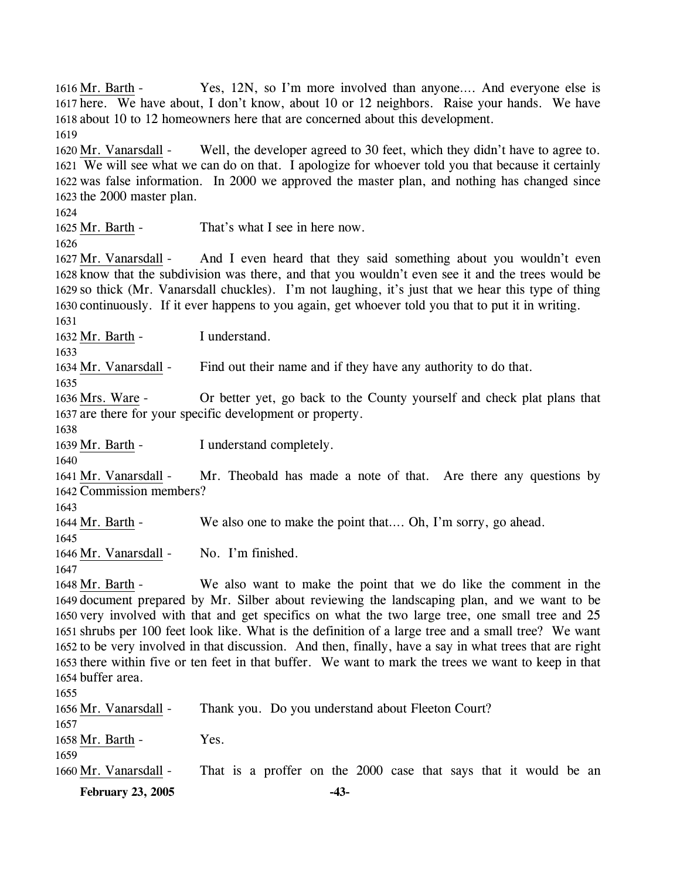1616 Mr. Barth - Yes, 12N, so I'm more involved than anyone.... And everyone else is
1617 here. We have about, I don't know, about 10 or 12 neighbors. Raise your hands. We have
1618 about 10 to 12 homeowners here that are concerned about this development.
1619
1620 Mr. Vanarsdall - Well, the developer agreed to 30 feet, which they didn't have to agree to.
1621 We will see what we can do on that. I apologize for whoever told you that because it certainly
1622 was false information. In 2000 we approved the master plan, and nothing has changed since
1623 the 2000 master plan.
1624
1625 Mr. Barth - That's what I see in here now.
1626
1627 Mr. Vanarsdall - And I even heard that they said something about you wouldn't even
1628 know that the subdivision was there, and that you wouldn't even see it and the trees would be
1629 so thick (Mr. Vanarsdall chuckles). I'm not laughing, it's just that we hear this type of thing
1630 continuously. If it ever happens to you again, get whoever told you that to put it in writing.
1631
1632 Mr. Barth - I understand.
1633
1634 Mr. Vanarsdall - Find out their name and if they have any authority to do that.
1635
1636 Mrs. Ware - Or better yet, go back to the County yourself and check plat plans that
1637 are there for your specific development or property.
1638
1639 Mr. Barth - I understand completely.
1640
1641 Mr. Vanarsdall - Mr. Theobald has made a note of that. Are there any questions by
1642 Commission members?
1643
1644 Mr. Barth - We also one to make the point that.... Oh, I'm sorry, go ahead.
1645
1646 Mr. Vanarsdall - No. I'm finished.
1647
1648 Mr. Barth - We also want to make the point that we do like the comment in the
1649 document prepared by Mr. Silber about reviewing the landscaping plan, and we want to be
1650 very involved with that and get specifics on what the two large tree, one small tree and 25
1651 shrubs per 100 feet look like. What is the definition of a large tree and a small tree? We want
1652 to be very involved in that discussion. And then, finally, have a say in what trees that are right
1653 there within five or ten feet in that buffer. We want to mark the trees we want to keep in that
1654 buffer area.
1655
1656 Mr. Vanarsdall - Thank you. Do you understand about Fleeton Court?
1657
1658 Mr. Barth - Yes.
1659
1660 Mr. Vanarsdall - That is a proffer on the 2000 case that says that it would be an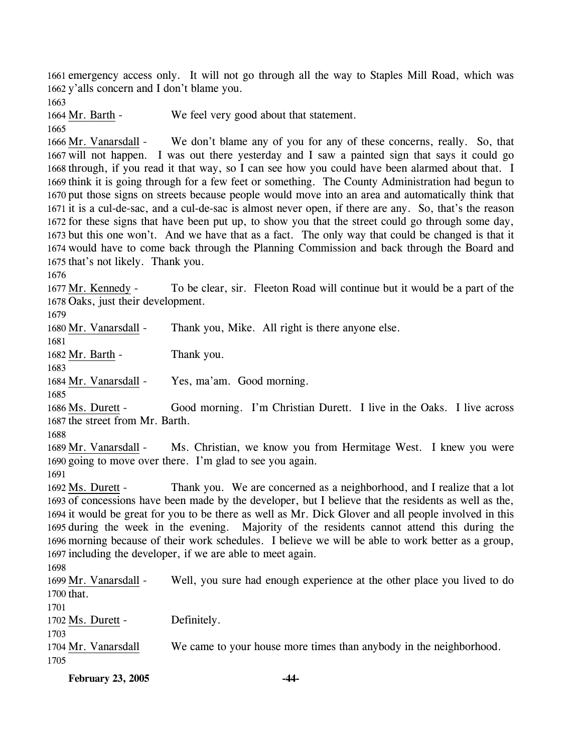emergency access only. It will not go through all the way to Staples Mill Road, which was y'alls concern and I don't blame you.

Mr. Barth - We feel very good about that statement.

Mr. Vanarsdall - We don't blame any of you for any of these concerns, really. So, that will not happen. I was out there yesterday and I saw a painted sign that says it could go through, if you read it that way, so I can see how you could have been alarmed about that. I think it is going through for a few feet or something. The County Administration had begun to put those signs on streets because people would move into an area and automatically think that it is a cul-de-sac, and a cul-de-sac is almost never open, if there are any. So, that's the reason for these signs that have been put up, to show you that the street could go through some day, but this one won't. And we have that as a fact. The only way that could be changed is that it would have to come back through the Planning Commission and back through the Board and that's not likely. Thank you.

Mr. Kennedy - To be clear, sir. Fleeton Road will continue but it would be a part of the Oaks, just their development.

Mr. Vanarsdall - Thank you, Mike. All right is there anyone else.

Mr. Barth - Thank you.

Mr. Vanarsdall - Yes, ma'am. Good morning.

Ms. Durett - Good morning. I'm Christian Durett. I live in the Oaks. I live across the street from Mr. Barth.

Mr. Vanarsdall - Ms. Christian, we know you from Hermitage West. I knew you were going to move over there. I'm glad to see you again.

Ms. Durett - Thank you. We are concerned as a neighborhood, and I realize that a lot of concessions have been made by the developer, but I believe that the residents as well as the, it would be great for you to be there as well as Mr. Dick Glover and all people involved in this during the week in the evening. Majority of the residents cannot attend this during the morning because of their work schedules. I believe we will be able to work better as a group, including the developer, if we are able to meet again.

Mr. Vanarsdall - Well, you sure had enough experience at the other place you lived to do that.

Ms. Durett - Definitely.

Mr. Vanarsdall We came to your house more times than anybody in the neighborhood.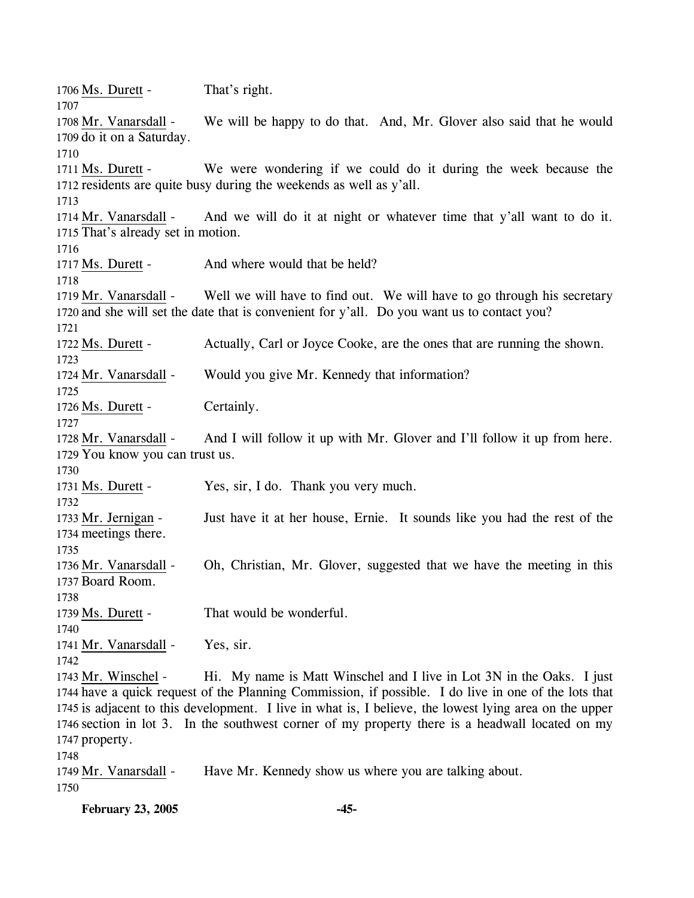Ms. Durett - That's right.

Mr. Vanarsdall - We will be happy to do that. And, Mr. Glover also said that he would do it on a Saturday.

Ms. Durett - We were wondering if we could do it during the week because the residents are quite busy during the weekends as well as y'all.

Mr. Vanarsdall - And we will do it at night or whatever time that y'all want to do it. That's already set in motion.

Ms. Durett - And where would that be held?

Mr. Vanarsdall - Well we will have to find out. We will have to go through his secretary and she will set the date that is convenient for y'all. Do you want us to contact you?

Ms. Durett - Actually, Carl or Joyce Cooke, are the ones that are running the shown.

Mr. Vanarsdall - Would you give Mr. Kennedy that information?

Ms. Durett - Certainly.

Mr. Vanarsdall - And I will follow it up with Mr. Glover and I'll follow it up from here. You know you can trust us.

Ms. Durett - Yes, sir, I do. Thank you very much.

Mr. Jernigan - Just have it at her house, Ernie. It sounds like you had the rest of the meetings there.

Mr. Vanarsdall - Oh, Christian, Mr. Glover, suggested that we have the meeting in this Board Room.

Ms. Durett - That would be wonderful.

Mr. Vanarsdall - Yes, sir.

Mr. Winschel - Hi. My name is Matt Winschel and I live in Lot 3N in the Oaks. I just have a quick request of the Planning Commission, if possible. I do live in one of the lots that is adjacent to this development. I live in what is, I believe, the lowest lying area on the upper section in lot 3. In the southwest corner of my property there is a headwall located on my property.

Mr. Vanarsdall - Have Mr. Kennedy show us where you are talking about.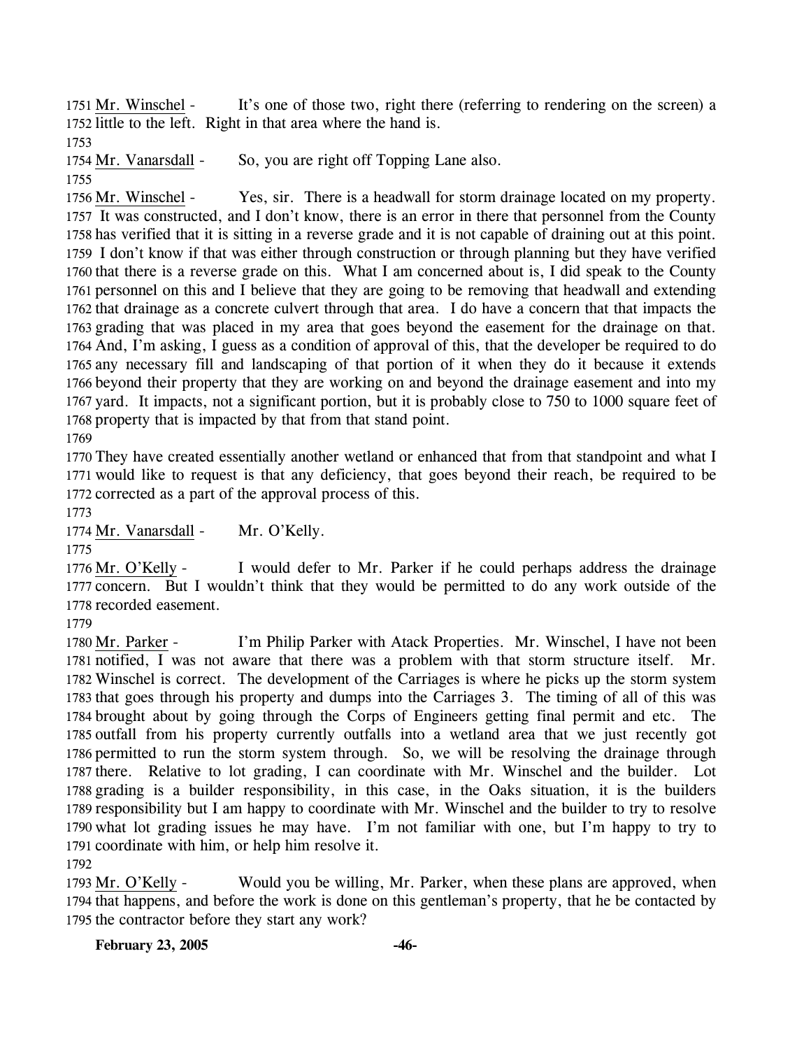Mr. Winschel - It's one of those two, right there (referring to rendering on the screen) a little to the left. Right in that area where the hand is.

Mr. Vanarsdall - So, you are right off Topping Lane also.

Mr. Winschel - Yes, sir. There is a headwall for storm drainage located on my property. It was constructed, and I don't know, there is an error in there that personnel from the County has verified that it is sitting in a reverse grade and it is not capable of draining out at this point. I don't know if that was either through construction or through planning but they have verified that there is a reverse grade on this. What I am concerned about is, I did speak to the County personnel on this and I believe that they are going to be removing that headwall and extending that drainage as a concrete culvert through that area. I do have a concern that that impacts the grading that was placed in my area that goes beyond the easement for the drainage on that. And, I'm asking, I guess as a condition of approval of this, that the developer be required to do any necessary fill and landscaping of that portion of it when they do it because it extends beyond their property that they are working on and beyond the drainage easement and into my yard. It impacts, not a significant portion, but it is probably close to 750 to 1000 square feet of property that is impacted by that from that stand point.

They have created essentially another wetland or enhanced that from that standpoint and what I would like to request is that any deficiency, that goes beyond their reach, be required to be corrected as a part of the approval process of this.

Mr. Vanarsdall - Mr. O'Kelly.

Mr. O'Kelly - I would defer to Mr. Parker if he could perhaps address the drainage concern. But I wouldn't think that they would be permitted to do any work outside of the recorded easement.

Mr. Parker - I'm Philip Parker with Atack Properties. Mr. Winschel, I have not been notified, I was not aware that there was a problem with that storm structure itself. Mr. Winschel is correct. The development of the Carriages is where he picks up the storm system that goes through his property and dumps into the Carriages 3. The timing of all of this was brought about by going through the Corps of Engineers getting final permit and etc. The outfall from his property currently outfalls into a wetland area that we just recently got permitted to run the storm system through. So, we will be resolving the drainage through there. Relative to lot grading, I can coordinate with Mr. Winschel and the builder. Lot grading is a builder responsibility, in this case, in the Oaks situation, it is the builders responsibility but I am happy to coordinate with Mr. Winschel and the builder to try to resolve what lot grading issues he may have. I'm not familiar with one, but I'm happy to try to coordinate with him, or help him resolve it.

Mr. O'Kelly - Would you be willing, Mr. Parker, when these plans are approved, when that happens, and before the work is done on this gentleman's property, that he be contacted by the contractor before they start any work?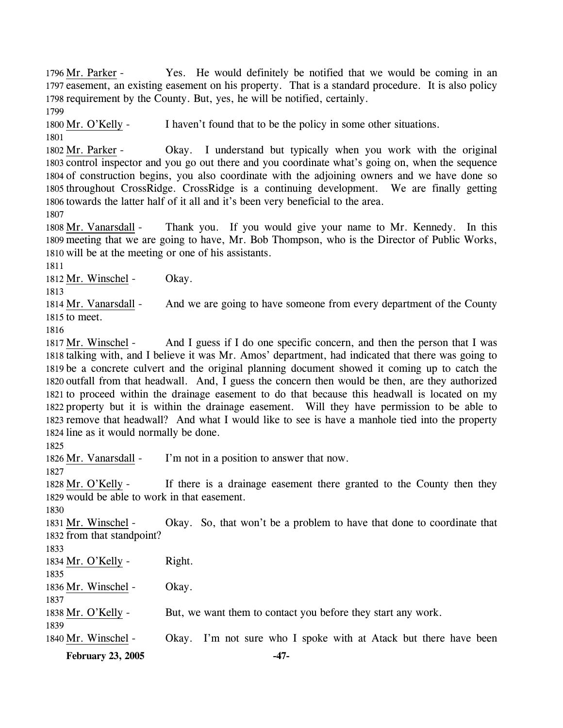1796 Mr. Parker - Yes. He would definitely be notified that we would be coming in an
1797 easement, an existing easement on his property. That is a standard procedure. It is also policy
1798 requirement by the County. But, yes, he will be notified, certainly.
1799
1800 Mr. O'Kelly - I haven't found that to be the policy in some other situations.
1801
1802 Mr. Parker - Okay. I understand but typically when you work with the original
1803 control inspector and you go out there and you coordinate what's going on, when the sequence
1804 of construction begins, you also coordinate with the adjoining owners and we have done so
1805 throughout CrossRidge. CrossRidge is a continuing development. We are finally getting
1806 towards the latter half of it all and it's been very beneficial to the area.
1807
1808 Mr. Vanarsdall - Thank you. If you would give your name to Mr. Kennedy. In this
1809 meeting that we are going to have, Mr. Bob Thompson, who is the Director of Public Works,
1810 will be at the meeting or one of his assistants.
1811
1812 Mr. Winschel - Okay.
1813
1814 Mr. Vanarsdall - And we are going to have someone from every department of the County
1815 to meet.
1816
1817 Mr. Winschel - And I guess if I do one specific concern, and then the person that I was
1818 talking with, and I believe it was Mr. Amos' department, had indicated that there was going to
1819 be a concrete culvert and the original planning document showed it coming up to catch the
1820 outfall from that headwall. And, I guess the concern then would be then, are they authorized
1821 to proceed within the drainage easement to do that because this headwall is located on my
1822 property but it is within the drainage easement. Will they have permission to be able to
1823 remove that headwall? And what I would like to see is have a manhole tied into the property
1824 line as it would normally be done.
1825
1826 Mr. Vanarsdall - I'm not in a position to answer that now.
1827
1828 Mr. O'Kelly - If there is a drainage easement there granted to the County then they
1829 would be able to work in that easement.
1830
1831 Mr. Winschel - Okay. So, that won't be a problem to have that done to coordinate that
1832 from that standpoint?
1833
1834 Mr. O'Kelly - Right.
1835
1836 Mr. Winschel - Okay.
1837
1838 Mr. O'Kelly - But, we want them to contact you before they start any work.
1839
1840 Mr. Winschel - Okay. I'm not sure who I spoke with at Atack but there have been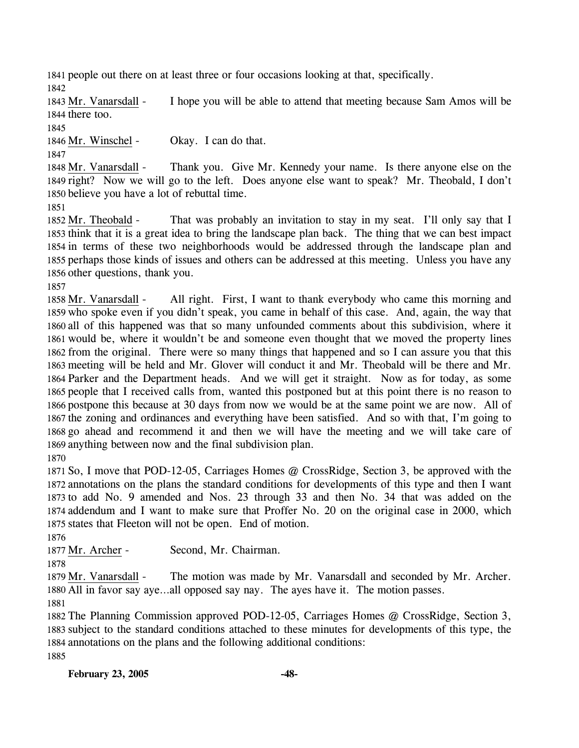people out there on at least three or four occasions looking at that, specifically.

Mr. Vanarsdall - I hope you will be able to attend that meeting because Sam Amos will be there too.

Mr. Winschel - Okay. I can do that.

Mr. Vanarsdall - Thank you. Give Mr. Kennedy your name. Is there anyone else on the right? Now we will go to the left. Does anyone else want to speak? Mr. Theobald, I don't believe you have a lot of rebuttal time.

Mr. Theobald - That was probably an invitation to stay in my seat. I'll only say that I think that it is a great idea to bring the landscape plan back. The thing that we can best impact in terms of these two neighborhoods would be addressed through the landscape plan and perhaps those kinds of issues and others can be addressed at this meeting. Unless you have any other questions, thank you.

Mr. Vanarsdall - All right. First, I want to thank everybody who came this morning and who spoke even if you didn't speak, you came in behalf of this case. And, again, the way that all of this happened was that so many unfounded comments about this subdivision, where it would be, where it wouldn't be and someone even thought that we moved the property lines from the original. There were so many things that happened and so I can assure you that this meeting will be held and Mr. Glover will conduct it and Mr. Theobald will be there and Mr. Parker and the Department heads. And we will get it straight. Now as for today, as some people that I received calls from, wanted this postponed but at this point there is no reason to postpone this because at 30 days from now we would be at the same point we are now. All of the zoning and ordinances and everything have been satisfied. And so with that, I'm going to go ahead and recommend it and then we will have the meeting and we will take care of anything between now and the final subdivision plan.

So, I move that POD-12-05, Carriages Homes @ CrossRidge, Section 3, be approved with the annotations on the plans the standard conditions for developments of this type and then I want to add No. 9 amended and Nos. 23 through 33 and then No. 34 that was added on the addendum and I want to make sure that Proffer No. 20 on the original case in 2000, which states that Fleeton will not be open. End of motion.

Mr. Archer - Second, Mr. Chairman.

Mr. Vanarsdall - The motion was made by Mr. Vanarsdall and seconded by Mr. Archer. All in favor say aye…all opposed say nay. The ayes have it. The motion passes.

The Planning Commission approved POD-12-05, Carriages Homes @ CrossRidge, Section 3, subject to the standard conditions attached to these minutes for developments of this type, the annotations on the plans and the following additional conditions: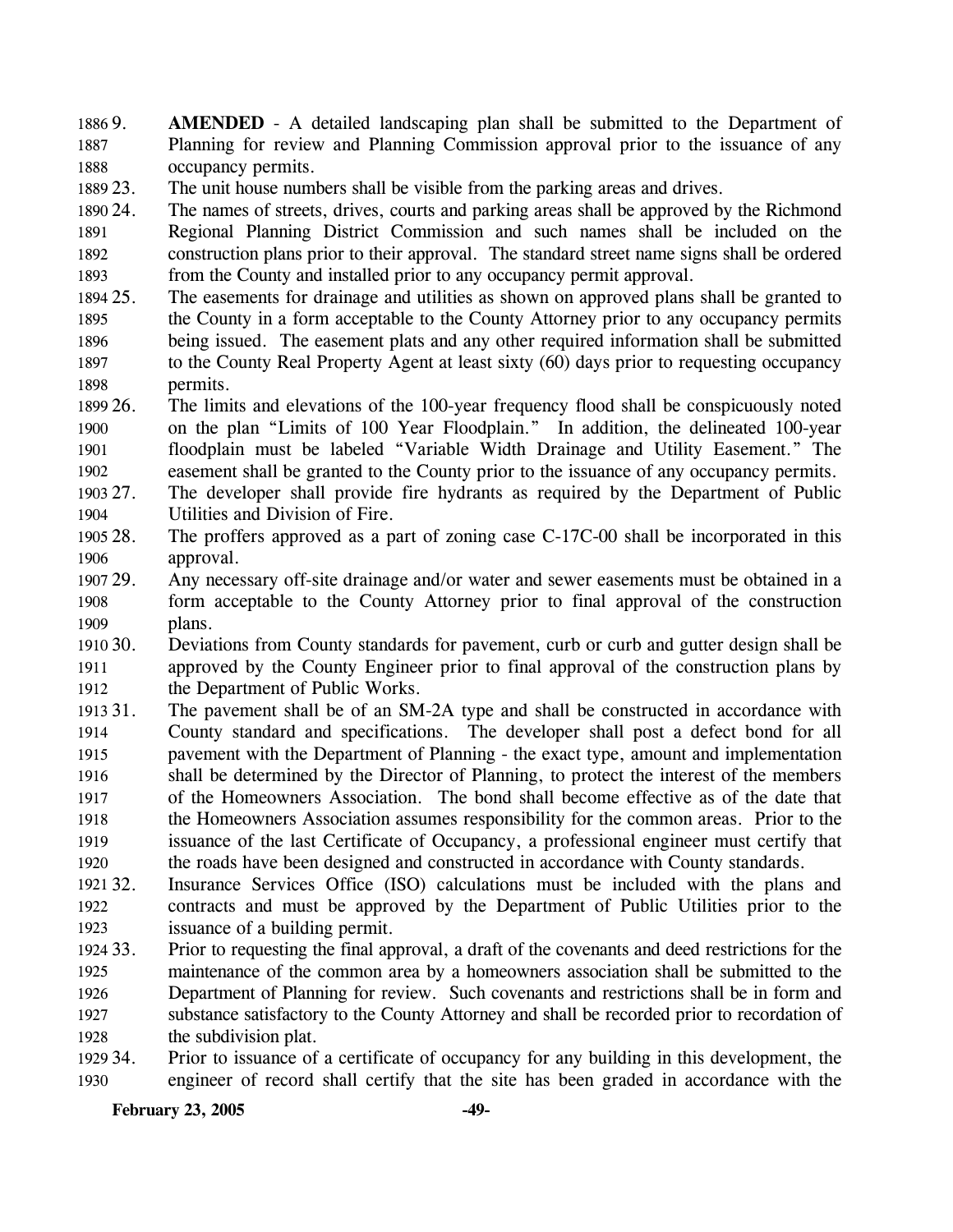9. **AMENDED** - A detailed landscaping plan shall be submitted to the Department of Planning for review and Planning Commission approval prior to the issuance of any occupancy permits.

23. The unit house numbers shall be visible from the parking areas and drives.

24. The names of streets, drives, courts and parking areas shall be approved by the Richmond Regional Planning District Commission and such names shall be included on the construction plans prior to their approval. The standard street name signs shall be ordered from the County and installed prior to any occupancy permit approval.

25. The easements for drainage and utilities as shown on approved plans shall be granted to the County in a form acceptable to the County Attorney prior to any occupancy permits being issued. The easement plats and any other required information shall be submitted to the County Real Property Agent at least sixty (60) days prior to requesting occupancy permits.

26. The limits and elevations of the 100-year frequency flood shall be conspicuously noted on the plan "Limits of 100 Year Floodplain." In addition, the delineated 100-year floodplain must be labeled "Variable Width Drainage and Utility Easement." The easement shall be granted to the County prior to the issuance of any occupancy permits.

27. The developer shall provide fire hydrants as required by the Department of Public Utilities and Division of Fire.

28. The proffers approved as a part of zoning case C-17C-00 shall be incorporated in this approval.

29. Any necessary off-site drainage and/or water and sewer easements must be obtained in a form acceptable to the County Attorney prior to final approval of the construction plans.

30. Deviations from County standards for pavement, curb or curb and gutter design shall be approved by the County Engineer prior to final approval of the construction plans by the Department of Public Works.

31. The pavement shall be of an SM-2A type and shall be constructed in accordance with County standard and specifications. The developer shall post a defect bond for all pavement with the Department of Planning - the exact type, amount and implementation shall be determined by the Director of Planning, to protect the interest of the members of the Homeowners Association. The bond shall become effective as of the date that the Homeowners Association assumes responsibility for the common areas. Prior to the issuance of the last Certificate of Occupancy, a professional engineer must certify that the roads have been designed and constructed in accordance with County standards.

32. Insurance Services Office (ISO) calculations must be included with the plans and contracts and must be approved by the Department of Public Utilities prior to the issuance of a building permit.

33. Prior to requesting the final approval, a draft of the covenants and deed restrictions for the maintenance of the common area by a homeowners association shall be submitted to the Department of Planning for review. Such covenants and restrictions shall be in form and substance satisfactory to the County Attorney and shall be recorded prior to recordation of the subdivision plat.

34. Prior to issuance of a certificate of occupancy for any building in this development, the engineer of record shall certify that the site has been graded in accordance with the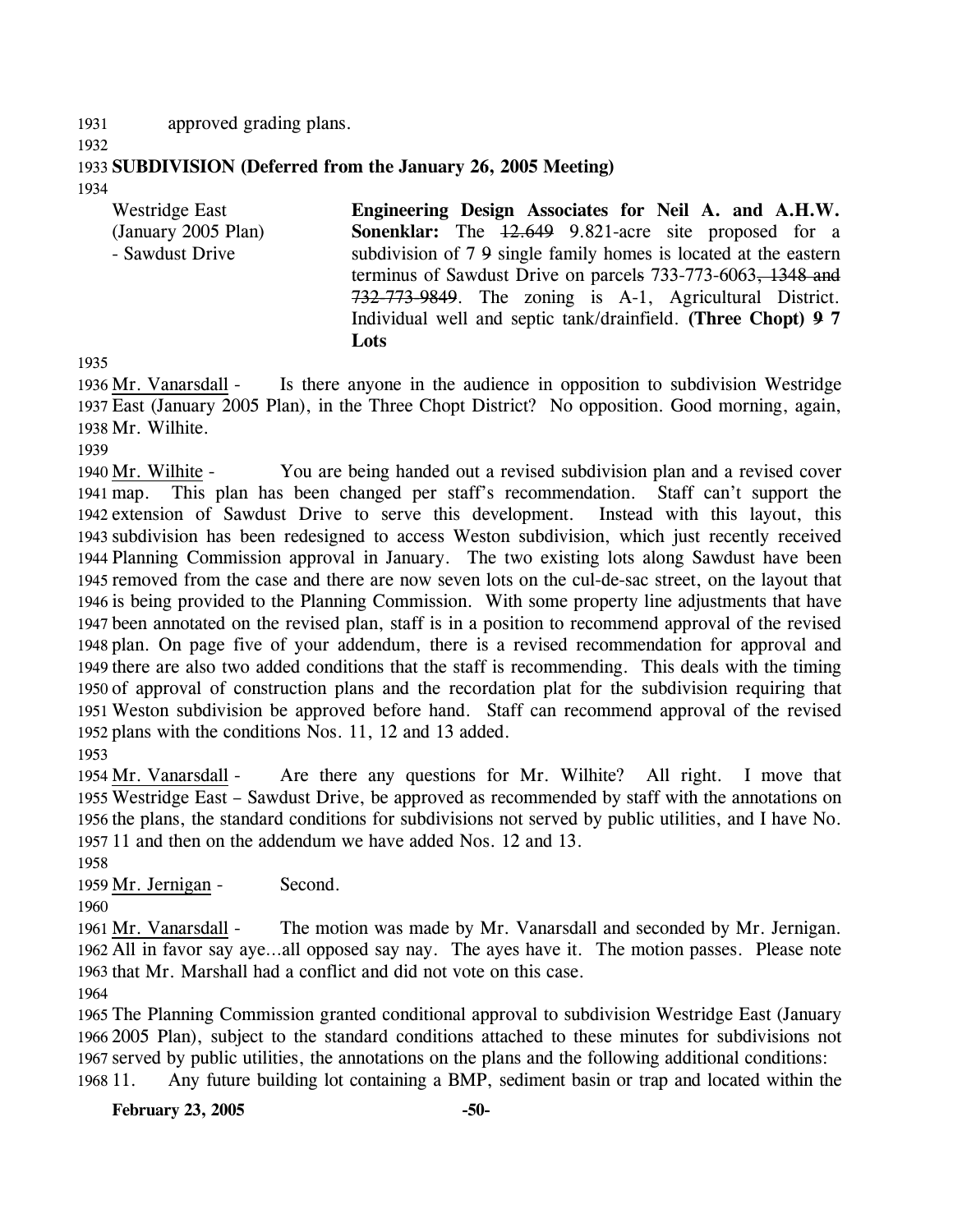1931 approved grading plans.

1932

1933 **SUBDIVISION (Deferred from the January 26, 2005 Meeting)**

1934

| | |
|---|---|
| Westridge East (January 2005 Plan) - Sawdust Drive | **Engineering Design Associates for Neil A. and A.H.W. Sonenklar:** The ~~12.649~~ 9.821-acre site proposed for a subdivision of 7 ~~9~~ single family homes is located at the eastern terminus of Sawdust Drive on parcels 733-773-6063~~, 1348 and 732-773-9849~~. The zoning is A-1, Agricultural District. Individual well and septic tank/drainfield. **(Three Chopt) ~~9~~ 7 Lots** |

1935

1936 Mr. Vanarsdall - Is there anyone in the audience in opposition to subdivision Westridge 1937 East (January 2005 Plan), in the Three Chopt District? No opposition. Good morning, again, 1938 Mr. Wilhite.

1939

1940 Mr. Wilhite - You are being handed out a revised subdivision plan and a revised cover 1941 map. This plan has been changed per staff's recommendation. Staff can't support the 1942 extension of Sawdust Drive to serve this development. Instead with this layout, this 1943 subdivision has been redesigned to access Weston subdivision, which just recently received 1944 Planning Commission approval in January. The two existing lots along Sawdust have been 1945 removed from the case and there are now seven lots on the cul-de-sac street, on the layout that 1946 is being provided to the Planning Commission. With some property line adjustments that have 1947 been annotated on the revised plan, staff is in a position to recommend approval of the revised 1948 plan. On page five of your addendum, there is a revised recommendation for approval and 1949 there are also two added conditions that the staff is recommending. This deals with the timing 1950 of approval of construction plans and the recordation plat for the subdivision requiring that 1951 Weston subdivision be approved before hand. Staff can recommend approval of the revised 1952 plans with the conditions Nos. 11, 12 and 13 added.

1953

1954 Mr. Vanarsdall - Are there any questions for Mr. Wilhite? All right. I move that 1955 Westridge East – Sawdust Drive, be approved as recommended by staff with the annotations on 1956 the plans, the standard conditions for subdivisions not served by public utilities, and I have No. 1957 11 and then on the addendum we have added Nos. 12 and 13.

1958

1959 Mr. Jernigan - Second.

1960

1961 Mr. Vanarsdall - The motion was made by Mr. Vanarsdall and seconded by Mr. Jernigan. 1962 All in favor say aye…all opposed say nay. The ayes have it. The motion passes. Please note 1963 that Mr. Marshall had a conflict and did not vote on this case.

1964

1965 The Planning Commission granted conditional approval to subdivision Westridge East (January 1966 2005 Plan), subject to the standard conditions attached to these minutes for subdivisions not 1967 served by public utilities, the annotations on the plans and the following additional conditions:

1968 11. Any future building lot containing a BMP, sediment basin or trap and located within the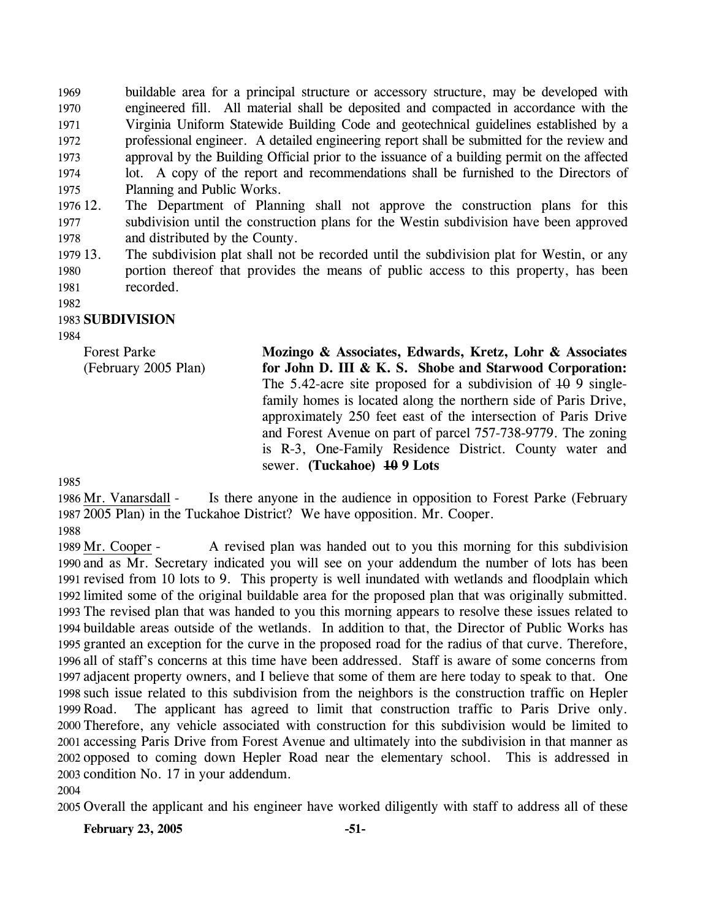buildable area for a principal structure or accessory structure, may be developed with engineered fill. All material shall be deposited and compacted in accordance with the Virginia Uniform Statewide Building Code and geotechnical guidelines established by a professional engineer. A detailed engineering report shall be submitted for the review and approval by the Building Official prior to the issuance of a building permit on the affected lot. A copy of the report and recommendations shall be furnished to the Directors of Planning and Public Works.

12. The Department of Planning shall not approve the construction plans for this subdivision until the construction plans for the Westin subdivision have been approved and distributed by the County.
13. The subdivision plat shall not be recorded until the subdivision plat for Westin, or any portion thereof that provides the means of public access to this property, has been recorded.

**SUBDIVISION**

Forest Parke (February 2005 Plan)

**Mozingo & Associates, Edwards, Kretz, Lohr & Associates for John D. III & K. S. Shobe and Starwood Corporation:** The 5.42-acre site proposed for a subdivision of ~~10~~ 9 single-family homes is located along the northern side of Paris Drive, approximately 250 feet east of the intersection of Paris Drive and Forest Avenue on part of parcel 757-738-9779. The zoning is R-3, One-Family Residence District. County water and sewer. **(Tuckahoe) ~~10~~ 9 Lots**

Mr. Vanarsdall - Is there anyone in the audience in opposition to Forest Parke (February 2005 Plan) in the Tuckahoe District? We have opposition. Mr. Cooper.

Mr. Cooper - A revised plan was handed out to you this morning for this subdivision and as Mr. Secretary indicated you will see on your addendum the number of lots has been revised from 10 lots to 9. This property is well inundated with wetlands and floodplain which limited some of the original buildable area for the proposed plan that was originally submitted. The revised plan that was handed to you this morning appears to resolve these issues related to buildable areas outside of the wetlands. In addition to that, the Director of Public Works has granted an exception for the curve in the proposed road for the radius of that curve. Therefore, all of staff's concerns at this time have been addressed. Staff is aware of some concerns from adjacent property owners, and I believe that some of them are here today to speak to that. One such issue related to this subdivision from the neighbors is the construction traffic on Hepler Road. The applicant has agreed to limit that construction traffic to Paris Drive only. Therefore, any vehicle associated with construction for this subdivision would be limited to accessing Paris Drive from Forest Avenue and ultimately into the subdivision in that manner as opposed to coming down Hepler Road near the elementary school. This is addressed in condition No. 17 in your addendum.

Overall the applicant and his engineer have worked diligently with staff to address all of these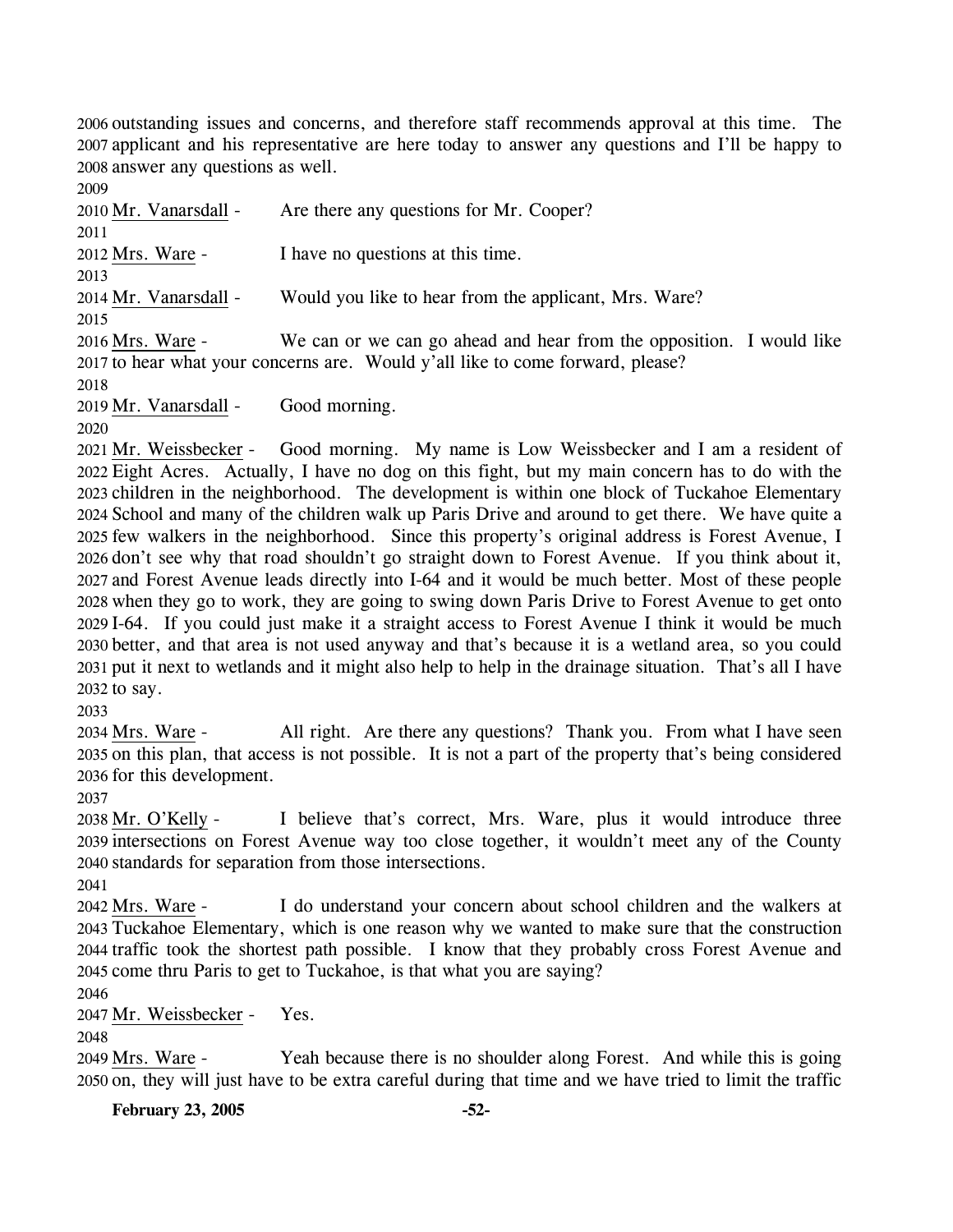outstanding issues and concerns, and therefore staff recommends approval at this time. The applicant and his representative are here today to answer any questions and I'll be happy to answer any questions as well.

Mr. Vanarsdall - Are there any questions for Mr. Cooper?

Mrs. Ware - I have no questions at this time.

Mr. Vanarsdall - Would you like to hear from the applicant, Mrs. Ware?

Mrs. Ware - We can or we can go ahead and hear from the opposition. I would like to hear what your concerns are. Would y'all like to come forward, please?

Mr. Vanarsdall - Good morning.

Mr. Weissbecker - Good morning. My name is Low Weissbecker and I am a resident of Eight Acres. Actually, I have no dog on this fight, but my main concern has to do with the children in the neighborhood. The development is within one block of Tuckahoe Elementary School and many of the children walk up Paris Drive and around to get there. We have quite a few walkers in the neighborhood. Since this property's original address is Forest Avenue, I don't see why that road shouldn't go straight down to Forest Avenue. If you think about it, and Forest Avenue leads directly into I-64 and it would be much better. Most of these people when they go to work, they are going to swing down Paris Drive to Forest Avenue to get onto I-64. If you could just make it a straight access to Forest Avenue I think it would be much better, and that area is not used anyway and that's because it is a wetland area, so you could put it next to wetlands and it might also help to help in the drainage situation. That's all I have to say.

Mrs. Ware - All right. Are there any questions? Thank you. From what I have seen on this plan, that access is not possible. It is not a part of the property that's being considered for this development.

Mr. O'Kelly - I believe that's correct, Mrs. Ware, plus it would introduce three intersections on Forest Avenue way too close together, it wouldn't meet any of the County standards for separation from those intersections.

Mrs. Ware - I do understand your concern about school children and the walkers at Tuckahoe Elementary, which is one reason why we wanted to make sure that the construction traffic took the shortest path possible. I know that they probably cross Forest Avenue and come thru Paris to get to Tuckahoe, is that what you are saying?

Mr. Weissbecker - Yes.

Mrs. Ware - Yeah because there is no shoulder along Forest. And while this is going on, they will just have to be extra careful during that time and we have tried to limit the traffic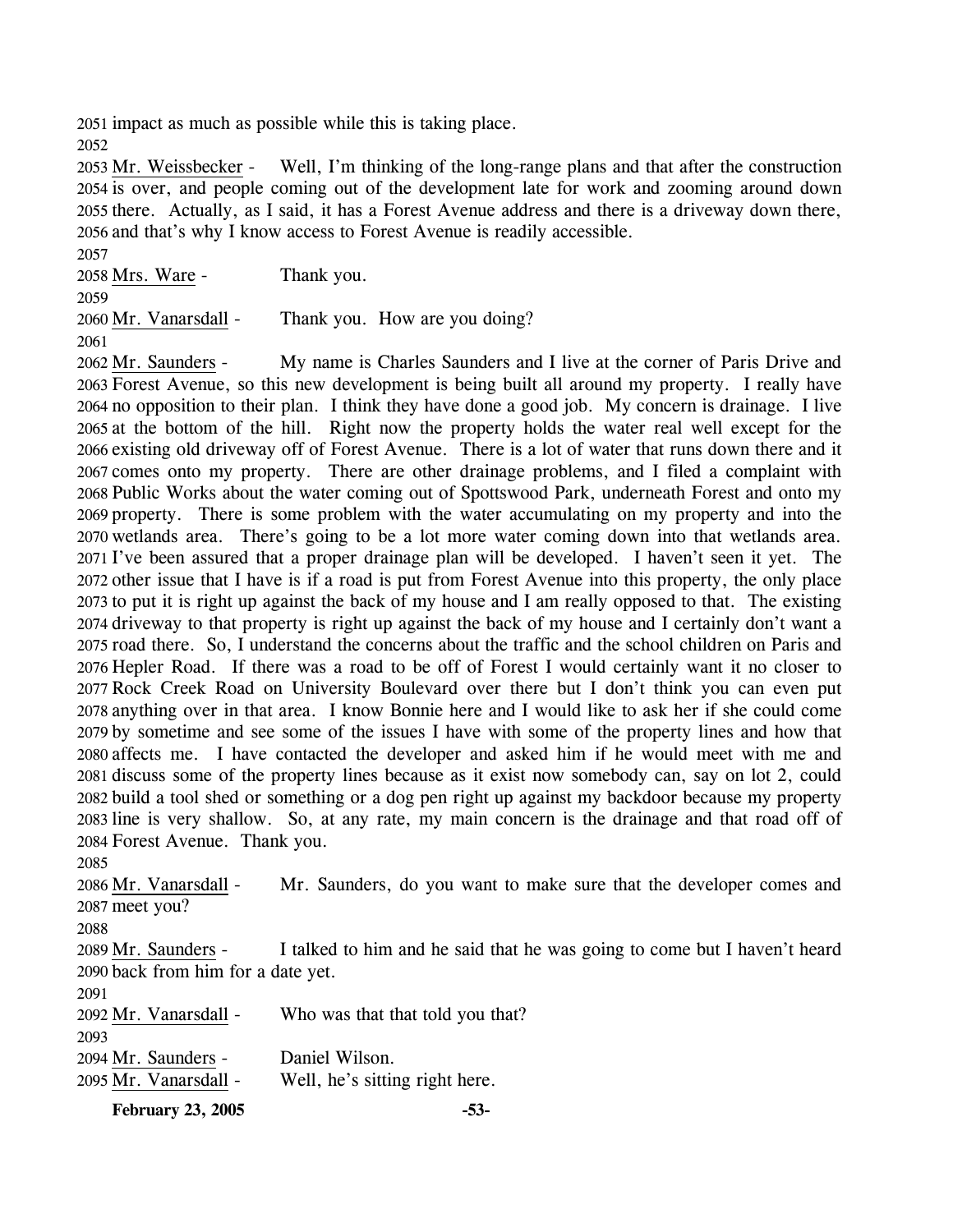impact as much as possible while this is taking place.

Mr. Weissbecker - Well, I'm thinking of the long-range plans and that after the construction is over, and people coming out of the development late for work and zooming around down there. Actually, as I said, it has a Forest Avenue address and there is a driveway down there, and that's why I know access to Forest Avenue is readily accessible.

Mrs. Ware - Thank you.

Mr. Vanarsdall - Thank you. How are you doing?

Mr. Saunders - My name is Charles Saunders and I live at the corner of Paris Drive and Forest Avenue, so this new development is being built all around my property. I really have no opposition to their plan. I think they have done a good job. My concern is drainage. I live at the bottom of the hill. Right now the property holds the water real well except for the existing old driveway off of Forest Avenue. There is a lot of water that runs down there and it comes onto my property. There are other drainage problems, and I filed a complaint with Public Works about the water coming out of Spottswood Park, underneath Forest and onto my property. There is some problem with the water accumulating on my property and into the wetlands area. There's going to be a lot more water coming down into that wetlands area. I've been assured that a proper drainage plan will be developed. I haven't seen it yet. The other issue that I have is if a road is put from Forest Avenue into this property, the only place to put it is right up against the back of my house and I am really opposed to that. The existing driveway to that property is right up against the back of my house and I certainly don't want a road there. So, I understand the concerns about the traffic and the school children on Paris and Hepler Road. If there was a road to be off of Forest I would certainly want it no closer to Rock Creek Road on University Boulevard over there but I don't think you can even put anything over in that area. I know Bonnie here and I would like to ask her if she could come by sometime and see some of the issues I have with some of the property lines and how that affects me. I have contacted the developer and asked him if he would meet with me and discuss some of the property lines because as it exist now somebody can, say on lot 2, could build a tool shed or something or a dog pen right up against my backdoor because my property line is very shallow. So, at any rate, my main concern is the drainage and that road off of Forest Avenue. Thank you.

Mr. Vanarsdall - Mr. Saunders, do you want to make sure that the developer comes and meet you?

Mr. Saunders - I talked to him and he said that he was going to come but I haven't heard back from him for a date yet.

Mr. Vanarsdall - Who was that that told you that?

Mr. Saunders - Daniel Wilson.

Mr. Vanarsdall - Well, he's sitting right here.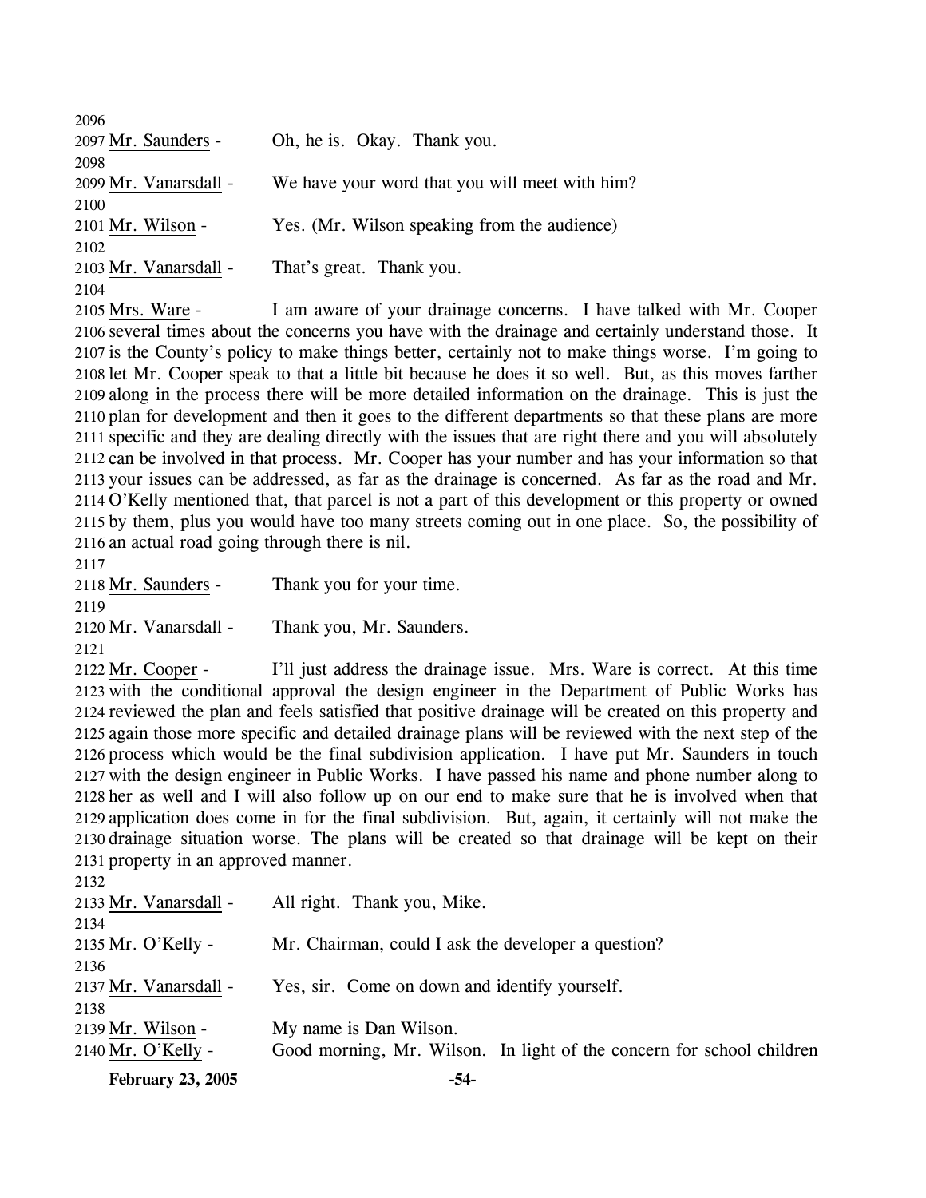Mr. Saunders - Oh, he is. Okay. Thank you.

Mr. Vanarsdall - We have your word that you will meet with him?

Mr. Wilson - Yes. (Mr. Wilson speaking from the audience)

Mr. Vanarsdall - That's great. Thank you.

Mrs. Ware - I am aware of your drainage concerns. I have talked with Mr. Cooper several times about the concerns you have with the drainage and certainly understand those. It is the County's policy to make things better, certainly not to make things worse. I'm going to let Mr. Cooper speak to that a little bit because he does it so well. But, as this moves farther along in the process there will be more detailed information on the drainage. This is just the plan for development and then it goes to the different departments so that these plans are more specific and they are dealing directly with the issues that are right there and you will absolutely can be involved in that process. Mr. Cooper has your number and has your information so that your issues can be addressed, as far as the drainage is concerned. As far as the road and Mr. O'Kelly mentioned that, that parcel is not a part of this development or this property or owned by them, plus you would have too many streets coming out in one place. So, the possibility of an actual road going through there is nil.

Mr. Saunders - Thank you for your time.

Mr. Vanarsdall - Thank you, Mr. Saunders.

Mr. Cooper - I'll just address the drainage issue. Mrs. Ware is correct. At this time with the conditional approval the design engineer in the Department of Public Works has reviewed the plan and feels satisfied that positive drainage will be created on this property and again those more specific and detailed drainage plans will be reviewed with the next step of the process which would be the final subdivision application. I have put Mr. Saunders in touch with the design engineer in Public Works. I have passed his name and phone number along to her as well and I will also follow up on our end to make sure that he is involved when that application does come in for the final subdivision. But, again, it certainly will not make the drainage situation worse. The plans will be created so that drainage will be kept on their property in an approved manner.

Mr. Vanarsdall - All right. Thank you, Mike.

Mr. O'Kelly - Mr. Chairman, could I ask the developer a question?

Mr. Vanarsdall - Yes, sir. Come on down and identify yourself.

Mr. Wilson - My name is Dan Wilson.

Mr. O'Kelly - Good morning, Mr. Wilson. In light of the concern for school children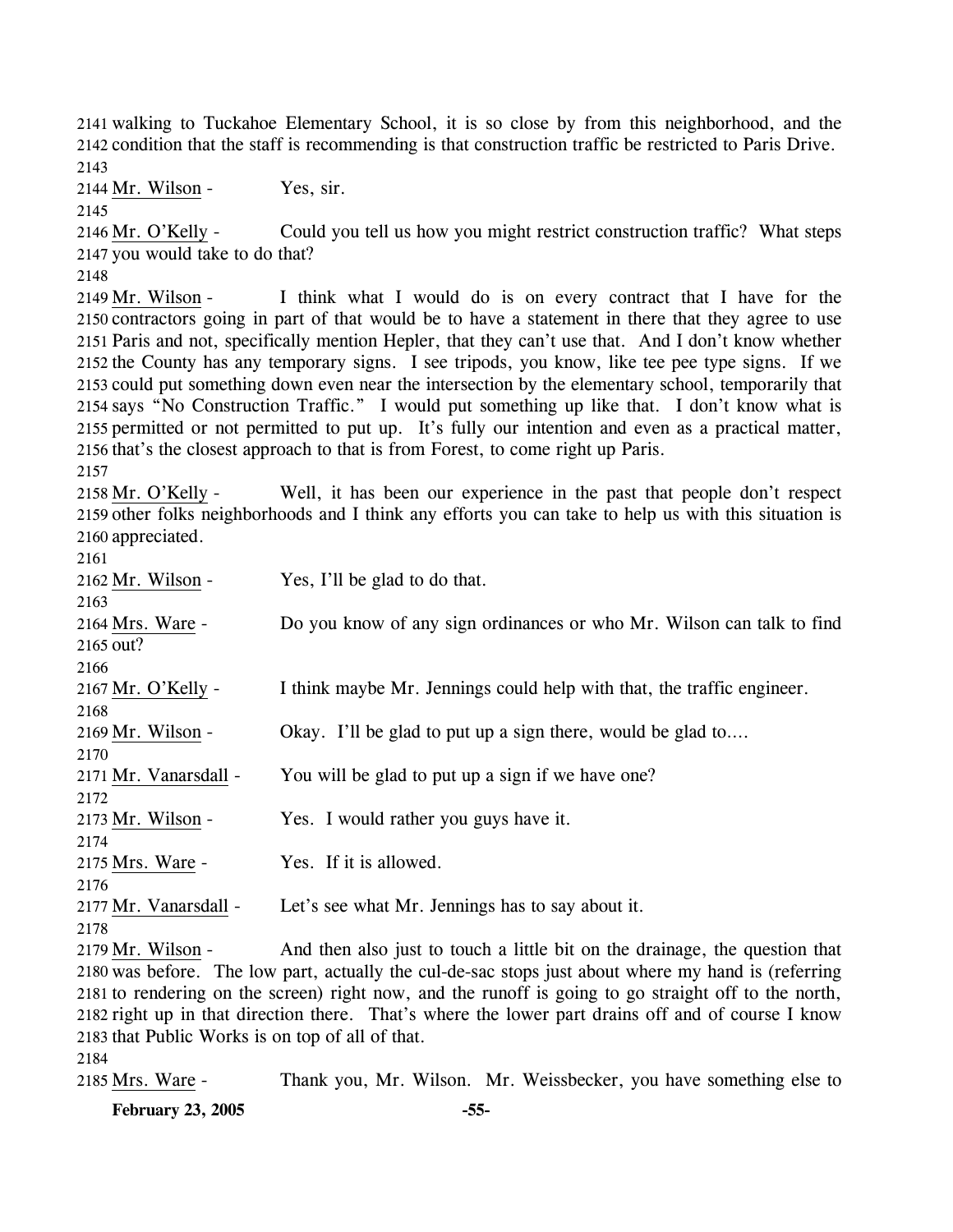walking to Tuckahoe Elementary School, it is so close by from this neighborhood, and the condition that the staff is recommending is that construction traffic be restricted to Paris Drive.

Mr. Wilson - Yes, sir.

Mr. O'Kelly - Could you tell us how you might restrict construction traffic? What steps you would take to do that?

Mr. Wilson - I think what I would do is on every contract that I have for the contractors going in part of that would be to have a statement in there that they agree to use Paris and not, specifically mention Hepler, that they can't use that. And I don't know whether the County has any temporary signs. I see tripods, you know, like tee pee type signs. If we could put something down even near the intersection by the elementary school, temporarily that says "No Construction Traffic." I would put something up like that. I don't know what is permitted or not permitted to put up. It's fully our intention and even as a practical matter, that's the closest approach to that is from Forest, to come right up Paris.

Mr. O'Kelly - Well, it has been our experience in the past that people don't respect other folks neighborhoods and I think any efforts you can take to help us with this situation is appreciated.

Mr. Wilson - Yes, I'll be glad to do that.

Mrs. Ware - Do you know of any sign ordinances or who Mr. Wilson can talk to find out?

Mr. O'Kelly - I think maybe Mr. Jennings could help with that, the traffic engineer.

Mr. Wilson - Okay. I'll be glad to put up a sign there, would be glad to….

Mr. Vanarsdall - You will be glad to put up a sign if we have one?

Mr. Wilson - Yes. I would rather you guys have it.

Mrs. Ware - Yes. If it is allowed.

Mr. Vanarsdall - Let's see what Mr. Jennings has to say about it.

Mr. Wilson - And then also just to touch a little bit on the drainage, the question that was before. The low part, actually the cul-de-sac stops just about where my hand is (referring to rendering on the screen) right now, and the runoff is going to go straight off to the north, right up in that direction there. That's where the lower part drains off and of course I know that Public Works is on top of all of that.

Mrs. Ware - Thank you, Mr. Wilson. Mr. Weissbecker, you have something else to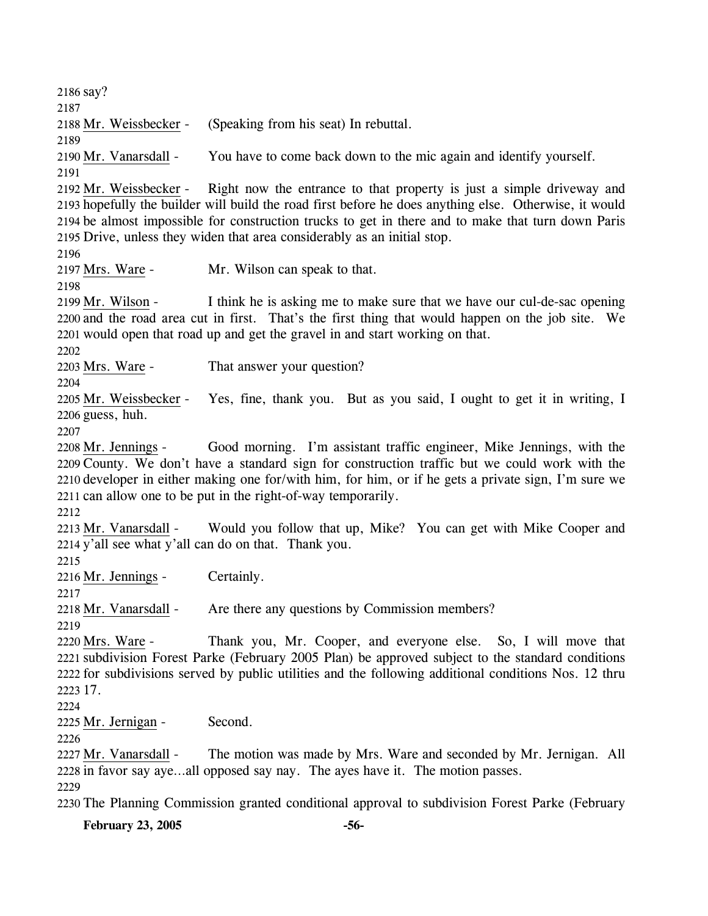say?

Mr. Weissbecker - (Speaking from his seat) In rebuttal.

Mr. Vanarsdall - You have to come back down to the mic again and identify yourself.

Mr. Weissbecker - Right now the entrance to that property is just a simple driveway and hopefully the builder will build the road first before he does anything else. Otherwise, it would be almost impossible for construction trucks to get in there and to make that turn down Paris Drive, unless they widen that area considerably as an initial stop.

Mrs. Ware - Mr. Wilson can speak to that.

Mr. Wilson - I think he is asking me to make sure that we have our cul-de-sac opening and the road area cut in first. That's the first thing that would happen on the job site. We would open that road up and get the gravel in and start working on that.

Mrs. Ware - That answer your question?

Mr. Weissbecker - Yes, fine, thank you. But as you said, I ought to get it in writing, I guess, huh.

Mr. Jennings - Good morning. I'm assistant traffic engineer, Mike Jennings, with the County. We don't have a standard sign for construction traffic but we could work with the developer in either making one for/with him, for him, or if he gets a private sign, I'm sure we can allow one to be put in the right-of-way temporarily.

Mr. Vanarsdall - Would you follow that up, Mike? You can get with Mike Cooper and y'all see what y'all can do on that. Thank you.

Mr. Jennings - Certainly.

Mr. Vanarsdall - Are there any questions by Commission members?

Mrs. Ware - Thank you, Mr. Cooper, and everyone else. So, I will move that subdivision Forest Parke (February 2005 Plan) be approved subject to the standard conditions for subdivisions served by public utilities and the following additional conditions Nos. 12 thru 17.

Mr. Jernigan - Second.

Mr. Vanarsdall - The motion was made by Mrs. Ware and seconded by Mr. Jernigan. All in favor say aye…all opposed say nay. The ayes have it. The motion passes.

The Planning Commission granted conditional approval to subdivision Forest Parke (February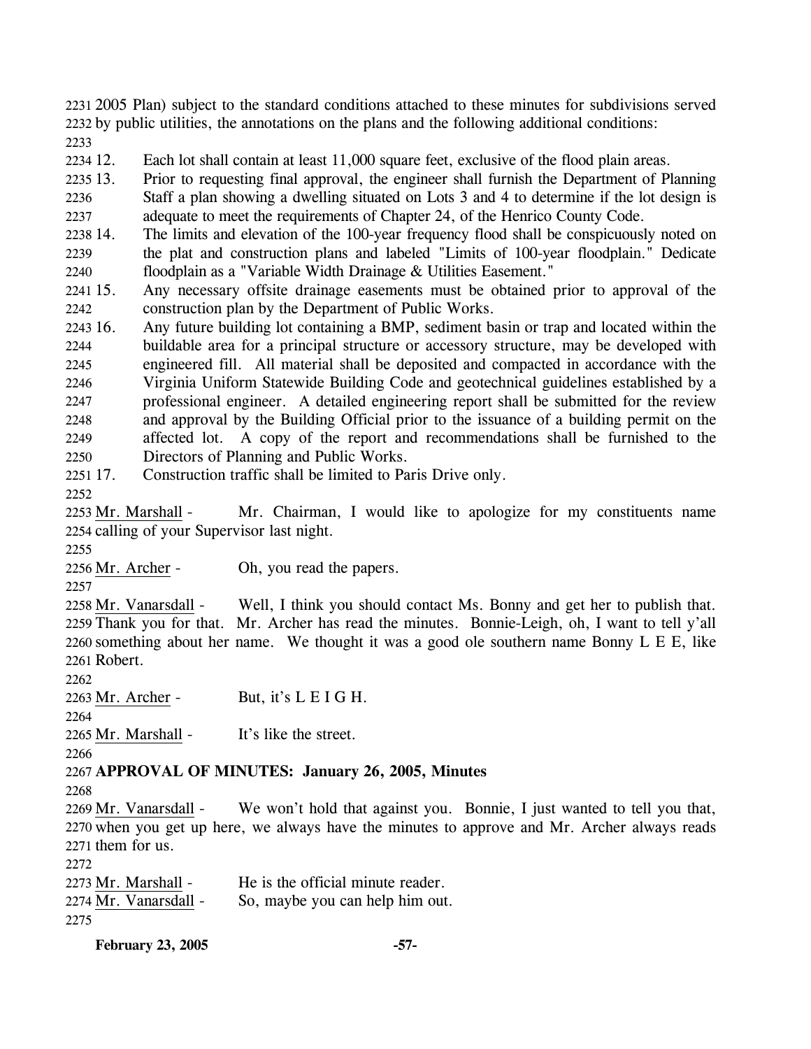2005 Plan) subject to the standard conditions attached to these minutes for subdivisions served by public utilities, the annotations on the plans and the following additional conditions:

12. Each lot shall contain at least 11,000 square feet, exclusive of the flood plain areas.
13. Prior to requesting final approval, the engineer shall furnish the Department of Planning Staff a plan showing a dwelling situated on Lots 3 and 4 to determine if the lot design is adequate to meet the requirements of Chapter 24, of the Henrico County Code.
14. The limits and elevation of the 100-year frequency flood shall be conspicuously noted on the plat and construction plans and labeled "Limits of 100-year floodplain." Dedicate floodplain as a "Variable Width Drainage & Utilities Easement."
15. Any necessary offsite drainage easements must be obtained prior to approval of the construction plan by the Department of Public Works.
16. Any future building lot containing a BMP, sediment basin or trap and located within the buildable area for a principal structure or accessory structure, may be developed with engineered fill. All material shall be deposited and compacted in accordance with the Virginia Uniform Statewide Building Code and geotechnical guidelines established by a professional engineer. A detailed engineering report shall be submitted for the review and approval by the Building Official prior to the issuance of a building permit on the affected lot. A copy of the report and recommendations shall be furnished to the Directors of Planning and Public Works.
17. Construction traffic shall be limited to Paris Drive only.

Mr. Marshall - Mr. Chairman, I would like to apologize for my constituents name calling of your Supervisor last night.

Mr. Archer - Oh, you read the papers.

Mr. Vanarsdall - Well, I think you should contact Ms. Bonny and get her to publish that. Thank you for that. Mr. Archer has read the minutes. Bonnie-Leigh, oh, I want to tell y'all something about her name. We thought it was a good ole southern name Bonny L E E, like Robert.

Mr. Archer - But, it's L E I G H.

Mr. Marshall - It's like the street.

**APPROVAL OF MINUTES: January 26, 2005, Minutes**

Mr. Vanarsdall - We won't hold that against you. Bonnie, I just wanted to tell you that, when you get up here, we always have the minutes to approve and Mr. Archer always reads them for us.

Mr. Marshall - He is the official minute reader.

Mr. Vanarsdall - So, maybe you can help him out.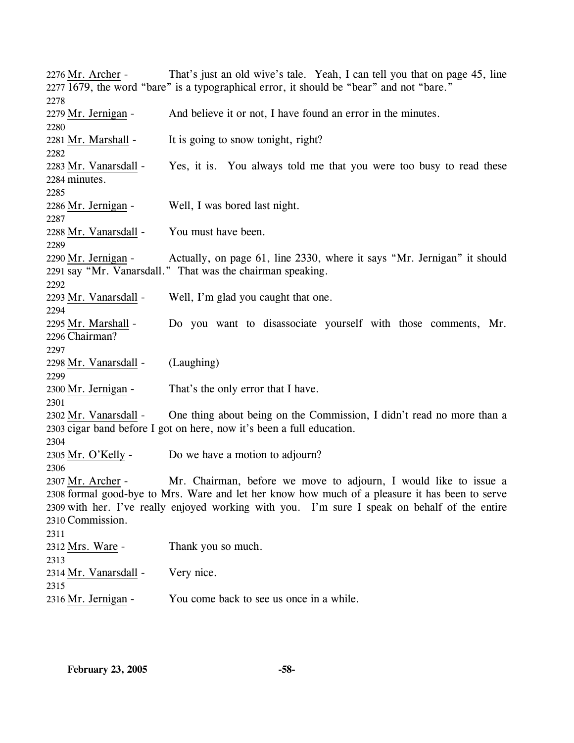2276 Mr. Archer - That's just an old wive's tale. Yeah, I can tell you that on page 45, line 2277 1679, the word "bare" is a typographical error, it should be "bear" and not "bare."

2278

2279 Mr. Jernigan - And believe it or not, I have found an error in the minutes.

2280

2281 Mr. Marshall - It is going to snow tonight, right?

2282

2283 Mr. Vanarsdall - Yes, it is. You always told me that you were too busy to read these 2284 minutes.

2285

2286 Mr. Jernigan - Well, I was bored last night.

2287

2288 Mr. Vanarsdall - You must have been.

2289

2290 Mr. Jernigan - Actually, on page 61, line 2330, where it says "Mr. Jernigan" it should 2291 say "Mr. Vanarsdall." That was the chairman speaking.

2292

2293 Mr. Vanarsdall - Well, I'm glad you caught that one.

2294

2295 Mr. Marshall - Do you want to disassociate yourself with those comments, Mr. 2296 Chairman?

2297

2298 Mr. Vanarsdall - (Laughing)

2299

2300 Mr. Jernigan - That's the only error that I have.

2301

2302 Mr. Vanarsdall - One thing about being on the Commission, I didn't read no more than a 2303 cigar band before I got on here, now it's been a full education.

2304

2305 Mr. O'Kelly - Do we have a motion to adjourn?

2306

2307 Mr. Archer - Mr. Chairman, before we move to adjourn, I would like to issue a 2308 formal good-bye to Mrs. Ware and let her know how much of a pleasure it has been to serve 2309 with her. I've really enjoyed working with you. I'm sure I speak on behalf of the entire 2310 Commission.

2311

2312 Mrs. Ware - Thank you so much.

2313

2314 Mr. Vanarsdall - Very nice.

2315

2316 Mr. Jernigan - You come back to see us once in a while.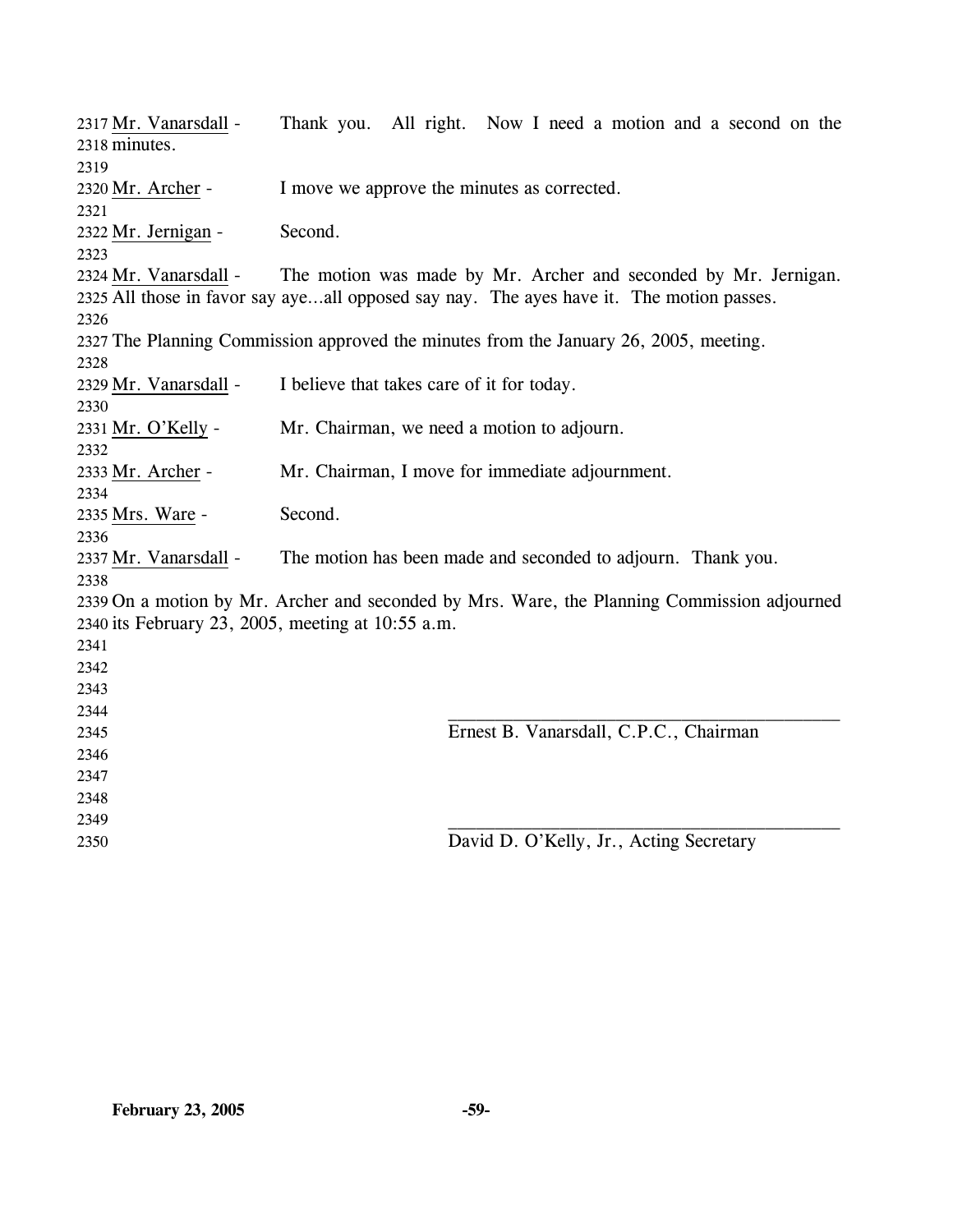Mr. Vanarsdall - Thank you. All right. Now I need a motion and a second on the minutes.

Mr. Archer - I move we approve the minutes as corrected.

Mr. Jernigan - Second.

Mr. Vanarsdall - The motion was made by Mr. Archer and seconded by Mr. Jernigan. All those in favor say aye…all opposed say nay. The ayes have it. The motion passes.

The Planning Commission approved the minutes from the January 26, 2005, meeting.

Mr. Vanarsdall - I believe that takes care of it for today.

Mr. O'Kelly - Mr. Chairman, we need a motion to adjourn.

Mr. Archer - Mr. Chairman, I move for immediate adjournment.

Mrs. Ware - Second.

Mr. Vanarsdall - The motion has been made and seconded to adjourn. Thank you.

On a motion by Mr. Archer and seconded by Mrs. Ware, the Planning Commission adjourned its February 23, 2005, meeting at 10:55 a.m.

\_\_\_\_\_\_\_\_\_\_\_\_\_\_\_\_\_\_\_\_\_\_\_\_\_\_\_\_\_\_\_\_\_\_\_\_\_\_\_\_

Ernest B. Vanarsdall, C.P.C., Chairman

\_\_\_\_\_\_\_\_\_\_\_\_\_\_\_\_\_\_\_\_\_\_\_\_\_\_\_\_\_\_\_\_\_\_\_\_\_\_\_\_

David D. O'Kelly, Jr., Acting Secretary